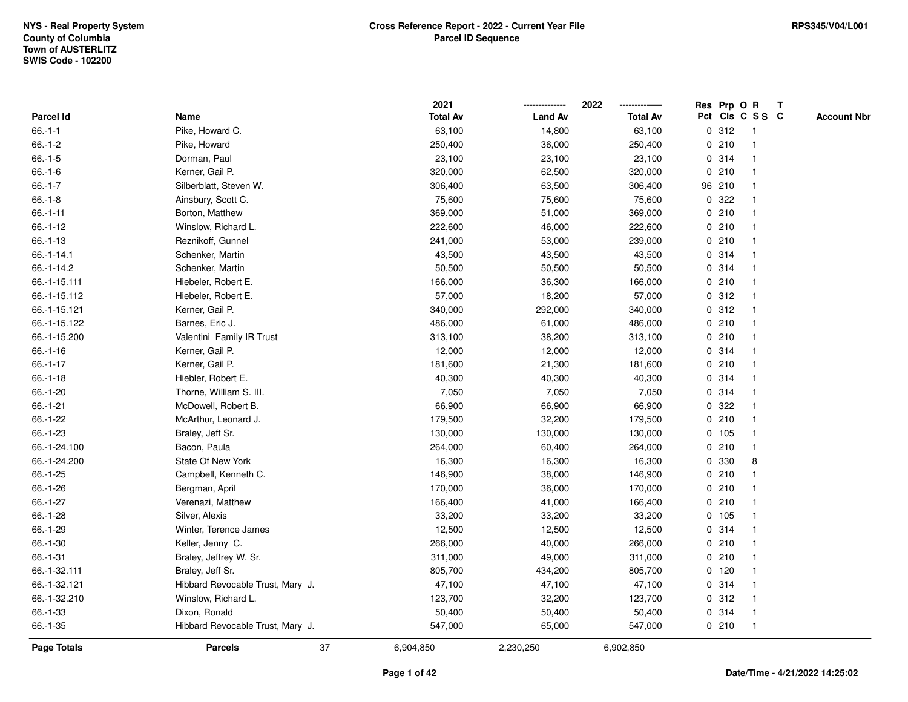NYS - Real Property System
County of Columbia
Town of AUSTERLITZ
SWIS Code - 102200

# Cross Reference Report - 2022 - Current Year File
## Parcel ID Sequence

RPS345/V04/L001

| Parcel Id | Name | 2021 Total Av | 2022 Land Av | 2022 Total Av | Res Pct | Prp Cls | O C | R S S | T C | Account Nbr |
|---|---|---|---|---|---|---|---|---|---|---|
| 66.-1-1 | Pike, Howard C. | 63,100 | 14,800 | 63,100 | 0 | 312 | | 1 | | |
| 66.-1-2 | Pike, Howard | 250,400 | 36,000 | 250,400 | 0 | 210 | | 1 | | |
| 66.-1-5 | Dorman, Paul | 23,100 | 23,100 | 23,100 | 0 | 314 | | 1 | | |
| 66.-1-6 | Kerner, Gail P. | 320,000 | 62,500 | 320,000 | 0 | 210 | | 1 | | |
| 66.-1-7 | Silberblatt, Steven W. | 306,400 | 63,500 | 306,400 | 96 | 210 | | 1 | | |
| 66.-1-8 | Ainsbury, Scott C. | 75,600 | 75,600 | 75,600 | 0 | 322 | | 1 | | |
| 66.-1-11 | Borton, Matthew | 369,000 | 51,000 | 369,000 | 0 | 210 | | 1 | | |
| 66.-1-12 | Winslow, Richard L. | 222,600 | 46,000 | 222,600 | 0 | 210 | | 1 | | |
| 66.-1-13 | Reznikoff, Gunnel | 241,000 | 53,000 | 239,000 | 0 | 210 | | 1 | | |
| 66.-1-14.1 | Schenker, Martin | 43,500 | 43,500 | 43,500 | 0 | 314 | | 1 | | |
| 66.-1-14.2 | Schenker, Martin | 50,500 | 50,500 | 50,500 | 0 | 314 | | 1 | | |
| 66.-1-15.111 | Hiebeler, Robert E. | 166,000 | 36,300 | 166,000 | 0 | 210 | | 1 | | |
| 66.-1-15.112 | Hiebeler, Robert E. | 57,000 | 18,200 | 57,000 | 0 | 312 | | 1 | | |
| 66.-1-15.121 | Kerner, Gail P. | 340,000 | 292,000 | 340,000 | 0 | 312 | | 1 | | |
| 66.-1-15.122 | Barnes, Eric J. | 486,000 | 61,000 | 486,000 | 0 | 210 | | 1 | | |
| 66.-1-15.200 | Valentini Family IR Trust | 313,100 | 38,200 | 313,100 | 0 | 210 | | 1 | | |
| 66.-1-16 | Kerner, Gail P. | 12,000 | 12,000 | 12,000 | 0 | 314 | | 1 | | |
| 66.-1-17 | Kerner, Gail P. | 181,600 | 21,300 | 181,600 | 0 | 210 | | 1 | | |
| 66.-1-18 | Hiebler, Robert E. | 40,300 | 40,300 | 40,300 | 0 | 314 | | 1 | | |
| 66.-1-20 | Thorne, William S. III. | 7,050 | 7,050 | 7,050 | 0 | 314 | | 1 | | |
| 66.-1-21 | McDowell, Robert B. | 66,900 | 66,900 | 66,900 | 0 | 322 | | 1 | | |
| 66.-1-22 | McArthur, Leonard J. | 179,500 | 32,200 | 179,500 | 0 | 210 | | 1 | | |
| 66.-1-23 | Braley, Jeff Sr. | 130,000 | 130,000 | 130,000 | 0 | 105 | | 1 | | |
| 66.-1-24.100 | Bacon, Paula | 264,000 | 60,400 | 264,000 | 0 | 210 | | 1 | | |
| 66.-1-24.200 | State Of New York | 16,300 | 16,300 | 16,300 | 0 | 330 | | 8 | | |
| 66.-1-25 | Campbell, Kenneth C. | 146,900 | 38,000 | 146,900 | 0 | 210 | | 1 | | |
| 66.-1-26 | Bergman, April | 170,000 | 36,000 | 170,000 | 0 | 210 | | 1 | | |
| 66.-1-27 | Verenazi, Matthew | 166,400 | 41,000 | 166,400 | 0 | 210 | | 1 | | |
| 66.-1-28 | Silver, Alexis | 33,200 | 33,200 | 33,200 | 0 | 105 | | 1 | | |
| 66.-1-29 | Winter, Terence James | 12,500 | 12,500 | 12,500 | 0 | 314 | | 1 | | |
| 66.-1-30 | Keller, Jenny C. | 266,000 | 40,000 | 266,000 | 0 | 210 | | 1 | | |
| 66.-1-31 | Braley, Jeffrey W. Sr. | 311,000 | 49,000 | 311,000 | 0 | 210 | | 1 | | |
| 66.-1-32.111 | Braley, Jeff Sr. | 805,700 | 434,200 | 805,700 | 0 | 120 | | 1 | | |
| 66.-1-32.121 | Hibbard Revocable Trust, Mary J. | 47,100 | 47,100 | 47,100 | 0 | 314 | | 1 | | |
| 66.-1-32.210 | Winslow, Richard L. | 123,700 | 32,200 | 123,700 | 0 | 312 | | 1 | | |
| 66.-1-33 | Dixon, Ronald | 50,400 | 50,400 | 50,400 | 0 | 314 | | 1 | | |
| 66.-1-35 | Hibbard Revocable Trust, Mary J. | 547,000 | 65,000 | 547,000 | 0 | 210 | | 1 | | |
| **Page Totals** | **Parcels** 37 | 6,904,850 | 2,230,250 | 6,902,850 | | | | | | |

Date/Time - 4/21/2022 14:25:02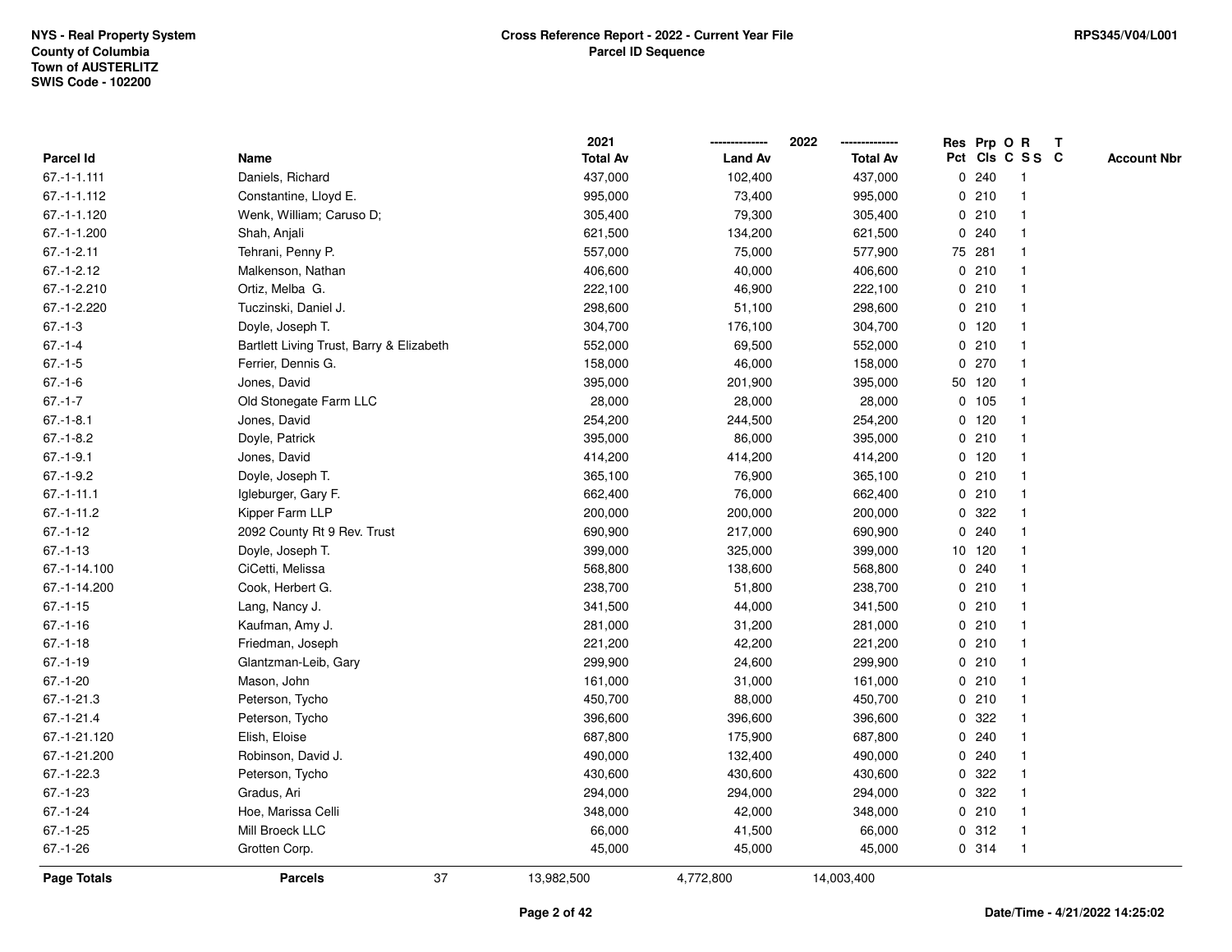NYS - Real Property System
County of Columbia
Town of AUSTERLITZ
SWIS Code - 102200

**Cross Reference Report - 2022 - Current Year File**
**Parcel ID Sequence**

RPS345/V04/L001

| Parcel Id | Name | 2021 Total Av | 2022 Land Av | 2022 Total Av | Res Pct | Prp Cls | O C | R S S | T C | Account Nbr |
|---|---|---|---|---|---|---|---|---|---|---|
| 67.-1-1.111 | Daniels, Richard | 437,000 | 102,400 | 437,000 | 0 | 240 | | 1 | | |
| 67.-1-1.112 | Constantine, Lloyd E. | 995,000 | 73,400 | 995,000 | 0 | 210 | | 1 | | |
| 67.-1-1.120 | Wenk, William; Caruso D; | 305,400 | 79,300 | 305,400 | 0 | 210 | | 1 | | |
| 67.-1-1.200 | Shah, Anjali | 621,500 | 134,200 | 621,500 | 0 | 240 | | 1 | | |
| 67.-1-2.11 | Tehrani, Penny P. | 557,000 | 75,000 | 577,900 | 75 | 281 | | 1 | | |
| 67.-1-2.12 | Malkenson, Nathan | 406,600 | 40,000 | 406,600 | 0 | 210 | | 1 | | |
| 67.-1-2.210 | Ortiz, Melba G. | 222,100 | 46,900 | 222,100 | 0 | 210 | | 1 | | |
| 67.-1-2.220 | Tuczinski, Daniel J. | 298,600 | 51,100 | 298,600 | 0 | 210 | | 1 | | |
| 67.-1-3 | Doyle, Joseph T. | 304,700 | 176,100 | 304,700 | 0 | 120 | | 1 | | |
| 67.-1-4 | Bartlett Living Trust, Barry & Elizabeth | 552,000 | 69,500 | 552,000 | 0 | 210 | | 1 | | |
| 67.-1-5 | Ferrier, Dennis G. | 158,000 | 46,000 | 158,000 | 0 | 270 | | 1 | | |
| 67.-1-6 | Jones, David | 395,000 | 201,900 | 395,000 | 50 | 120 | | 1 | | |
| 67.-1-7 | Old Stonegate Farm LLC | 28,000 | 28,000 | 28,000 | 0 | 105 | | 1 | | |
| 67.-1-8.1 | Jones, David | 254,200 | 244,500 | 254,200 | 0 | 120 | | 1 | | |
| 67.-1-8.2 | Doyle, Patrick | 395,000 | 86,000 | 395,000 | 0 | 210 | | 1 | | |
| 67.-1-9.1 | Jones, David | 414,200 | 414,200 | 414,200 | 0 | 120 | | 1 | | |
| 67.-1-9.2 | Doyle, Joseph T. | 365,100 | 76,900 | 365,100 | 0 | 210 | | 1 | | |
| 67.-1-11.1 | Igleburger, Gary F. | 662,400 | 76,000 | 662,400 | 0 | 210 | | 1 | | |
| 67.-1-11.2 | Kipper Farm LLP | 200,000 | 200,000 | 200,000 | 0 | 322 | | 1 | | |
| 67.-1-12 | 2092 County Rt 9 Rev. Trust | 690,900 | 217,000 | 690,900 | 0 | 240 | | 1 | | |
| 67.-1-13 | Doyle, Joseph T. | 399,000 | 325,000 | 399,000 | 10 | 120 | | 1 | | |
| 67.-1-14.100 | CiCetti, Melissa | 568,800 | 138,600 | 568,800 | 0 | 240 | | 1 | | |
| 67.-1-14.200 | Cook, Herbert G. | 238,700 | 51,800 | 238,700 | 0 | 210 | | 1 | | |
| 67.-1-15 | Lang, Nancy J. | 341,500 | 44,000 | 341,500 | 0 | 210 | | 1 | | |
| 67.-1-16 | Kaufman, Amy J. | 281,000 | 31,200 | 281,000 | 0 | 210 | | 1 | | |
| 67.-1-18 | Friedman, Joseph | 221,200 | 42,200 | 221,200 | 0 | 210 | | 1 | | |
| 67.-1-19 | Glantzman-Leib, Gary | 299,900 | 24,600 | 299,900 | 0 | 210 | | 1 | | |
| 67.-1-20 | Mason, John | 161,000 | 31,000 | 161,000 | 0 | 210 | | 1 | | |
| 67.-1-21.3 | Peterson, Tycho | 450,700 | 88,000 | 450,700 | 0 | 210 | | 1 | | |
| 67.-1-21.4 | Peterson, Tycho | 396,600 | 396,600 | 396,600 | 0 | 322 | | 1 | | |
| 67.-1-21.120 | Elish, Eloise | 687,800 | 175,900 | 687,800 | 0 | 240 | | 1 | | |
| 67.-1-21.200 | Robinson, David J. | 490,000 | 132,400 | 490,000 | 0 | 240 | | 1 | | |
| 67.-1-22.3 | Peterson, Tycho | 430,600 | 430,600 | 430,600 | 0 | 322 | | 1 | | |
| 67.-1-23 | Gradus, Ari | 294,000 | 294,000 | 294,000 | 0 | 322 | | 1 | | |
| 67.-1-24 | Hoe, Marissa Celli | 348,000 | 42,000 | 348,000 | 0 | 210 | | 1 | | |
| 67.-1-25 | Mill Broeck LLC | 66,000 | 41,500 | 66,000 | 0 | 312 | | 1 | | |
| 67.-1-26 | Grotten Corp. | 45,000 | 45,000 | 45,000 | 0 | 314 | | 1 | | |
| **Page Totals** | **Parcels** 37 | 13,982,500 | 4,772,800 | 14,003,400 | | | | | | |

Date/Time - 4/21/2022 14:25:02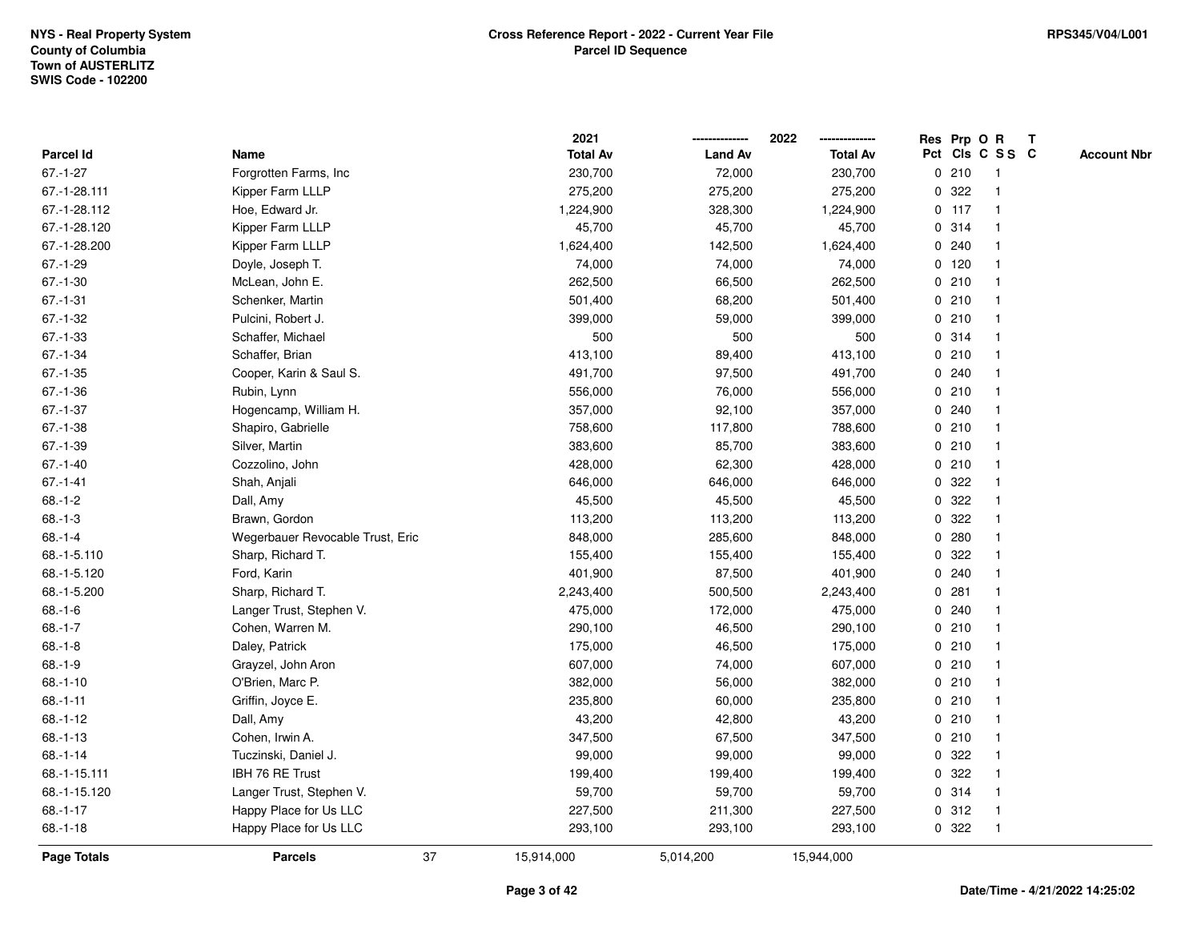NYS - Real Property System
County of Columbia
Town of AUSTERLITZ
SWIS Code - 102200

**Cross Reference Report - 2022 - Current Year File**
**Parcel ID Sequence**

RPS345/V04/L001

| Parcel Id | Name | 2021 Total Av | 2022 Land Av | 2022 Total Av | Res Pct | Prp Cls | O C | R S S | T C | Account Nbr |
|---|---|---|---|---|---|---|---|---|---|---|
| 67.-1-27 | Forgrotten Farms, Inc | 230,700 | 72,000 | 230,700 | 0 | 210 | | 1 | | |
| 67.-1-28.111 | Kipper Farm LLLP | 275,200 | 275,200 | 275,200 | 0 | 322 | | 1 | | |
| 67.-1-28.112 | Hoe, Edward Jr. | 1,224,900 | 328,300 | 1,224,900 | 0 | 117 | | 1 | | |
| 67.-1-28.120 | Kipper Farm LLLP | 45,700 | 45,700 | 45,700 | 0 | 314 | | 1 | | |
| 67.-1-28.200 | Kipper Farm LLLP | 1,624,400 | 142,500 | 1,624,400 | 0 | 240 | | 1 | | |
| 67.-1-29 | Doyle, Joseph T. | 74,000 | 74,000 | 74,000 | 0 | 120 | | 1 | | |
| 67.-1-30 | McLean, John E. | 262,500 | 66,500 | 262,500 | 0 | 210 | | 1 | | |
| 67.-1-31 | Schenker, Martin | 501,400 | 68,200 | 501,400 | 0 | 210 | | 1 | | |
| 67.-1-32 | Pulcini, Robert J. | 399,000 | 59,000 | 399,000 | 0 | 210 | | 1 | | |
| 67.-1-33 | Schaffer, Michael | 500 | 500 | 500 | 0 | 314 | | 1 | | |
| 67.-1-34 | Schaffer, Brian | 413,100 | 89,400 | 413,100 | 0 | 210 | | 1 | | |
| 67.-1-35 | Cooper, Karin & Saul S. | 491,700 | 97,500 | 491,700 | 0 | 240 | | 1 | | |
| 67.-1-36 | Rubin, Lynn | 556,000 | 76,000 | 556,000 | 0 | 210 | | 1 | | |
| 67.-1-37 | Hogencamp, William H. | 357,000 | 92,100 | 357,000 | 0 | 240 | | 1 | | |
| 67.-1-38 | Shapiro, Gabrielle | 758,600 | 117,800 | 788,600 | 0 | 210 | | 1 | | |
| 67.-1-39 | Silver, Martin | 383,600 | 85,700 | 383,600 | 0 | 210 | | 1 | | |
| 67.-1-40 | Cozzolino, John | 428,000 | 62,300 | 428,000 | 0 | 210 | | 1 | | |
| 67.-1-41 | Shah, Anjali | 646,000 | 646,000 | 646,000 | 0 | 322 | | 1 | | |
| 68.-1-2 | Dall, Amy | 45,500 | 45,500 | 45,500 | 0 | 322 | | 1 | | |
| 68.-1-3 | Brawn, Gordon | 113,200 | 113,200 | 113,200 | 0 | 322 | | 1 | | |
| 68.-1-4 | Wegerbauer Revocable Trust, Eric | 848,000 | 285,600 | 848,000 | 0 | 280 | | 1 | | |
| 68.-1-5.110 | Sharp, Richard T. | 155,400 | 155,400 | 155,400 | 0 | 322 | | 1 | | |
| 68.-1-5.120 | Ford, Karin | 401,900 | 87,500 | 401,900 | 0 | 240 | | 1 | | |
| 68.-1-5.200 | Sharp, Richard T. | 2,243,400 | 500,500 | 2,243,400 | 0 | 281 | | 1 | | |
| 68.-1-6 | Langer Trust, Stephen V. | 475,000 | 172,000 | 475,000 | 0 | 240 | | 1 | | |
| 68.-1-7 | Cohen, Warren M. | 290,100 | 46,500 | 290,100 | 0 | 210 | | 1 | | |
| 68.-1-8 | Daley, Patrick | 175,000 | 46,500 | 175,000 | 0 | 210 | | 1 | | |
| 68.-1-9 | Grayzel, John Aron | 607,000 | 74,000 | 607,000 | 0 | 210 | | 1 | | |
| 68.-1-10 | O'Brien, Marc P. | 382,000 | 56,000 | 382,000 | 0 | 210 | | 1 | | |
| 68.-1-11 | Griffin, Joyce E. | 235,800 | 60,000 | 235,800 | 0 | 210 | | 1 | | |
| 68.-1-12 | Dall, Amy | 43,200 | 42,800 | 43,200 | 0 | 210 | | 1 | | |
| 68.-1-13 | Cohen, Irwin A. | 347,500 | 67,500 | 347,500 | 0 | 210 | | 1 | | |
| 68.-1-14 | Tuczinski, Daniel J. | 99,000 | 99,000 | 99,000 | 0 | 322 | | 1 | | |
| 68.-1-15.111 | IBH 76 RE Trust | 199,400 | 199,400 | 199,400 | 0 | 322 | | 1 | | |
| 68.-1-15.120 | Langer Trust, Stephen V. | 59,700 | 59,700 | 59,700 | 0 | 314 | | 1 | | |
| 68.-1-17 | Happy Place for Us LLC | 227,500 | 211,300 | 227,500 | 0 | 312 | | 1 | | |
| 68.-1-18 | Happy Place for Us LLC | 293,100 | 293,100 | 293,100 | 0 | 322 | | 1 | | |
| **Page Totals** | **Parcels** 37 | 15,914,000 | 5,014,200 | 15,944,000 | | | | | | |

Date/Time - 4/21/2022 14:25:02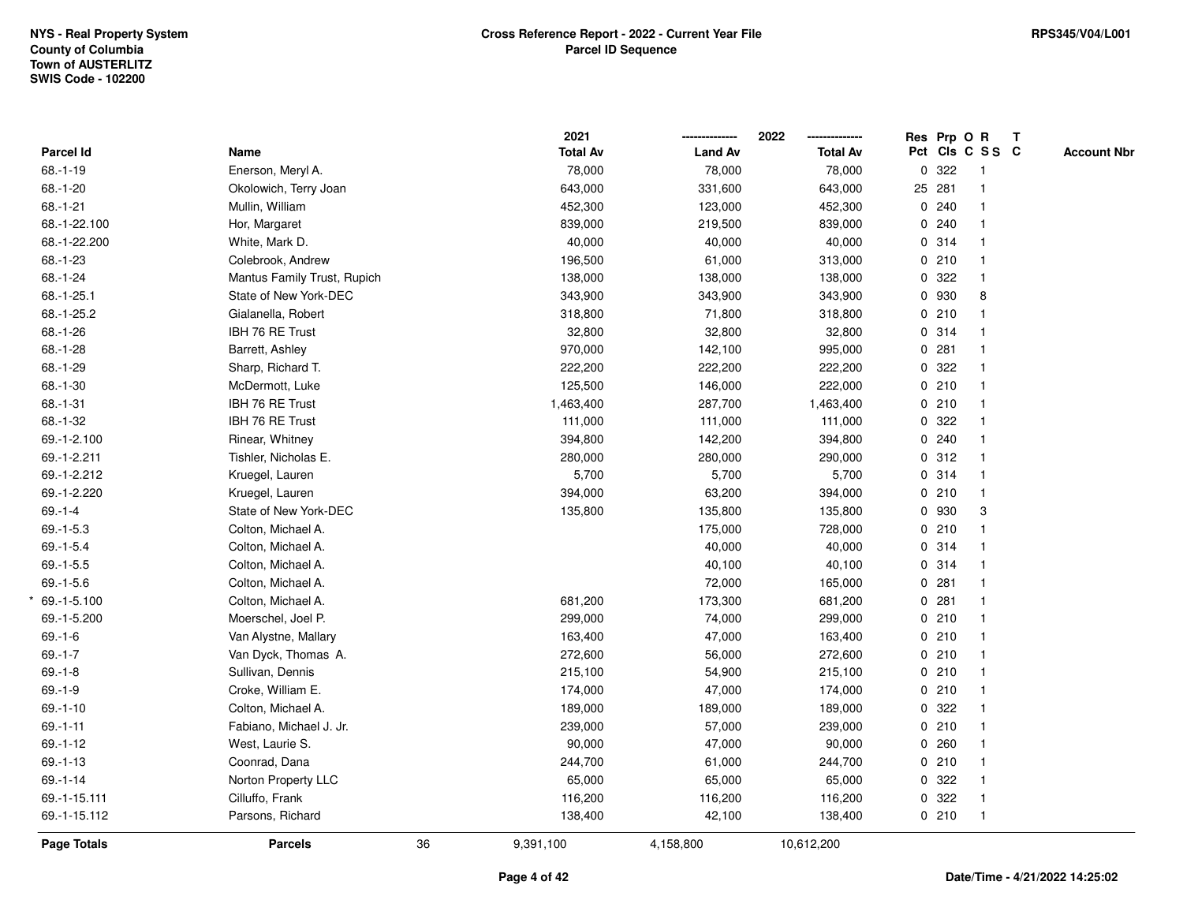NYS - Real Property System
County of Columbia
Town of AUSTERLITZ
SWIS Code - 102200

**Cross Reference Report - 2022 - Current Year File**
**Parcel ID Sequence**

RPS345/V04/L001

| Parcel Id | Name | 2021 Total Av | 2022 Land Av | 2022 Total Av | Res Pct | Prp Cls | O C | R S S | T C | Account Nbr |
|---|---|---|---|---|---|---|---|---|---|---|
| 68.-1-19 | Enerson, Meryl A. | 78,000 | 78,000 | 78,000 | 0 | 322 | | 1 | | |
| 68.-1-20 | Okolowich, Terry Joan | 643,000 | 331,600 | 643,000 | 25 | 281 | | 1 | | |
| 68.-1-21 | Mullin, William | 452,300 | 123,000 | 452,300 | 0 | 240 | | 1 | | |
| 68.-1-22.100 | Hor, Margaret | 839,000 | 219,500 | 839,000 | 0 | 240 | | 1 | | |
| 68.-1-22.200 | White, Mark D. | 40,000 | 40,000 | 40,000 | 0 | 314 | | 1 | | |
| 68.-1-23 | Colebrook, Andrew | 196,500 | 61,000 | 313,000 | 0 | 210 | | 1 | | |
| 68.-1-24 | Mantus Family Trust, Rupich | 138,000 | 138,000 | 138,000 | 0 | 322 | | 1 | | |
| 68.-1-25.1 | State of New York-DEC | 343,900 | 343,900 | 343,900 | 0 | 930 | | 8 | | |
| 68.-1-25.2 | Gialanella, Robert | 318,800 | 71,800 | 318,800 | 0 | 210 | | 1 | | |
| 68.-1-26 | IBH 76 RE Trust | 32,800 | 32,800 | 32,800 | 0 | 314 | | 1 | | |
| 68.-1-28 | Barrett, Ashley | 970,000 | 142,100 | 995,000 | 0 | 281 | | 1 | | |
| 68.-1-29 | Sharp, Richard T. | 222,200 | 222,200 | 222,200 | 0 | 322 | | 1 | | |
| 68.-1-30 | McDermott, Luke | 125,500 | 146,000 | 222,000 | 0 | 210 | | 1 | | |
| 68.-1-31 | IBH 76 RE Trust | 1,463,400 | 287,700 | 1,463,400 | 0 | 210 | | 1 | | |
| 68.-1-32 | IBH 76 RE Trust | 111,000 | 111,000 | 111,000 | 0 | 322 | | 1 | | |
| 69.-1-2.100 | Rinear, Whitney | 394,800 | 142,200 | 394,800 | 0 | 240 | | 1 | | |
| 69.-1-2.211 | Tishler, Nicholas E. | 280,000 | 280,000 | 290,000 | 0 | 312 | | 1 | | |
| 69.-1-2.212 | Kruegel, Lauren | 5,700 | 5,700 | 5,700 | 0 | 314 | | 1 | | |
| 69.-1-2.220 | Kruegel, Lauren | 394,000 | 63,200 | 394,000 | 0 | 210 | | 1 | | |
| 69.-1-4 | State of New York-DEC | 135,800 | 135,800 | 135,800 | 0 | 930 | | 3 | | |
| 69.-1-5.3 | Colton, Michael A. | | 175,000 | 728,000 | 0 | 210 | | 1 | | |
| 69.-1-5.4 | Colton, Michael A. | | 40,000 | 40,000 | 0 | 314 | | 1 | | |
| 69.-1-5.5 | Colton, Michael A. | | 40,100 | 40,100 | 0 | 314 | | 1 | | |
| 69.-1-5.6 | Colton, Michael A. | | 72,000 | 165,000 | 0 | 281 | | 1 | | |
| * 69.-1-5.100 | Colton, Michael A. | 681,200 | 173,300 | 681,200 | 0 | 281 | | 1 | | |
| 69.-1-5.200 | Moerschel, Joel P. | 299,000 | 74,000 | 299,000 | 0 | 210 | | 1 | | |
| 69.-1-6 | Van Alystne, Mallary | 163,400 | 47,000 | 163,400 | 0 | 210 | | 1 | | |
| 69.-1-7 | Van Dyck, Thomas A. | 272,600 | 56,000 | 272,600 | 0 | 210 | | 1 | | |
| 69.-1-8 | Sullivan, Dennis | 215,100 | 54,900 | 215,100 | 0 | 210 | | 1 | | |
| 69.-1-9 | Croke, William E. | 174,000 | 47,000 | 174,000 | 0 | 210 | | 1 | | |
| 69.-1-10 | Colton, Michael A. | 189,000 | 189,000 | 189,000 | 0 | 322 | | 1 | | |
| 69.-1-11 | Fabiano, Michael J. Jr. | 239,000 | 57,000 | 239,000 | 0 | 210 | | 1 | | |
| 69.-1-12 | West, Laurie S. | 90,000 | 47,000 | 90,000 | 0 | 260 | | 1 | | |
| 69.-1-13 | Coonrad, Dana | 244,700 | 61,000 | 244,700 | 0 | 210 | | 1 | | |
| 69.-1-14 | Norton Property LLC | 65,000 | 65,000 | 65,000 | 0 | 322 | | 1 | | |
| 69.-1-15.111 | Cilluffo, Frank | 116,200 | 116,200 | 116,200 | 0 | 322 | | 1 | | |
| 69.-1-15.112 | Parsons, Richard | 138,400 | 42,100 | 138,400 | 0 | 210 | | 1 | | |
| **Page Totals** | **Parcels** 36 | 9,391,100 | 4,158,800 | 10,612,200 | | | | | | |

Date/Time - 4/21/2022 14:25:02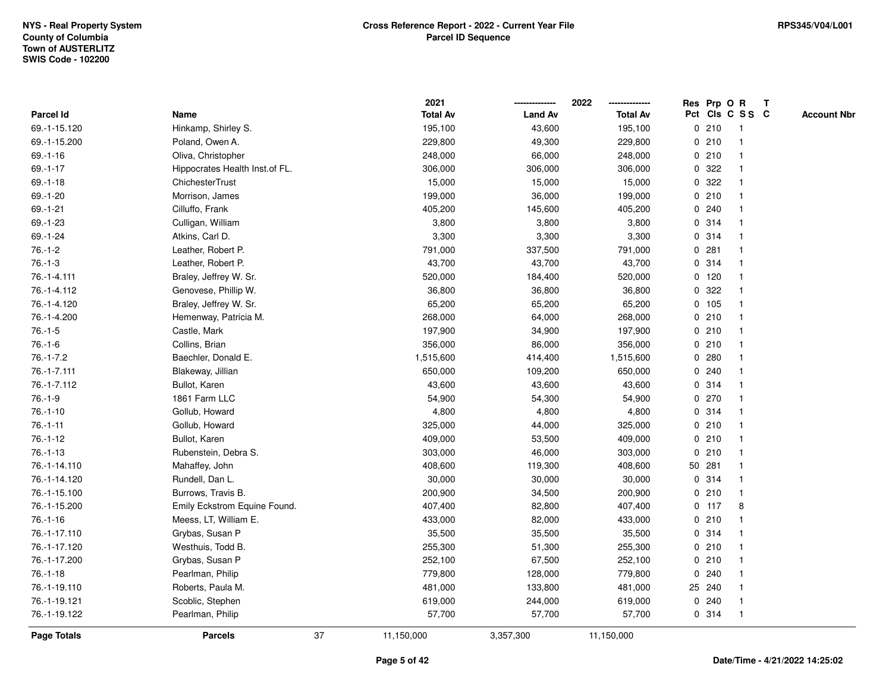NYS - Real Property System
County of Columbia
Town of AUSTERLITZ
SWIS Code - 102200

**Cross Reference Report - 2022 - Current Year File**
**Parcel ID Sequence**

RPS345/V04/L001

| Parcel Id | Name | 2021 Total Av | 2022 Land Av | 2022 Total Av | Res Pct | Prp Cls | O C | R S S | T C | Account Nbr |
|---|---|---|---|---|---|---|---|---|---|---|
| 69.-1-15.120 | Hinkamp, Shirley S. | 195,100 | 43,600 | 195,100 | 0 | 210 | | 1 | | |
| 69.-1-15.200 | Poland, Owen A. | 229,800 | 49,300 | 229,800 | 0 | 210 | | 1 | | |
| 69.-1-16 | Oliva, Christopher | 248,000 | 66,000 | 248,000 | 0 | 210 | | 1 | | |
| 69.-1-17 | Hippocrates Health Inst.of FL. | 306,000 | 306,000 | 306,000 | 0 | 322 | | 1 | | |
| 69.-1-18 | ChichesterTrust | 15,000 | 15,000 | 15,000 | 0 | 322 | | 1 | | |
| 69.-1-20 | Morrison, James | 199,000 | 36,000 | 199,000 | 0 | 210 | | 1 | | |
| 69.-1-21 | Cilluffo, Frank | 405,200 | 145,600 | 405,200 | 0 | 240 | | 1 | | |
| 69.-1-23 | Culligan, William | 3,800 | 3,800 | 3,800 | 0 | 314 | | 1 | | |
| 69.-1-24 | Atkins, Carl D. | 3,300 | 3,300 | 3,300 | 0 | 314 | | 1 | | |
| 76.-1-2 | Leather, Robert P. | 791,000 | 337,500 | 791,000 | 0 | 281 | | 1 | | |
| 76.-1-3 | Leather, Robert P. | 43,700 | 43,700 | 43,700 | 0 | 314 | | 1 | | |
| 76.-1-4.111 | Braley, Jeffrey W. Sr. | 520,000 | 184,400 | 520,000 | 0 | 120 | | 1 | | |
| 76.-1-4.112 | Genovese, Phillip W. | 36,800 | 36,800 | 36,800 | 0 | 322 | | 1 | | |
| 76.-1-4.120 | Braley, Jeffrey W. Sr. | 65,200 | 65,200 | 65,200 | 0 | 105 | | 1 | | |
| 76.-1-4.200 | Hemenway, Patricia M. | 268,000 | 64,000 | 268,000 | 0 | 210 | | 1 | | |
| 76.-1-5 | Castle, Mark | 197,900 | 34,900 | 197,900 | 0 | 210 | | 1 | | |
| 76.-1-6 | Collins, Brian | 356,000 | 86,000 | 356,000 | 0 | 210 | | 1 | | |
| 76.-1-7.2 | Baechler, Donald E. | 1,515,600 | 414,400 | 1,515,600 | 0 | 280 | | 1 | | |
| 76.-1-7.111 | Blakeway, Jillian | 650,000 | 109,200 | 650,000 | 0 | 240 | | 1 | | |
| 76.-1-7.112 | Bullot, Karen | 43,600 | 43,600 | 43,600 | 0 | 314 | | 1 | | |
| 76.-1-9 | 1861 Farm LLC | 54,900 | 54,300 | 54,900 | 0 | 270 | | 1 | | |
| 76.-1-10 | Gollub, Howard | 4,800 | 4,800 | 4,800 | 0 | 314 | | 1 | | |
| 76.-1-11 | Gollub, Howard | 325,000 | 44,000 | 325,000 | 0 | 210 | | 1 | | |
| 76.-1-12 | Bullot, Karen | 409,000 | 53,500 | 409,000 | 0 | 210 | | 1 | | |
| 76.-1-13 | Rubenstein, Debra S. | 303,000 | 46,000 | 303,000 | 0 | 210 | | 1 | | |
| 76.-1-14.110 | Mahaffey, John | 408,600 | 119,300 | 408,600 | 50 | 281 | | 1 | | |
| 76.-1-14.120 | Rundell, Dan L. | 30,000 | 30,000 | 30,000 | 0 | 314 | | 1 | | |
| 76.-1-15.100 | Burrows, Travis B. | 200,900 | 34,500 | 200,900 | 0 | 210 | | 1 | | |
| 76.-1-15.200 | Emily Eckstrom Equine Found. | 407,400 | 82,800 | 407,400 | 0 | 117 | | 8 | | |
| 76.-1-16 | Meess, LT, William E. | 433,000 | 82,000 | 433,000 | 0 | 210 | | 1 | | |
| 76.-1-17.110 | Grybas, Susan P | 35,500 | 35,500 | 35,500 | 0 | 314 | | 1 | | |
| 76.-1-17.120 | Westhuis, Todd B. | 255,300 | 51,300 | 255,300 | 0 | 210 | | 1 | | |
| 76.-1-17.200 | Grybas, Susan P | 252,100 | 67,500 | 252,100 | 0 | 210 | | 1 | | |
| 76.-1-18 | Pearlman, Philip | 779,800 | 128,000 | 779,800 | 0 | 240 | | 1 | | |
| 76.-1-19.110 | Roberts, Paula M. | 481,000 | 133,800 | 481,000 | 25 | 240 | | 1 | | |
| 76.-1-19.121 | Scoblic, Stephen | 619,000 | 244,000 | 619,000 | 0 | 240 | | 1 | | |
| 76.-1-19.122 | Pearlman, Philip | 57,700 | 57,700 | 57,700 | 0 | 314 | | 1 | | |
| **Page Totals** | **Parcels** 37 | 11,150,000 | 3,357,300 | 11,150,000 | | | | | | |

Date/Time - 4/21/2022 14:25:02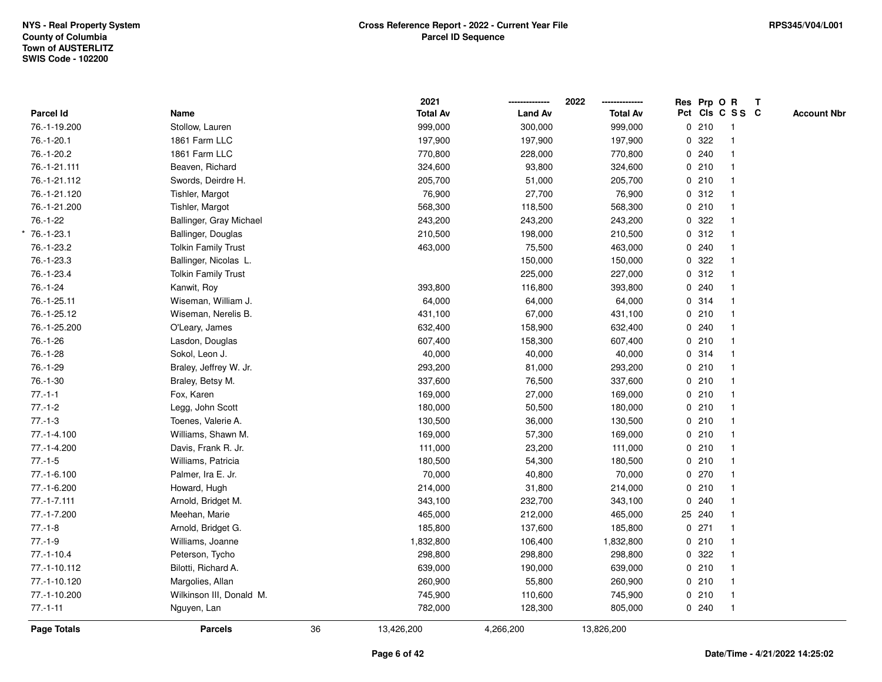NYS - Real Property System
County of Columbia
Town of AUSTERLITZ
SWIS Code - 102200

**Cross Reference Report - 2022 - Current Year File**
**Parcel ID Sequence**

RPS345/V04/L001

| Parcel Id | Name | 2021 Total Av | 2022 Land Av | 2022 Total Av | Res Pct | Prp Cls | O C | R SS | T C | Account Nbr |
|---|---|---|---|---|---|---|---|---|---|---|
| 76.-1-19.200 | Stollow, Lauren | 999,000 | 300,000 | 999,000 | 0 | 210 | | 1 | | |
| 76.-1-20.1 | 1861 Farm LLC | 197,900 | 197,900 | 197,900 | 0 | 322 | | 1 | | |
| 76.-1-20.2 | 1861 Farm LLC | 770,800 | 228,000 | 770,800 | 0 | 240 | | 1 | | |
| 76.-1-21.111 | Beaven, Richard | 324,600 | 93,800 | 324,600 | 0 | 210 | | 1 | | |
| 76.-1-21.112 | Swords, Deirdre H. | 205,700 | 51,000 | 205,700 | 0 | 210 | | 1 | | |
| 76.-1-21.120 | Tishler, Margot | 76,900 | 27,700 | 76,900 | 0 | 312 | | 1 | | |
| 76.-1-21.200 | Tishler, Margot | 568,300 | 118,500 | 568,300 | 0 | 210 | | 1 | | |
| 76.-1-22 | Ballinger, Gray Michael | 243,200 | 243,200 | 243,200 | 0 | 322 | | 1 | | |
| * 76.-1-23.1 | Ballinger, Douglas | 210,500 | 198,000 | 210,500 | 0 | 312 | | 1 | | |
| 76.-1-23.2 | Tolkin Family Trust | 463,000 | 75,500 | 463,000 | 0 | 240 | | 1 | | |
| 76.-1-23.3 | Ballinger, Nicolas L. | | 150,000 | 150,000 | 0 | 322 | | 1 | | |
| 76.-1-23.4 | Tolkin Family Trust | | 225,000 | 227,000 | 0 | 312 | | 1 | | |
| 76.-1-24 | Kanwit, Roy | 393,800 | 116,800 | 393,800 | 0 | 240 | | 1 | | |
| 76.-1-25.11 | Wiseman, William J. | 64,000 | 64,000 | 64,000 | 0 | 314 | | 1 | | |
| 76.-1-25.12 | Wiseman, Nerelis B. | 431,100 | 67,000 | 431,100 | 0 | 210 | | 1 | | |
| 76.-1-25.200 | O'Leary, James | 632,400 | 158,900 | 632,400 | 0 | 240 | | 1 | | |
| 76.-1-26 | Lasdon, Douglas | 607,400 | 158,300 | 607,400 | 0 | 210 | | 1 | | |
| 76.-1-28 | Sokol, Leon J. | 40,000 | 40,000 | 40,000 | 0 | 314 | | 1 | | |
| 76.-1-29 | Braley, Jeffrey W. Jr. | 293,200 | 81,000 | 293,200 | 0 | 210 | | 1 | | |
| 76.-1-30 | Braley, Betsy M. | 337,600 | 76,500 | 337,600 | 0 | 210 | | 1 | | |
| 77.-1-1 | Fox, Karen | 169,000 | 27,000 | 169,000 | 0 | 210 | | 1 | | |
| 77.-1-2 | Legg, John Scott | 180,000 | 50,500 | 180,000 | 0 | 210 | | 1 | | |
| 77.-1-3 | Toenes, Valerie A. | 130,500 | 36,000 | 130,500 | 0 | 210 | | 1 | | |
| 77.-1-4.100 | Williams, Shawn M. | 169,000 | 57,300 | 169,000 | 0 | 210 | | 1 | | |
| 77.-1-4.200 | Davis, Frank R. Jr. | 111,000 | 23,200 | 111,000 | 0 | 210 | | 1 | | |
| 77.-1-5 | Williams, Patricia | 180,500 | 54,300 | 180,500 | 0 | 210 | | 1 | | |
| 77.-1-6.100 | Palmer, Ira E. Jr. | 70,000 | 40,800 | 70,000 | 0 | 270 | | 1 | | |
| 77.-1-6.200 | Howard, Hugh | 214,000 | 31,800 | 214,000 | 0 | 210 | | 1 | | |
| 77.-1-7.111 | Arnold, Bridget M. | 343,100 | 232,700 | 343,100 | 0 | 240 | | 1 | | |
| 77.-1-7.200 | Meehan, Marie | 465,000 | 212,000 | 465,000 | 25 | 240 | | 1 | | |
| 77.-1-8 | Arnold, Bridget G. | 185,800 | 137,600 | 185,800 | 0 | 271 | | 1 | | |
| 77.-1-9 | Williams, Joanne | 1,832,800 | 106,400 | 1,832,800 | 0 | 210 | | 1 | | |
| 77.-1-10.4 | Peterson, Tycho | 298,800 | 298,800 | 298,800 | 0 | 322 | | 1 | | |
| 77.-1-10.112 | Bilotti, Richard A. | 639,000 | 190,000 | 639,000 | 0 | 210 | | 1 | | |
| 77.-1-10.120 | Margolies, Allan | 260,900 | 55,800 | 260,900 | 0 | 210 | | 1 | | |
| 77.-1-10.200 | Wilkinson III, Donald M. | 745,900 | 110,600 | 745,900 | 0 | 210 | | 1 | | |
| 77.-1-11 | Nguyen, Lan | 782,000 | 128,300 | 805,000 | 0 | 240 | | 1 | | |
| **Page Totals** | **Parcels** 36 | 13,426,200 | 4,266,200 | 13,826,200 | | | | | | |

Date/Time - 4/21/2022 14:25:02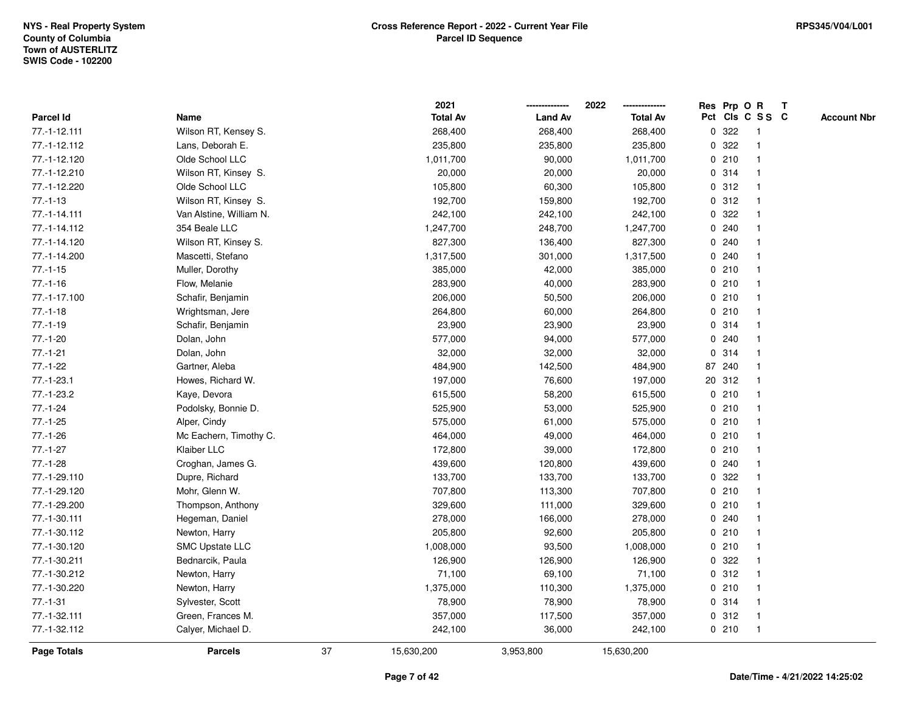NYS - Real Property System
County of Columbia
Town of AUSTERLITZ
SWIS Code - 102200

**Cross Reference Report - 2022 - Current Year File**
**Parcel ID Sequence**

RPS345/V04/L001

| Parcel Id | Name | 2021 Total Av | 2022 Land Av | 2022 Total Av | Res Pct | Prp Cls | O C | R SS | T C | Account Nbr |
|---|---|---|---|---|---|---|---|---|---|---|
| 77.-1-12.111 | Wilson RT, Kensey S. | 268,400 | 268,400 | 268,400 | 0 | 322 | | 1 | | |
| 77.-1-12.112 | Lans, Deborah E. | 235,800 | 235,800 | 235,800 | 0 | 322 | | 1 | | |
| 77.-1-12.120 | Olde School LLC | 1,011,700 | 90,000 | 1,011,700 | 0 | 210 | | 1 | | |
| 77.-1-12.210 | Wilson RT, Kinsey S. | 20,000 | 20,000 | 20,000 | 0 | 314 | | 1 | | |
| 77.-1-12.220 | Olde School LLC | 105,800 | 60,300 | 105,800 | 0 | 312 | | 1 | | |
| 77.-1-13 | Wilson RT, Kinsey S. | 192,700 | 159,800 | 192,700 | 0 | 312 | | 1 | | |
| 77.-1-14.111 | Van Alstine, William N. | 242,100 | 242,100 | 242,100 | 0 | 322 | | 1 | | |
| 77.-1-14.112 | 354 Beale LLC | 1,247,700 | 248,700 | 1,247,700 | 0 | 240 | | 1 | | |
| 77.-1-14.120 | Wilson RT, Kinsey S. | 827,300 | 136,400 | 827,300 | 0 | 240 | | 1 | | |
| 77.-1-14.200 | Mascetti, Stefano | 1,317,500 | 301,000 | 1,317,500 | 0 | 240 | | 1 | | |
| 77.-1-15 | Muller, Dorothy | 385,000 | 42,000 | 385,000 | 0 | 210 | | 1 | | |
| 77.-1-16 | Flow, Melanie | 283,900 | 40,000 | 283,900 | 0 | 210 | | 1 | | |
| 77.-1-17.100 | Schafir, Benjamin | 206,000 | 50,500 | 206,000 | 0 | 210 | | 1 | | |
| 77.-1-18 | Wrightsman, Jere | 264,800 | 60,000 | 264,800 | 0 | 210 | | 1 | | |
| 77.-1-19 | Schafir, Benjamin | 23,900 | 23,900 | 23,900 | 0 | 314 | | 1 | | |
| 77.-1-20 | Dolan, John | 577,000 | 94,000 | 577,000 | 0 | 240 | | 1 | | |
| 77.-1-21 | Dolan, John | 32,000 | 32,000 | 32,000 | 0 | 314 | | 1 | | |
| 77.-1-22 | Gartner, Aleba | 484,900 | 142,500 | 484,900 | 87 | 240 | | 1 | | |
| 77.-1-23.1 | Howes, Richard W. | 197,000 | 76,600 | 197,000 | 20 | 312 | | 1 | | |
| 77.-1-23.2 | Kaye, Devora | 615,500 | 58,200 | 615,500 | 0 | 210 | | 1 | | |
| 77.-1-24 | Podolsky, Bonnie D. | 525,900 | 53,000 | 525,900 | 0 | 210 | | 1 | | |
| 77.-1-25 | Alper, Cindy | 575,000 | 61,000 | 575,000 | 0 | 210 | | 1 | | |
| 77.-1-26 | Mc Eachern, Timothy C. | 464,000 | 49,000 | 464,000 | 0 | 210 | | 1 | | |
| 77.-1-27 | Klaiber LLC | 172,800 | 39,000 | 172,800 | 0 | 210 | | 1 | | |
| 77.-1-28 | Croghan, James G. | 439,600 | 120,800 | 439,600 | 0 | 240 | | 1 | | |
| 77.-1-29.110 | Dupre, Richard | 133,700 | 133,700 | 133,700 | 0 | 322 | | 1 | | |
| 77.-1-29.120 | Mohr, Glenn W. | 707,800 | 113,300 | 707,800 | 0 | 210 | | 1 | | |
| 77.-1-29.200 | Thompson, Anthony | 329,600 | 111,000 | 329,600 | 0 | 210 | | 1 | | |
| 77.-1-30.111 | Hegeman, Daniel | 278,000 | 166,000 | 278,000 | 0 | 240 | | 1 | | |
| 77.-1-30.112 | Newton, Harry | 205,800 | 92,600 | 205,800 | 0 | 210 | | 1 | | |
| 77.-1-30.120 | SMC Upstate LLC | 1,008,000 | 93,500 | 1,008,000 | 0 | 210 | | 1 | | |
| 77.-1-30.211 | Bednarcik, Paula | 126,900 | 126,900 | 126,900 | 0 | 322 | | 1 | | |
| 77.-1-30.212 | Newton, Harry | 71,100 | 69,100 | 71,100 | 0 | 312 | | 1 | | |
| 77.-1-30.220 | Newton, Harry | 1,375,000 | 110,300 | 1,375,000 | 0 | 210 | | 1 | | |
| 77.-1-31 | Sylvester, Scott | 78,900 | 78,900 | 78,900 | 0 | 314 | | 1 | | |
| 77.-1-32.111 | Green, Frances M. | 357,000 | 117,500 | 357,000 | 0 | 312 | | 1 | | |
| 77.-1-32.112 | Calyer, Michael D. | 242,100 | 36,000 | 242,100 | 0 | 210 | | 1 | | |
| **Page Totals** | **Parcels** 37 | 15,630,200 | 3,953,800 | 15,630,200 | | | | | | |

**Date/Time - 4/21/2022 14:25:02**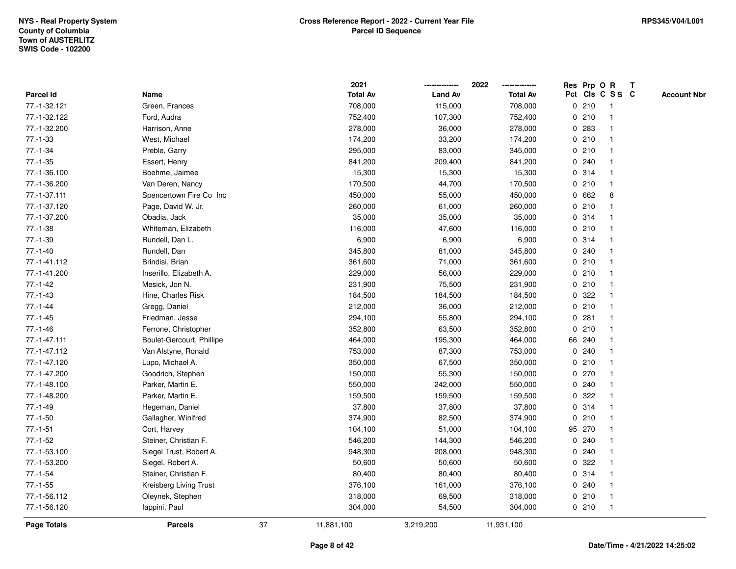NYS - Real Property System
County of Columbia
Town of AUSTERLITZ
SWIS Code - 102200

**Cross Reference Report - 2022 - Current Year File**
**Parcel ID Sequence**

RPS345/V04/L001

| Parcel Id | Name | 2021 Total Av | 2022 Land Av | 2022 Total Av | Res Pct | Prp Cls | O C | R SS | T C | Account Nbr |
|---|---|---|---|---|---|---|---|---|---|---|
| 77.-1-32.121 | Green, Frances | 708,000 | 115,000 | 708,000 | 0 | 210 | | 1 | | |
| 77.-1-32.122 | Ford, Audra | 752,400 | 107,300 | 752,400 | 0 | 210 | | 1 | | |
| 77.-1-32.200 | Harrison, Anne | 278,000 | 36,000 | 278,000 | 0 | 283 | | 1 | | |
| 77.-1-33 | West, Michael | 174,200 | 33,200 | 174,200 | 0 | 210 | | 1 | | |
| 77.-1-34 | Preble, Garry | 295,000 | 83,000 | 345,000 | 0 | 210 | | 1 | | |
| 77.-1-35 | Essert, Henry | 841,200 | 209,400 | 841,200 | 0 | 240 | | 1 | | |
| 77.-1-36.100 | Boehme, Jaimee | 15,300 | 15,300 | 15,300 | 0 | 314 | | 1 | | |
| 77.-1-36.200 | Van Deren, Nancy | 170,500 | 44,700 | 170,500 | 0 | 210 | | 1 | | |
| 77.-1-37.111 | Spencertown Fire Co Inc | 450,000 | 55,000 | 450,000 | 0 | 662 | | 8 | | |
| 77.-1-37.120 | Page, David W. Jr. | 260,000 | 61,000 | 260,000 | 0 | 210 | | 1 | | |
| 77.-1-37.200 | Obadia, Jack | 35,000 | 35,000 | 35,000 | 0 | 314 | | 1 | | |
| 77.-1-38 | Whiteman, Elizabeth | 116,000 | 47,600 | 116,000 | 0 | 210 | | 1 | | |
| 77.-1-39 | Rundell, Dan L. | 6,900 | 6,900 | 6,900 | 0 | 314 | | 1 | | |
| 77.-1-40 | Rundell, Dan | 345,800 | 81,000 | 345,800 | 0 | 240 | | 1 | | |
| 77.-1-41.112 | Brindisi, Brian | 361,600 | 71,000 | 361,600 | 0 | 210 | | 1 | | |
| 77.-1-41.200 | Inserillo, Elizabeth A. | 229,000 | 56,000 | 229,000 | 0 | 210 | | 1 | | |
| 77.-1-42 | Mesick, Jon N. | 231,900 | 75,500 | 231,900 | 0 | 210 | | 1 | | |
| 77.-1-43 | Hine, Charles Risk | 184,500 | 184,500 | 184,500 | 0 | 322 | | 1 | | |
| 77.-1-44 | Gregg, Daniel | 212,000 | 36,000 | 212,000 | 0 | 210 | | 1 | | |
| 77.-1-45 | Friedman, Jesse | 294,100 | 55,800 | 294,100 | 0 | 281 | | 1 | | |
| 77.-1-46 | Ferrone, Christopher | 352,800 | 63,500 | 352,800 | 0 | 210 | | 1 | | |
| 77.-1-47.111 | Boulet-Gercourt, Phillipe | 464,000 | 195,300 | 464,000 | 66 | 240 | | 1 | | |
| 77.-1-47.112 | Van Alstyne, Ronald | 753,000 | 87,300 | 753,000 | 0 | 240 | | 1 | | |
| 77.-1-47.120 | Lupo, Michael A. | 350,000 | 67,500 | 350,000 | 0 | 210 | | 1 | | |
| 77.-1-47.200 | Goodrich, Stephen | 150,000 | 55,300 | 150,000 | 0 | 270 | | 1 | | |
| 77.-1-48.100 | Parker, Martin E. | 550,000 | 242,000 | 550,000 | 0 | 240 | | 1 | | |
| 77.-1-48.200 | Parker, Martin E. | 159,500 | 159,500 | 159,500 | 0 | 322 | | 1 | | |
| 77.-1-49 | Hegeman, Daniel | 37,800 | 37,800 | 37,800 | 0 | 314 | | 1 | | |
| 77.-1-50 | Gallagher, Winifred | 374,900 | 82,500 | 374,900 | 0 | 210 | | 1 | | |
| 77.-1-51 | Cort, Harvey | 104,100 | 51,000 | 104,100 | 95 | 270 | | 1 | | |
| 77.-1-52 | Steiner, Christian F. | 546,200 | 144,300 | 546,200 | 0 | 240 | | 1 | | |
| 77.-1-53.100 | Siegel Trust, Robert A. | 948,300 | 208,000 | 948,300 | 0 | 240 | | 1 | | |
| 77.-1-53.200 | Siegel, Robert A. | 50,600 | 50,600 | 50,600 | 0 | 322 | | 1 | | |
| 77.-1-54 | Steiner, Christian F. | 80,400 | 80,400 | 80,400 | 0 | 314 | | 1 | | |
| 77.-1-55 | Kreisberg Living Trust | 376,100 | 161,000 | 376,100 | 0 | 240 | | 1 | | |
| 77.-1-56.112 | Oleynek, Stephen | 318,000 | 69,500 | 318,000 | 0 | 210 | | 1 | | |
| 77.-1-56.120 | Iappini, Paul | 304,000 | 54,500 | 304,000 | 0 | 210 | | 1 | | |
| **Page Totals** | **Parcels** 37 | 11,881,100 | 3,219,200 | 11,931,100 | | | | | | |

**Date/Time - 4/21/2022 14:25:02**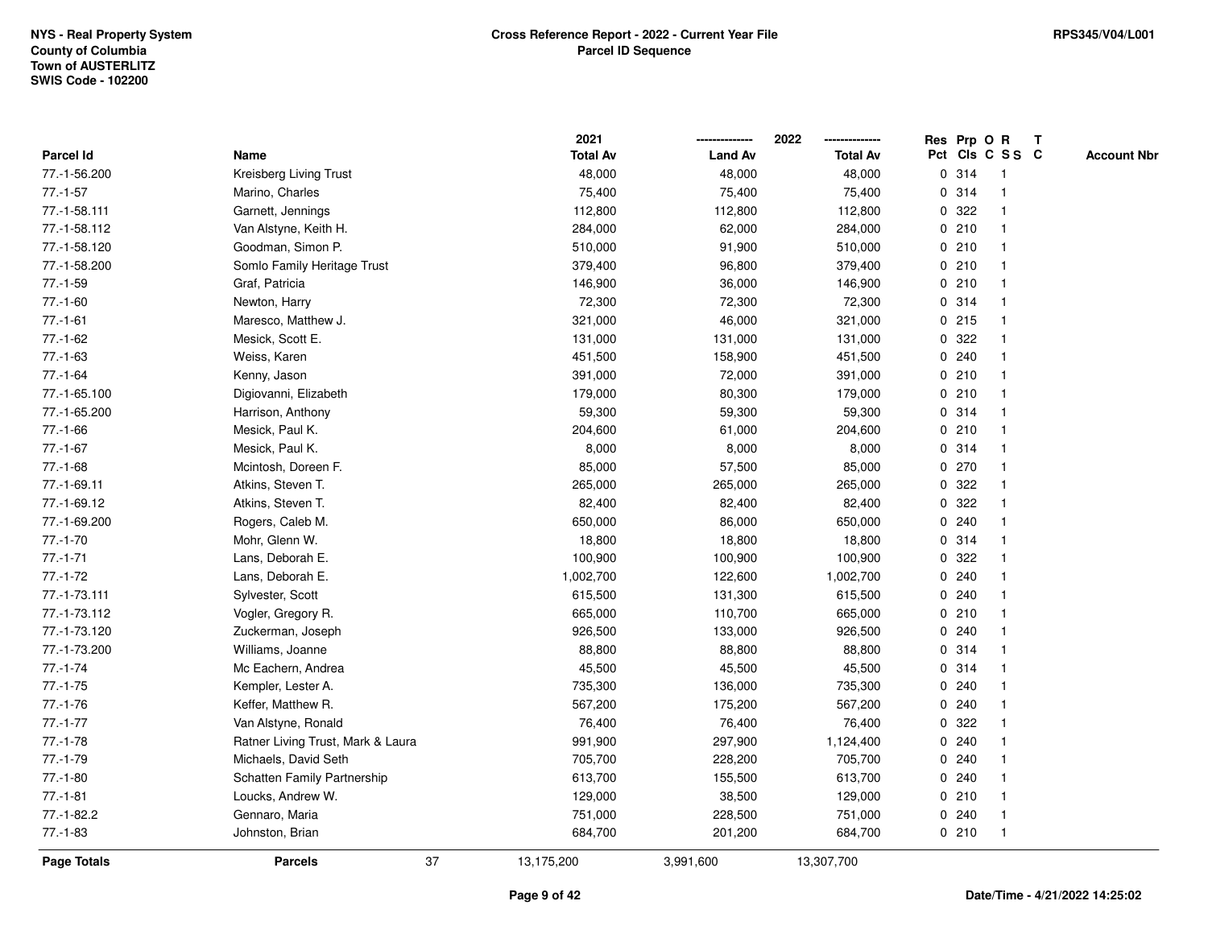NYS - Real Property System
County of Columbia
Town of AUSTERLITZ
SWIS Code - 102200

**Cross Reference Report - 2022 - Current Year File**
**Parcel ID Sequence**

RPS345/V04/L001

| Parcel Id | Name | 2021 Total Av | 2022 Land Av | 2022 Total Av | Res Pct | Prp Cls | O C | R S S | T C | Account Nbr |
|---|---|---|---|---|---|---|---|---|---|---|
| 77.-1-56.200 | Kreisberg Living Trust | 48,000 | 48,000 | 48,000 | 0 | 314 | | 1 | | |
| 77.-1-57 | Marino, Charles | 75,400 | 75,400 | 75,400 | 0 | 314 | | 1 | | |
| 77.-1-58.111 | Garnett, Jennings | 112,800 | 112,800 | 112,800 | 0 | 322 | | 1 | | |
| 77.-1-58.112 | Van Alstyne, Keith H. | 284,000 | 62,000 | 284,000 | 0 | 210 | | 1 | | |
| 77.-1-58.120 | Goodman, Simon P. | 510,000 | 91,900 | 510,000 | 0 | 210 | | 1 | | |
| 77.-1-58.200 | Somlo Family Heritage Trust | 379,400 | 96,800 | 379,400 | 0 | 210 | | 1 | | |
| 77.-1-59 | Graf, Patricia | 146,900 | 36,000 | 146,900 | 0 | 210 | | 1 | | |
| 77.-1-60 | Newton, Harry | 72,300 | 72,300 | 72,300 | 0 | 314 | | 1 | | |
| 77.-1-61 | Maresco, Matthew J. | 321,000 | 46,000 | 321,000 | 0 | 215 | | 1 | | |
| 77.-1-62 | Mesick, Scott E. | 131,000 | 131,000 | 131,000 | 0 | 322 | | 1 | | |
| 77.-1-63 | Weiss, Karen | 451,500 | 158,900 | 451,500 | 0 | 240 | | 1 | | |
| 77.-1-64 | Kenny, Jason | 391,000 | 72,000 | 391,000 | 0 | 210 | | 1 | | |
| 77.-1-65.100 | Digiovanni, Elizabeth | 179,000 | 80,300 | 179,000 | 0 | 210 | | 1 | | |
| 77.-1-65.200 | Harrison, Anthony | 59,300 | 59,300 | 59,300 | 0 | 314 | | 1 | | |
| 77.-1-66 | Mesick, Paul K. | 204,600 | 61,000 | 204,600 | 0 | 210 | | 1 | | |
| 77.-1-67 | Mesick, Paul K. | 8,000 | 8,000 | 8,000 | 0 | 314 | | 1 | | |
| 77.-1-68 | Mcintosh, Doreen F. | 85,000 | 57,500 | 85,000 | 0 | 270 | | 1 | | |
| 77.-1-69.11 | Atkins, Steven T. | 265,000 | 265,000 | 265,000 | 0 | 322 | | 1 | | |
| 77.-1-69.12 | Atkins, Steven T. | 82,400 | 82,400 | 82,400 | 0 | 322 | | 1 | | |
| 77.-1-69.200 | Rogers, Caleb M. | 650,000 | 86,000 | 650,000 | 0 | 240 | | 1 | | |
| 77.-1-70 | Mohr, Glenn W. | 18,800 | 18,800 | 18,800 | 0 | 314 | | 1 | | |
| 77.-1-71 | Lans, Deborah E. | 100,900 | 100,900 | 100,900 | 0 | 322 | | 1 | | |
| 77.-1-72 | Lans, Deborah E. | 1,002,700 | 122,600 | 1,002,700 | 0 | 240 | | 1 | | |
| 77.-1-73.111 | Sylvester, Scott | 615,500 | 131,300 | 615,500 | 0 | 240 | | 1 | | |
| 77.-1-73.112 | Vogler, Gregory R. | 665,000 | 110,700 | 665,000 | 0 | 210 | | 1 | | |
| 77.-1-73.120 | Zuckerman, Joseph | 926,500 | 133,000 | 926,500 | 0 | 240 | | 1 | | |
| 77.-1-73.200 | Williams, Joanne | 88,800 | 88,800 | 88,800 | 0 | 314 | | 1 | | |
| 77.-1-74 | Mc Eachern, Andrea | 45,500 | 45,500 | 45,500 | 0 | 314 | | 1 | | |
| 77.-1-75 | Kempler, Lester A. | 735,300 | 136,000 | 735,300 | 0 | 240 | | 1 | | |
| 77.-1-76 | Keffer, Matthew R. | 567,200 | 175,200 | 567,200 | 0 | 240 | | 1 | | |
| 77.-1-77 | Van Alstyne, Ronald | 76,400 | 76,400 | 76,400 | 0 | 322 | | 1 | | |
| 77.-1-78 | Ratner Living Trust, Mark & Laura | 991,900 | 297,900 | 1,124,400 | 0 | 240 | | 1 | | |
| 77.-1-79 | Michaels, David Seth | 705,700 | 228,200 | 705,700 | 0 | 240 | | 1 | | |
| 77.-1-80 | Schatten Family Partnership | 613,700 | 155,500 | 613,700 | 0 | 240 | | 1 | | |
| 77.-1-81 | Loucks, Andrew W. | 129,000 | 38,500 | 129,000 | 0 | 210 | | 1 | | |
| 77.-1-82.2 | Gennaro, Maria | 751,000 | 228,500 | 751,000 | 0 | 240 | | 1 | | |
| 77.-1-83 | Johnston, Brian | 684,700 | 201,200 | 684,700 | 0 | 210 | | 1 | | |
| **Page Totals** | **Parcels** 37 | 13,175,200 | 3,991,600 | 13,307,700 | | | | | | |

Date/Time - 4/21/2022 14:25:02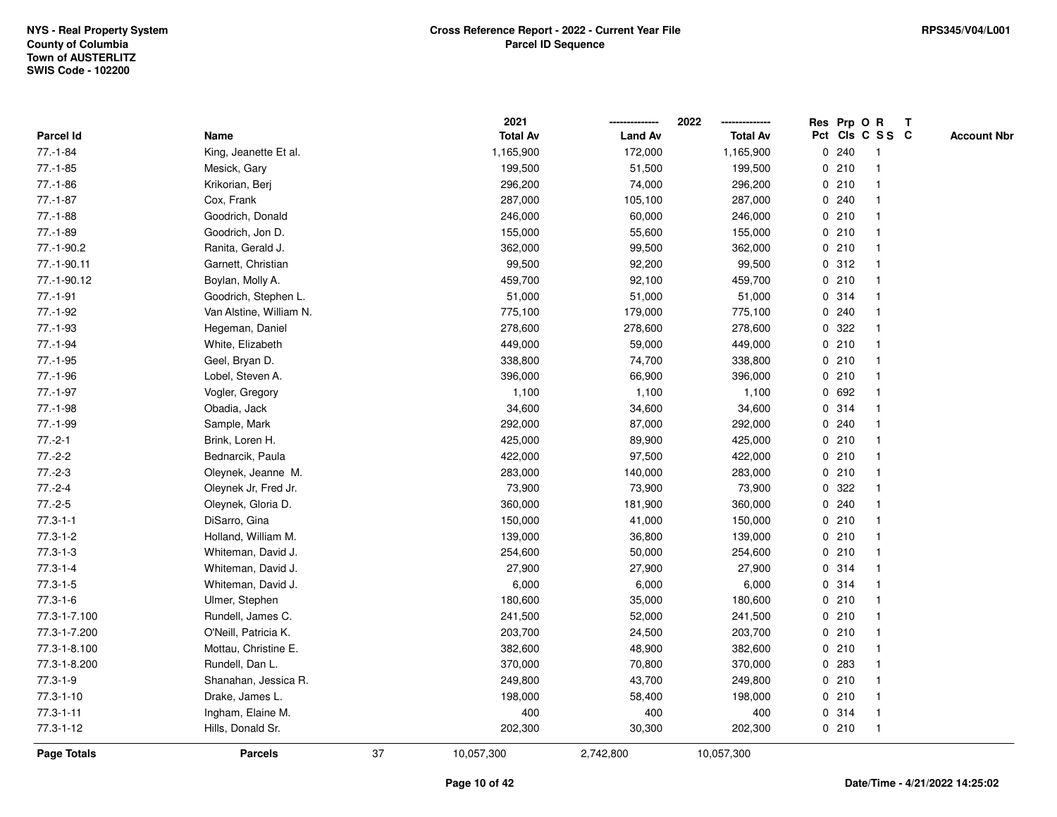NYS - Real Property System
County of Columbia
Town of AUSTERLITZ
SWIS Code - 102200

**Cross Reference Report - 2022 - Current Year File**
**Parcel ID Sequence**

RPS345/V04/L001

| Parcel Id | Name | 2021 Total Av | 2022 Land Av | 2022 Total Av | Res Pct | Prp Cls | O C | R S S | T C | Account Nbr |
|---|---|---|---|---|---|---|---|---|---|---|
| 77.-1-84 | King, Jeanette Et al. | 1,165,900 | 172,000 | 1,165,900 | 0 | 240 | | 1 | | |
| 77.-1-85 | Mesick, Gary | 199,500 | 51,500 | 199,500 | 0 | 210 | | 1 | | |
| 77.-1-86 | Krikorian, Berj | 296,200 | 74,000 | 296,200 | 0 | 210 | | 1 | | |
| 77.-1-87 | Cox, Frank | 287,000 | 105,100 | 287,000 | 0 | 240 | | 1 | | |
| 77.-1-88 | Goodrich, Donald | 246,000 | 60,000 | 246,000 | 0 | 210 | | 1 | | |
| 77.-1-89 | Goodrich, Jon D. | 155,000 | 55,600 | 155,000 | 0 | 210 | | 1 | | |
| 77.-1-90.2 | Ranita, Gerald J. | 362,000 | 99,500 | 362,000 | 0 | 210 | | 1 | | |
| 77.-1-90.11 | Garnett, Christian | 99,500 | 92,200 | 99,500 | 0 | 312 | | 1 | | |
| 77.-1-90.12 | Boylan, Molly A. | 459,700 | 92,100 | 459,700 | 0 | 210 | | 1 | | |
| 77.-1-91 | Goodrich, Stephen L. | 51,000 | 51,000 | 51,000 | 0 | 314 | | 1 | | |
| 77.-1-92 | Van Alstine, William N. | 775,100 | 179,000 | 775,100 | 0 | 240 | | 1 | | |
| 77.-1-93 | Hegeman, Daniel | 278,600 | 278,600 | 278,600 | 0 | 322 | | 1 | | |
| 77.-1-94 | White, Elizabeth | 449,000 | 59,000 | 449,000 | 0 | 210 | | 1 | | |
| 77.-1-95 | Geel, Bryan D. | 338,800 | 74,700 | 338,800 | 0 | 210 | | 1 | | |
| 77.-1-96 | Lobel, Steven A. | 396,000 | 66,900 | 396,000 | 0 | 210 | | 1 | | |
| 77.-1-97 | Vogler, Gregory | 1,100 | 1,100 | 1,100 | 0 | 692 | | 1 | | |
| 77.-1-98 | Obadia, Jack | 34,600 | 34,600 | 34,600 | 0 | 314 | | 1 | | |
| 77.-1-99 | Sample, Mark | 292,000 | 87,000 | 292,000 | 0 | 240 | | 1 | | |
| 77.-2-1 | Brink, Loren H. | 425,000 | 89,900 | 425,000 | 0 | 210 | | 1 | | |
| 77.-2-2 | Bednarcik, Paula | 422,000 | 97,500 | 422,000 | 0 | 210 | | 1 | | |
| 77.-2-3 | Oleynek, Jeanne M. | 283,000 | 140,000 | 283,000 | 0 | 210 | | 1 | | |
| 77.-2-4 | Oleynek Jr, Fred Jr. | 73,900 | 73,900 | 73,900 | 0 | 322 | | 1 | | |
| 77.-2-5 | Oleynek, Gloria D. | 360,000 | 181,900 | 360,000 | 0 | 240 | | 1 | | |
| 77.3-1-1 | DiSarro, Gina | 150,000 | 41,000 | 150,000 | 0 | 210 | | 1 | | |
| 77.3-1-2 | Holland, William M. | 139,000 | 36,800 | 139,000 | 0 | 210 | | 1 | | |
| 77.3-1-3 | Whiteman, David J. | 254,600 | 50,000 | 254,600 | 0 | 210 | | 1 | | |
| 77.3-1-4 | Whiteman, David J. | 27,900 | 27,900 | 27,900 | 0 | 314 | | 1 | | |
| 77.3-1-5 | Whiteman, David J. | 6,000 | 6,000 | 6,000 | 0 | 314 | | 1 | | |
| 77.3-1-6 | Ulmer, Stephen | 180,600 | 35,000 | 180,600 | 0 | 210 | | 1 | | |
| 77.3-1-7.100 | Rundell, James C. | 241,500 | 52,000 | 241,500 | 0 | 210 | | 1 | | |
| 77.3-1-7.200 | O'Neill, Patricia K. | 203,700 | 24,500 | 203,700 | 0 | 210 | | 1 | | |
| 77.3-1-8.100 | Mottau, Christine E. | 382,600 | 48,900 | 382,600 | 0 | 210 | | 1 | | |
| 77.3-1-8.200 | Rundell, Dan L. | 370,000 | 70,800 | 370,000 | 0 | 283 | | 1 | | |
| 77.3-1-9 | Shanahan, Jessica R. | 249,800 | 43,700 | 249,800 | 0 | 210 | | 1 | | |
| 77.3-1-10 | Drake, James L. | 198,000 | 58,400 | 198,000 | 0 | 210 | | 1 | | |
| 77.3-1-11 | Ingham, Elaine M. | 400 | 400 | 400 | 0 | 314 | | 1 | | |
| 77.3-1-12 | Hills, Donald Sr. | 202,300 | 30,300 | 202,300 | 0 | 210 | | 1 | | |
| **Page Totals** | **Parcels** 37 | 10,057,300 | 2,742,800 | 10,057,300 | | | | | | |

Date/Time - 4/21/2022 14:25:02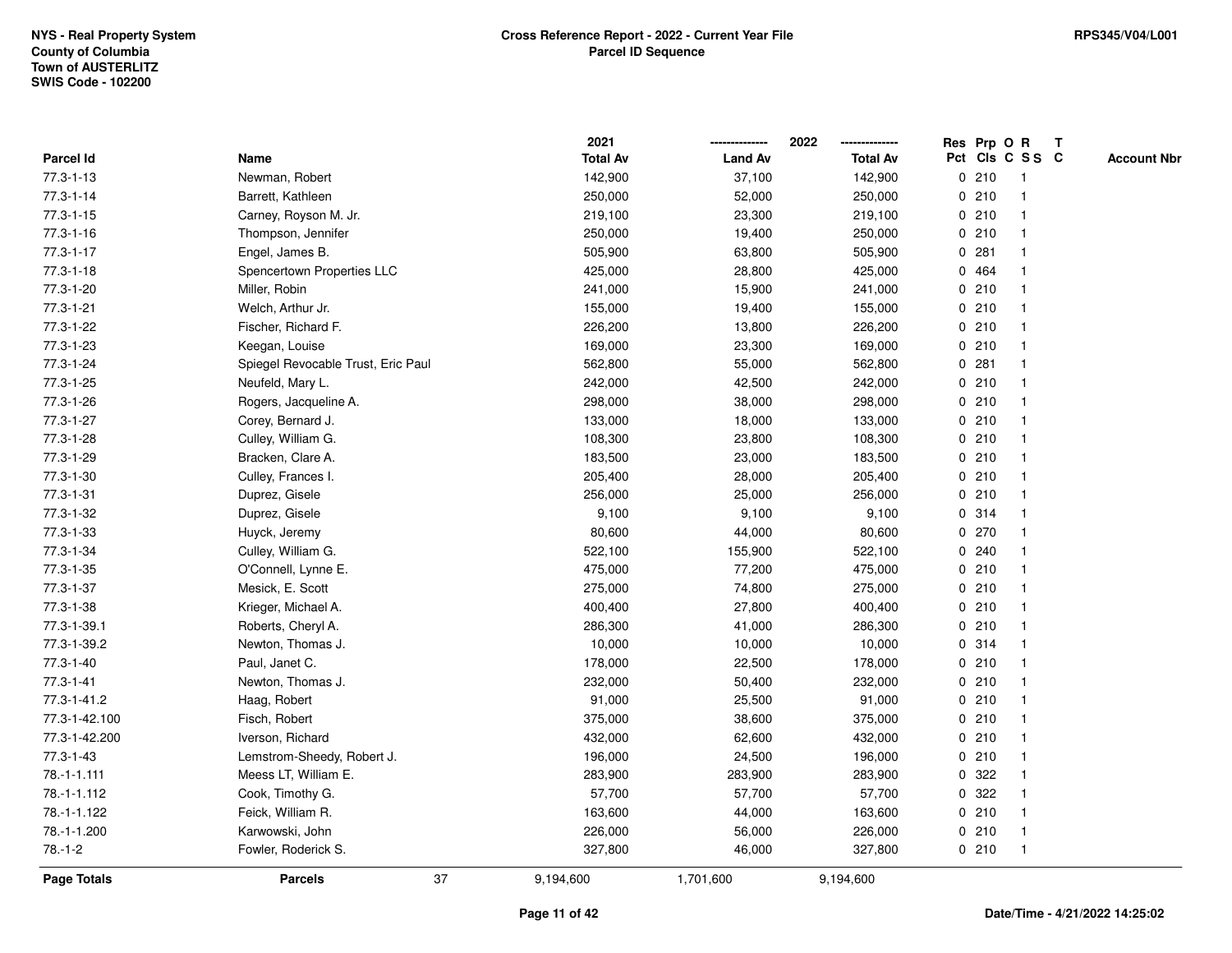NYS - Real Property System
County of Columbia
Town of AUSTERLITZ
SWIS Code - 102200

**Cross Reference Report - 2022 - Current Year File**
**Parcel ID Sequence**

RPS345/V04/L001

| Parcel Id | Name | 2021 Total Av | 2022 Land Av | 2022 Total Av | Res Pct | Prp Cls | O C | R S S | T C | Account Nbr |
|---|---|---|---|---|---|---|---|---|---|---|
| 77.3-1-13 | Newman, Robert | 142,900 | 37,100 | 142,900 | 0 | 210 | | 1 | | |
| 77.3-1-14 | Barrett, Kathleen | 250,000 | 52,000 | 250,000 | 0 | 210 | | 1 | | |
| 77.3-1-15 | Carney, Royson M. Jr. | 219,100 | 23,300 | 219,100 | 0 | 210 | | 1 | | |
| 77.3-1-16 | Thompson, Jennifer | 250,000 | 19,400 | 250,000 | 0 | 210 | | 1 | | |
| 77.3-1-17 | Engel, James B. | 505,900 | 63,800 | 505,900 | 0 | 281 | | 1 | | |
| 77.3-1-18 | Spencertown Properties LLC | 425,000 | 28,800 | 425,000 | 0 | 464 | | 1 | | |
| 77.3-1-20 | Miller, Robin | 241,000 | 15,900 | 241,000 | 0 | 210 | | 1 | | |
| 77.3-1-21 | Welch, Arthur Jr. | 155,000 | 19,400 | 155,000 | 0 | 210 | | 1 | | |
| 77.3-1-22 | Fischer, Richard F. | 226,200 | 13,800 | 226,200 | 0 | 210 | | 1 | | |
| 77.3-1-23 | Keegan, Louise | 169,000 | 23,300 | 169,000 | 0 | 210 | | 1 | | |
| 77.3-1-24 | Spiegel Revocable Trust, Eric Paul | 562,800 | 55,000 | 562,800 | 0 | 281 | | 1 | | |
| 77.3-1-25 | Neufeld, Mary L. | 242,000 | 42,500 | 242,000 | 0 | 210 | | 1 | | |
| 77.3-1-26 | Rogers, Jacqueline A. | 298,000 | 38,000 | 298,000 | 0 | 210 | | 1 | | |
| 77.3-1-27 | Corey, Bernard J. | 133,000 | 18,000 | 133,000 | 0 | 210 | | 1 | | |
| 77.3-1-28 | Culley, William G. | 108,300 | 23,800 | 108,300 | 0 | 210 | | 1 | | |
| 77.3-1-29 | Bracken, Clare A. | 183,500 | 23,000 | 183,500 | 0 | 210 | | 1 | | |
| 77.3-1-30 | Culley, Frances I. | 205,400 | 28,000 | 205,400 | 0 | 210 | | 1 | | |
| 77.3-1-31 | Duprez, Gisele | 256,000 | 25,000 | 256,000 | 0 | 210 | | 1 | | |
| 77.3-1-32 | Duprez, Gisele | 9,100 | 9,100 | 9,100 | 0 | 314 | | 1 | | |
| 77.3-1-33 | Huyck, Jeremy | 80,600 | 44,000 | 80,600 | 0 | 270 | | 1 | | |
| 77.3-1-34 | Culley, William G. | 522,100 | 155,900 | 522,100 | 0 | 240 | | 1 | | |
| 77.3-1-35 | O'Connell, Lynne E. | 475,000 | 77,200 | 475,000 | 0 | 210 | | 1 | | |
| 77.3-1-37 | Mesick, E. Scott | 275,000 | 74,800 | 275,000 | 0 | 210 | | 1 | | |
| 77.3-1-38 | Krieger, Michael A. | 400,400 | 27,800 | 400,400 | 0 | 210 | | 1 | | |
| 77.3-1-39.1 | Roberts, Cheryl A. | 286,300 | 41,000 | 286,300 | 0 | 210 | | 1 | | |
| 77.3-1-39.2 | Newton, Thomas J. | 10,000 | 10,000 | 10,000 | 0 | 314 | | 1 | | |
| 77.3-1-40 | Paul, Janet C. | 178,000 | 22,500 | 178,000 | 0 | 210 | | 1 | | |
| 77.3-1-41 | Newton, Thomas J. | 232,000 | 50,400 | 232,000 | 0 | 210 | | 1 | | |
| 77.3-1-41.2 | Haag, Robert | 91,000 | 25,500 | 91,000 | 0 | 210 | | 1 | | |
| 77.3-1-42.100 | Fisch, Robert | 375,000 | 38,600 | 375,000 | 0 | 210 | | 1 | | |
| 77.3-1-42.200 | Iverson, Richard | 432,000 | 62,600 | 432,000 | 0 | 210 | | 1 | | |
| 77.3-1-43 | Lemstrom-Sheedy, Robert J. | 196,000 | 24,500 | 196,000 | 0 | 210 | | 1 | | |
| 78.-1-1.111 | Meess LT, William E. | 283,900 | 283,900 | 283,900 | 0 | 322 | | 1 | | |
| 78.-1-1.112 | Cook, Timothy G. | 57,700 | 57,700 | 57,700 | 0 | 322 | | 1 | | |
| 78.-1-1.122 | Feick, William R. | 163,600 | 44,000 | 163,600 | 0 | 210 | | 1 | | |
| 78.-1-1.200 | Karwowski, John | 226,000 | 56,000 | 226,000 | 0 | 210 | | 1 | | |
| 78.-1-2 | Fowler, Roderick S. | 327,800 | 46,000 | 327,800 | 0 | 210 | | 1 | | |
| **Page Totals** | **Parcels** 37 | 9,194,600 | 1,701,600 | 9,194,600 | | | | | | |

Date/Time - 4/21/2022 14:25:02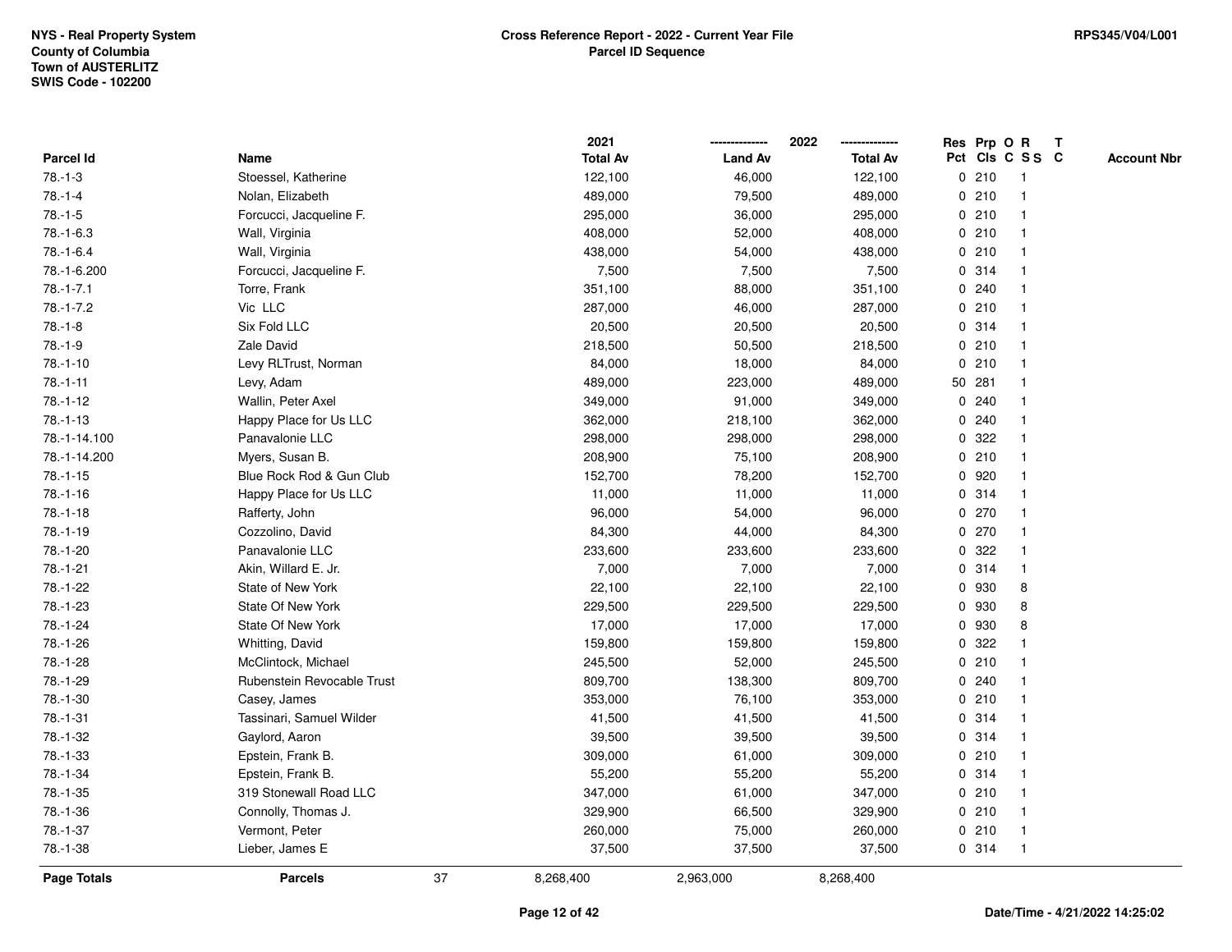NYS - Real Property System
County of Columbia
Town of AUSTERLITZ
SWIS Code - 102200

**Cross Reference Report - 2022 - Current Year File**
**Parcel ID Sequence**

RPS345/V04/L001

| Parcel Id | Name | 2021 Total Av | 2022 Land Av | 2022 Total Av | Res Pct | Prp Cls | O C | R SS | T C | Account Nbr |
|---|---|---|---|---|---|---|---|---|---|---|
| 78.-1-3 | Stoessel, Katherine | 122,100 | 46,000 | 122,100 | 0 | 210 | | 1 | | |
| 78.-1-4 | Nolan, Elizabeth | 489,000 | 79,500 | 489,000 | 0 | 210 | | 1 | | |
| 78.-1-5 | Forcucci, Jacqueline F. | 295,000 | 36,000 | 295,000 | 0 | 210 | | 1 | | |
| 78.-1-6.3 | Wall, Virginia | 408,000 | 52,000 | 408,000 | 0 | 210 | | 1 | | |
| 78.-1-6.4 | Wall, Virginia | 438,000 | 54,000 | 438,000 | 0 | 210 | | 1 | | |
| 78.-1-6.200 | Forcucci, Jacqueline F. | 7,500 | 7,500 | 7,500 | 0 | 314 | | 1 | | |
| 78.-1-7.1 | Torre, Frank | 351,100 | 88,000 | 351,100 | 0 | 240 | | 1 | | |
| 78.-1-7.2 | Vic LLC | 287,000 | 46,000 | 287,000 | 0 | 210 | | 1 | | |
| 78.-1-8 | Six Fold LLC | 20,500 | 20,500 | 20,500 | 0 | 314 | | 1 | | |
| 78.-1-9 | Zale David | 218,500 | 50,500 | 218,500 | 0 | 210 | | 1 | | |
| 78.-1-10 | Levy RLTrust, Norman | 84,000 | 18,000 | 84,000 | 0 | 210 | | 1 | | |
| 78.-1-11 | Levy, Adam | 489,000 | 223,000 | 489,000 | 50 | 281 | | 1 | | |
| 78.-1-12 | Wallin, Peter Axel | 349,000 | 91,000 | 349,000 | 0 | 240 | | 1 | | |
| 78.-1-13 | Happy Place for Us LLC | 362,000 | 218,100 | 362,000 | 0 | 240 | | 1 | | |
| 78.-1-14.100 | Panavalonie LLC | 298,000 | 298,000 | 298,000 | 0 | 322 | | 1 | | |
| 78.-1-14.200 | Myers, Susan B. | 208,900 | 75,100 | 208,900 | 0 | 210 | | 1 | | |
| 78.-1-15 | Blue Rock Rod & Gun Club | 152,700 | 78,200 | 152,700 | 0 | 920 | | 1 | | |
| 78.-1-16 | Happy Place for Us LLC | 11,000 | 11,000 | 11,000 | 0 | 314 | | 1 | | |
| 78.-1-18 | Rafferty, John | 96,000 | 54,000 | 96,000 | 0 | 270 | | 1 | | |
| 78.-1-19 | Cozzolino, David | 84,300 | 44,000 | 84,300 | 0 | 270 | | 1 | | |
| 78.-1-20 | Panavalonie LLC | 233,600 | 233,600 | 233,600 | 0 | 322 | | 1 | | |
| 78.-1-21 | Akin, Willard E. Jr. | 7,000 | 7,000 | 7,000 | 0 | 314 | | 1 | | |
| 78.-1-22 | State of New York | 22,100 | 22,100 | 22,100 | 0 | 930 | | 8 | | |
| 78.-1-23 | State Of New York | 229,500 | 229,500 | 229,500 | 0 | 930 | | 8 | | |
| 78.-1-24 | State Of New York | 17,000 | 17,000 | 17,000 | 0 | 930 | | 8 | | |
| 78.-1-26 | Whitting, David | 159,800 | 159,800 | 159,800 | 0 | 322 | | 1 | | |
| 78.-1-28 | McClintock, Michael | 245,500 | 52,000 | 245,500 | 0 | 210 | | 1 | | |
| 78.-1-29 | Rubenstein Revocable Trust | 809,700 | 138,300 | 809,700 | 0 | 240 | | 1 | | |
| 78.-1-30 | Casey, James | 353,000 | 76,100 | 353,000 | 0 | 210 | | 1 | | |
| 78.-1-31 | Tassinari, Samuel Wilder | 41,500 | 41,500 | 41,500 | 0 | 314 | | 1 | | |
| 78.-1-32 | Gaylord, Aaron | 39,500 | 39,500 | 39,500 | 0 | 314 | | 1 | | |
| 78.-1-33 | Epstein, Frank B. | 309,000 | 61,000 | 309,000 | 0 | 210 | | 1 | | |
| 78.-1-34 | Epstein, Frank B. | 55,200 | 55,200 | 55,200 | 0 | 314 | | 1 | | |
| 78.-1-35 | 319 Stonewall Road LLC | 347,000 | 61,000 | 347,000 | 0 | 210 | | 1 | | |
| 78.-1-36 | Connolly, Thomas J. | 329,900 | 66,500 | 329,900 | 0 | 210 | | 1 | | |
| 78.-1-37 | Vermont, Peter | 260,000 | 75,000 | 260,000 | 0 | 210 | | 1 | | |
| 78.-1-38 | Lieber, James E | 37,500 | 37,500 | 37,500 | 0 | 314 | | 1 | | |
| **Page Totals** | **Parcels** 37 | 8,268,400 | 2,963,000 | 8,268,400 | | | | | | |

Date/Time - 4/21/2022 14:25:02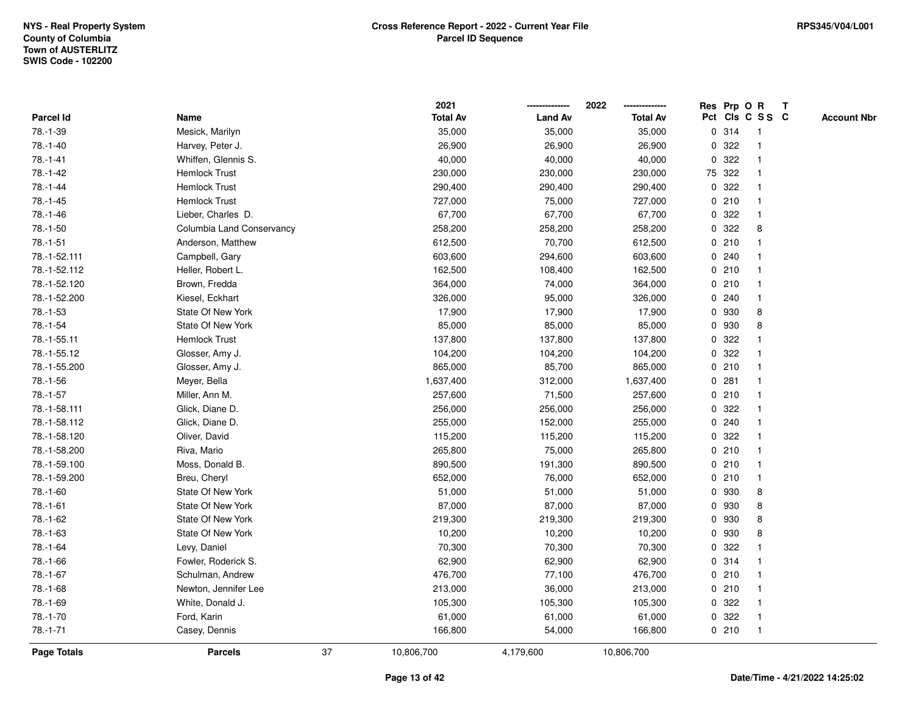NYS - Real Property System
County of Columbia
Town of AUSTERLITZ
SWIS Code - 102200

**Cross Reference Report - 2022 - Current Year File**
**Parcel ID Sequence**

RPS345/V04/L001

| Parcel Id | Name | 2021 Total Av | 2022 Land Av | 2022 Total Av | Res Pct | Prp Cls | O C | R SS | T C | Account Nbr |
|---|---|---|---|---|---|---|---|---|---|---|
| 78.-1-39 | Mesick, Marilyn | 35,000 | 35,000 | 35,000 | 0 | 314 | | 1 | | |
| 78.-1-40 | Harvey, Peter J. | 26,900 | 26,900 | 26,900 | 0 | 322 | | 1 | | |
| 78.-1-41 | Whiffen, Glennis S. | 40,000 | 40,000 | 40,000 | 0 | 322 | | 1 | | |
| 78.-1-42 | Hemlock Trust | 230,000 | 230,000 | 230,000 | 75 | 322 | | 1 | | |
| 78.-1-44 | Hemlock Trust | 290,400 | 290,400 | 290,400 | 0 | 322 | | 1 | | |
| 78.-1-45 | Hemlock Trust | 727,000 | 75,000 | 727,000 | 0 | 210 | | 1 | | |
| 78.-1-46 | Lieber, Charles D. | 67,700 | 67,700 | 67,700 | 0 | 322 | | 1 | | |
| 78.-1-50 | Columbia Land Conservancy | 258,200 | 258,200 | 258,200 | 0 | 322 | | 8 | | |
| 78.-1-51 | Anderson, Matthew | 612,500 | 70,700 | 612,500 | 0 | 210 | | 1 | | |
| 78.-1-52.111 | Campbell, Gary | 603,600 | 294,600 | 603,600 | 0 | 240 | | 1 | | |
| 78.-1-52.112 | Heller, Robert L. | 162,500 | 108,400 | 162,500 | 0 | 210 | | 1 | | |
| 78.-1-52.120 | Brown, Fredda | 364,000 | 74,000 | 364,000 | 0 | 210 | | 1 | | |
| 78.-1-52.200 | Kiesel, Eckhart | 326,000 | 95,000 | 326,000 | 0 | 240 | | 1 | | |
| 78.-1-53 | State Of New York | 17,900 | 17,900 | 17,900 | 0 | 930 | | 8 | | |
| 78.-1-54 | State Of New York | 85,000 | 85,000 | 85,000 | 0 | 930 | | 8 | | |
| 78.-1-55.11 | Hemlock Trust | 137,800 | 137,800 | 137,800 | 0 | 322 | | 1 | | |
| 78.-1-55.12 | Glosser, Amy J. | 104,200 | 104,200 | 104,200 | 0 | 322 | | 1 | | |
| 78.-1-55.200 | Glosser, Amy J. | 865,000 | 85,700 | 865,000 | 0 | 210 | | 1 | | |
| 78.-1-56 | Meyer, Bella | 1,637,400 | 312,000 | 1,637,400 | 0 | 281 | | 1 | | |
| 78.-1-57 | Miller, Ann M. | 257,600 | 71,500 | 257,600 | 0 | 210 | | 1 | | |
| 78.-1-58.111 | Glick, Diane D. | 256,000 | 256,000 | 256,000 | 0 | 322 | | 1 | | |
| 78.-1-58.112 | Glick, Diane D. | 255,000 | 152,000 | 255,000 | 0 | 240 | | 1 | | |
| 78.-1-58.120 | Oliver, David | 115,200 | 115,200 | 115,200 | 0 | 322 | | 1 | | |
| 78.-1-58.200 | Riva, Mario | 265,800 | 75,000 | 265,800 | 0 | 210 | | 1 | | |
| 78.-1-59.100 | Moss, Donald B. | 890,500 | 191,300 | 890,500 | 0 | 210 | | 1 | | |
| 78.-1-59.200 | Breu, Cheryl | 652,000 | 76,000 | 652,000 | 0 | 210 | | 1 | | |
| 78.-1-60 | State Of New York | 51,000 | 51,000 | 51,000 | 0 | 930 | | 8 | | |
| 78.-1-61 | State Of New York | 87,000 | 87,000 | 87,000 | 0 | 930 | | 8 | | |
| 78.-1-62 | State Of New York | 219,300 | 219,300 | 219,300 | 0 | 930 | | 8 | | |
| 78.-1-63 | State Of New York | 10,200 | 10,200 | 10,200 | 0 | 930 | | 8 | | |
| 78.-1-64 | Levy, Daniel | 70,300 | 70,300 | 70,300 | 0 | 322 | | 1 | | |
| 78.-1-66 | Fowler, Roderick S. | 62,900 | 62,900 | 62,900 | 0 | 314 | | 1 | | |
| 78.-1-67 | Schulman, Andrew | 476,700 | 77,100 | 476,700 | 0 | 210 | | 1 | | |
| 78.-1-68 | Newton, Jennifer Lee | 213,000 | 36,000 | 213,000 | 0 | 210 | | 1 | | |
| 78.-1-69 | White, Donald J. | 105,300 | 105,300 | 105,300 | 0 | 322 | | 1 | | |
| 78.-1-70 | Ford, Karin | 61,000 | 61,000 | 61,000 | 0 | 322 | | 1 | | |
| 78.-1-71 | Casey, Dennis | 166,800 | 54,000 | 166,800 | 0 | 210 | | 1 | | |
| **Page Totals** | **Parcels** 37 | 10,806,700 | 4,179,600 | 10,806,700 | | | | | | |

Date/Time - 4/21/2022 14:25:02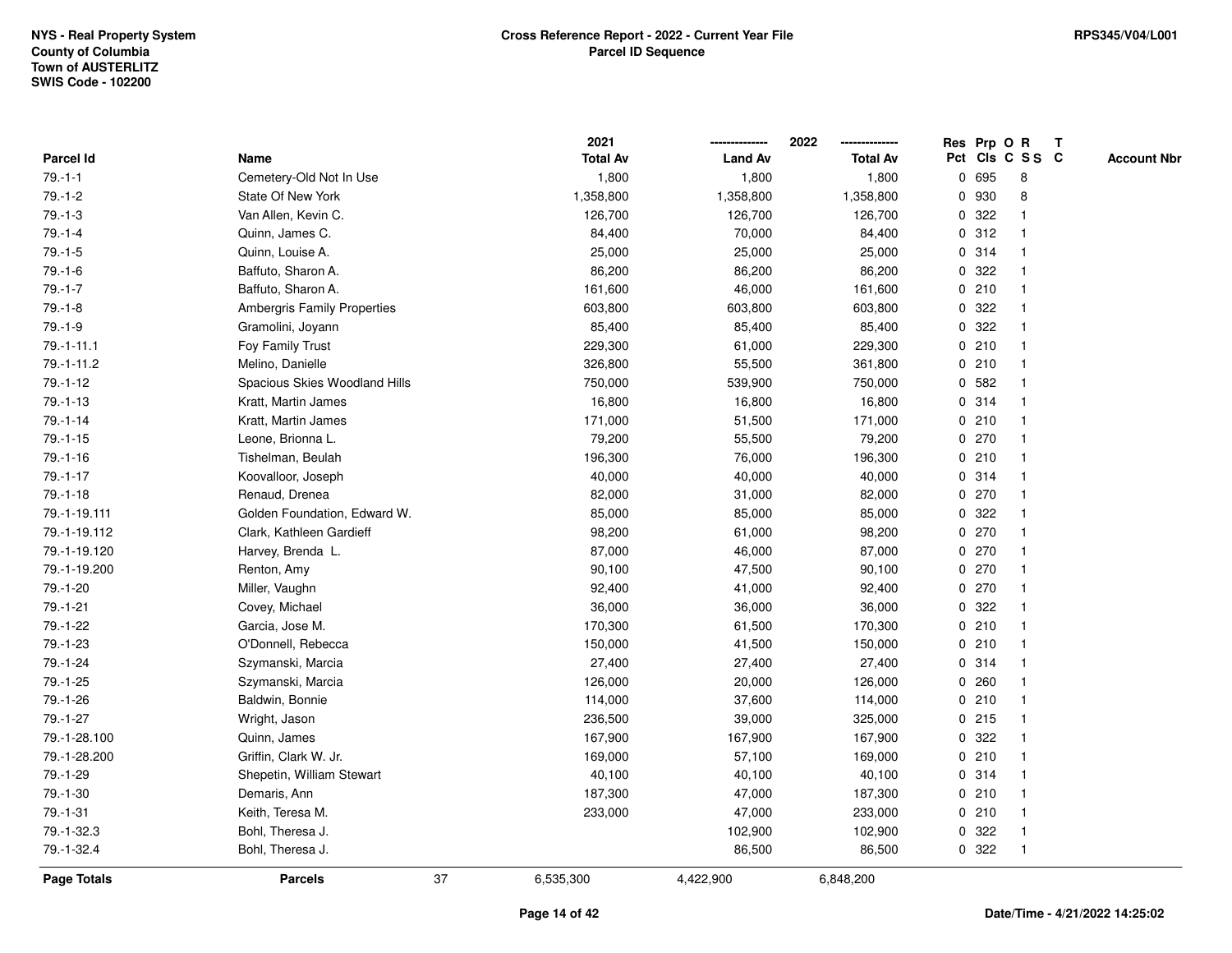NYS - Real Property System
County of Columbia
Town of AUSTERLITZ
SWIS Code - 102200

**Cross Reference Report - 2022 - Current Year File**
**Parcel ID Sequence**

RPS345/V04/L001

| Parcel Id | Name | 2021 Total Av | 2022 Land Av | 2022 Total Av | Res Pct | Prp Cls | O C | R S S | T C | Account Nbr |
|---|---|---|---|---|---|---|---|---|---|---|
| 79.-1-1 | Cemetery-Old Not In Use | 1,800 | 1,800 | 1,800 | 0 | 695 | | 8 | | |
| 79.-1-2 | State Of New York | 1,358,800 | 1,358,800 | 1,358,800 | 0 | 930 | | 8 | | |
| 79.-1-3 | Van Allen, Kevin C. | 126,700 | 126,700 | 126,700 | 0 | 322 | | 1 | | |
| 79.-1-4 | Quinn, James C. | 84,400 | 70,000 | 84,400 | 0 | 312 | | 1 | | |
| 79.-1-5 | Quinn, Louise A. | 25,000 | 25,000 | 25,000 | 0 | 314 | | 1 | | |
| 79.-1-6 | Baffuto, Sharon A. | 86,200 | 86,200 | 86,200 | 0 | 322 | | 1 | | |
| 79.-1-7 | Baffuto, Sharon A. | 161,600 | 46,000 | 161,600 | 0 | 210 | | 1 | | |
| 79.-1-8 | Ambergris Family Properties | 603,800 | 603,800 | 603,800 | 0 | 322 | | 1 | | |
| 79.-1-9 | Gramolini, Joyann | 85,400 | 85,400 | 85,400 | 0 | 322 | | 1 | | |
| 79.-1-11.1 | Foy Family Trust | 229,300 | 61,000 | 229,300 | 0 | 210 | | 1 | | |
| 79.-1-11.2 | Melino, Danielle | 326,800 | 55,500 | 361,800 | 0 | 210 | | 1 | | |
| 79.-1-12 | Spacious Skies Woodland Hills | 750,000 | 539,900 | 750,000 | 0 | 582 | | 1 | | |
| 79.-1-13 | Kratt, Martin James | 16,800 | 16,800 | 16,800 | 0 | 314 | | 1 | | |
| 79.-1-14 | Kratt, Martin James | 171,000 | 51,500 | 171,000 | 0 | 210 | | 1 | | |
| 79.-1-15 | Leone, Brionna L. | 79,200 | 55,500 | 79,200 | 0 | 270 | | 1 | | |
| 79.-1-16 | Tishelman, Beulah | 196,300 | 76,000 | 196,300 | 0 | 210 | | 1 | | |
| 79.-1-17 | Koovalloor, Joseph | 40,000 | 40,000 | 40,000 | 0 | 314 | | 1 | | |
| 79.-1-18 | Renaud, Drenea | 82,000 | 31,000 | 82,000 | 0 | 270 | | 1 | | |
| 79.-1-19.111 | Golden Foundation, Edward W. | 85,000 | 85,000 | 85,000 | 0 | 322 | | 1 | | |
| 79.-1-19.112 | Clark, Kathleen Gardieff | 98,200 | 61,000 | 98,200 | 0 | 270 | | 1 | | |
| 79.-1-19.120 | Harvey, Brenda L. | 87,000 | 46,000 | 87,000 | 0 | 270 | | 1 | | |
| 79.-1-19.200 | Renton, Amy | 90,100 | 47,500 | 90,100 | 0 | 270 | | 1 | | |
| 79.-1-20 | Miller, Vaughn | 92,400 | 41,000 | 92,400 | 0 | 270 | | 1 | | |
| 79.-1-21 | Covey, Michael | 36,000 | 36,000 | 36,000 | 0 | 322 | | 1 | | |
| 79.-1-22 | Garcia, Jose M. | 170,300 | 61,500 | 170,300 | 0 | 210 | | 1 | | |
| 79.-1-23 | O'Donnell, Rebecca | 150,000 | 41,500 | 150,000 | 0 | 210 | | 1 | | |
| 79.-1-24 | Szymanski, Marcia | 27,400 | 27,400 | 27,400 | 0 | 314 | | 1 | | |
| 79.-1-25 | Szymanski, Marcia | 126,000 | 20,000 | 126,000 | 0 | 260 | | 1 | | |
| 79.-1-26 | Baldwin, Bonnie | 114,000 | 37,600 | 114,000 | 0 | 210 | | 1 | | |
| 79.-1-27 | Wright, Jason | 236,500 | 39,000 | 325,000 | 0 | 215 | | 1 | | |
| 79.-1-28.100 | Quinn, James | 167,900 | 167,900 | 167,900 | 0 | 322 | | 1 | | |
| 79.-1-28.200 | Griffin, Clark W. Jr. | 169,000 | 57,100 | 169,000 | 0 | 210 | | 1 | | |
| 79.-1-29 | Shepetin, William Stewart | 40,100 | 40,100 | 40,100 | 0 | 314 | | 1 | | |
| 79.-1-30 | Demaris, Ann | 187,300 | 47,000 | 187,300 | 0 | 210 | | 1 | | |
| 79.-1-31 | Keith, Teresa M. | 233,000 | 47,000 | 233,000 | 0 | 210 | | 1 | | |
| 79.-1-32.3 | Bohl, Theresa J. | | 102,900 | 102,900 | 0 | 322 | | 1 | | |
| 79.-1-32.4 | Bohl, Theresa J. | | 86,500 | 86,500 | 0 | 322 | | 1 | | |
| **Page Totals** | **Parcels** 37 | 6,535,300 | 4,422,900 | 6,848,200 | | | | | | |

**Date/Time - 4/21/2022 14:25:02**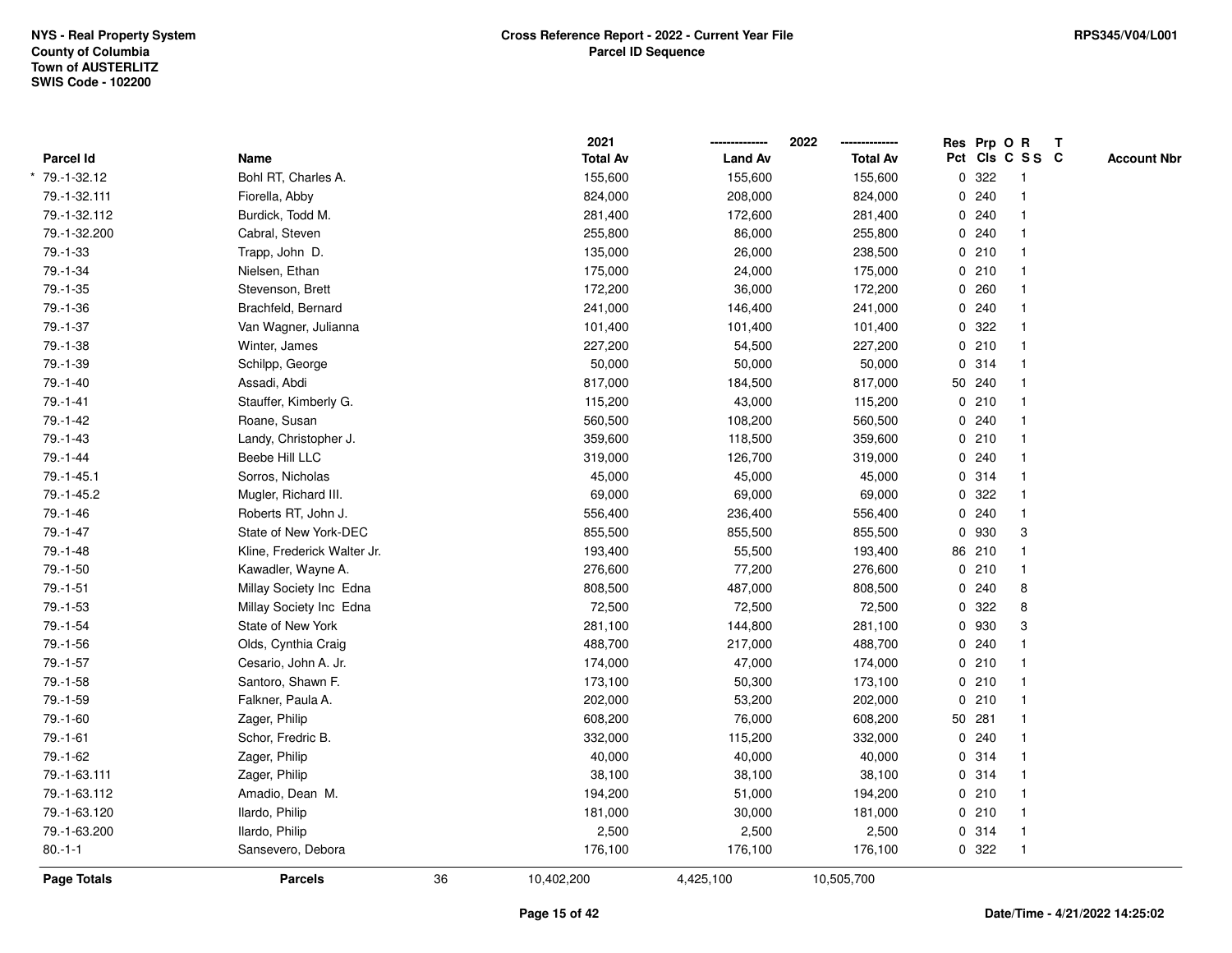NYS - Real Property System
County of Columbia
Town of AUSTERLITZ
SWIS Code - 102200

**Cross Reference Report - 2022 - Current Year File**
**Parcel ID Sequence**

RPS345/V04/L001

| Parcel Id | Name | 2021 Total Av | 2022 Land Av | 2022 Total Av | Res Pct | Prp Cls | O C | R S S | T C | Account Nbr |
|---|---|---|---|---|---|---|---|---|---|---|
| * 79.-1-32.12 | Bohl RT, Charles A. | 155,600 | 155,600 | 155,600 | 0 | 322 | | 1 | | |
| 79.-1-32.111 | Fiorella, Abby | 824,000 | 208,000 | 824,000 | 0 | 240 | | 1 | | |
| 79.-1-32.112 | Burdick, Todd M. | 281,400 | 172,600 | 281,400 | 0 | 240 | | 1 | | |
| 79.-1-32.200 | Cabral, Steven | 255,800 | 86,000 | 255,800 | 0 | 240 | | 1 | | |
| 79.-1-33 | Trapp, John D. | 135,000 | 26,000 | 238,500 | 0 | 210 | | 1 | | |
| 79.-1-34 | Nielsen, Ethan | 175,000 | 24,000 | 175,000 | 0 | 210 | | 1 | | |
| 79.-1-35 | Stevenson, Brett | 172,200 | 36,000 | 172,200 | 0 | 260 | | 1 | | |
| 79.-1-36 | Brachfeld, Bernard | 241,000 | 146,400 | 241,000 | 0 | 240 | | 1 | | |
| 79.-1-37 | Van Wagner, Julianna | 101,400 | 101,400 | 101,400 | 0 | 322 | | 1 | | |
| 79.-1-38 | Winter, James | 227,200 | 54,500 | 227,200 | 0 | 210 | | 1 | | |
| 79.-1-39 | Schilpp, George | 50,000 | 50,000 | 50,000 | 0 | 314 | | 1 | | |
| 79.-1-40 | Assadi, Abdi | 817,000 | 184,500 | 817,000 | 50 | 240 | | 1 | | |
| 79.-1-41 | Stauffer, Kimberly G. | 115,200 | 43,000 | 115,200 | 0 | 210 | | 1 | | |
| 79.-1-42 | Roane, Susan | 560,500 | 108,200 | 560,500 | 0 | 240 | | 1 | | |
| 79.-1-43 | Landy, Christopher J. | 359,600 | 118,500 | 359,600 | 0 | 210 | | 1 | | |
| 79.-1-44 | Beebe Hill LLC | 319,000 | 126,700 | 319,000 | 0 | 240 | | 1 | | |
| 79.-1-45.1 | Sorros, Nicholas | 45,000 | 45,000 | 45,000 | 0 | 314 | | 1 | | |
| 79.-1-45.2 | Mugler, Richard III. | 69,000 | 69,000 | 69,000 | 0 | 322 | | 1 | | |
| 79.-1-46 | Roberts RT, John J. | 556,400 | 236,400 | 556,400 | 0 | 240 | | 1 | | |
| 79.-1-47 | State of New York-DEC | 855,500 | 855,500 | 855,500 | 0 | 930 | | 3 | | |
| 79.-1-48 | Kline, Frederick Walter Jr. | 193,400 | 55,500 | 193,400 | 86 | 210 | | 1 | | |
| 79.-1-50 | Kawadler, Wayne A. | 276,600 | 77,200 | 276,600 | 0 | 210 | | 1 | | |
| 79.-1-51 | Millay Society Inc Edna | 808,500 | 487,000 | 808,500 | 0 | 240 | | 8 | | |
| 79.-1-53 | Millay Society Inc Edna | 72,500 | 72,500 | 72,500 | 0 | 322 | | 8 | | |
| 79.-1-54 | State of New York | 281,100 | 144,800 | 281,100 | 0 | 930 | | 3 | | |
| 79.-1-56 | Olds, Cynthia Craig | 488,700 | 217,000 | 488,700 | 0 | 240 | | 1 | | |
| 79.-1-57 | Cesario, John A. Jr. | 174,000 | 47,000 | 174,000 | 0 | 210 | | 1 | | |
| 79.-1-58 | Santoro, Shawn F. | 173,100 | 50,300 | 173,100 | 0 | 210 | | 1 | | |
| 79.-1-59 | Falkner, Paula A. | 202,000 | 53,200 | 202,000 | 0 | 210 | | 1 | | |
| 79.-1-60 | Zager, Philip | 608,200 | 76,000 | 608,200 | 50 | 281 | | 1 | | |
| 79.-1-61 | Schor, Fredric B. | 332,000 | 115,200 | 332,000 | 0 | 240 | | 1 | | |
| 79.-1-62 | Zager, Philip | 40,000 | 40,000 | 40,000 | 0 | 314 | | 1 | | |
| 79.-1-63.111 | Zager, Philip | 38,100 | 38,100 | 38,100 | 0 | 314 | | 1 | | |
| 79.-1-63.112 | Amadio, Dean M. | 194,200 | 51,000 | 194,200 | 0 | 210 | | 1 | | |
| 79.-1-63.120 | Ilardo, Philip | 181,000 | 30,000 | 181,000 | 0 | 210 | | 1 | | |
| 79.-1-63.200 | Ilardo, Philip | 2,500 | 2,500 | 2,500 | 0 | 314 | | 1 | | |
| 80.-1-1 | Sansevero, Debora | 176,100 | 176,100 | 176,100 | 0 | 322 | | 1 | | |
| **Page Totals** | **Parcels** 36 | 10,402,200 | 4,425,100 | 10,505,700 | | | | | | |

Date/Time - 4/21/2022 14:25:02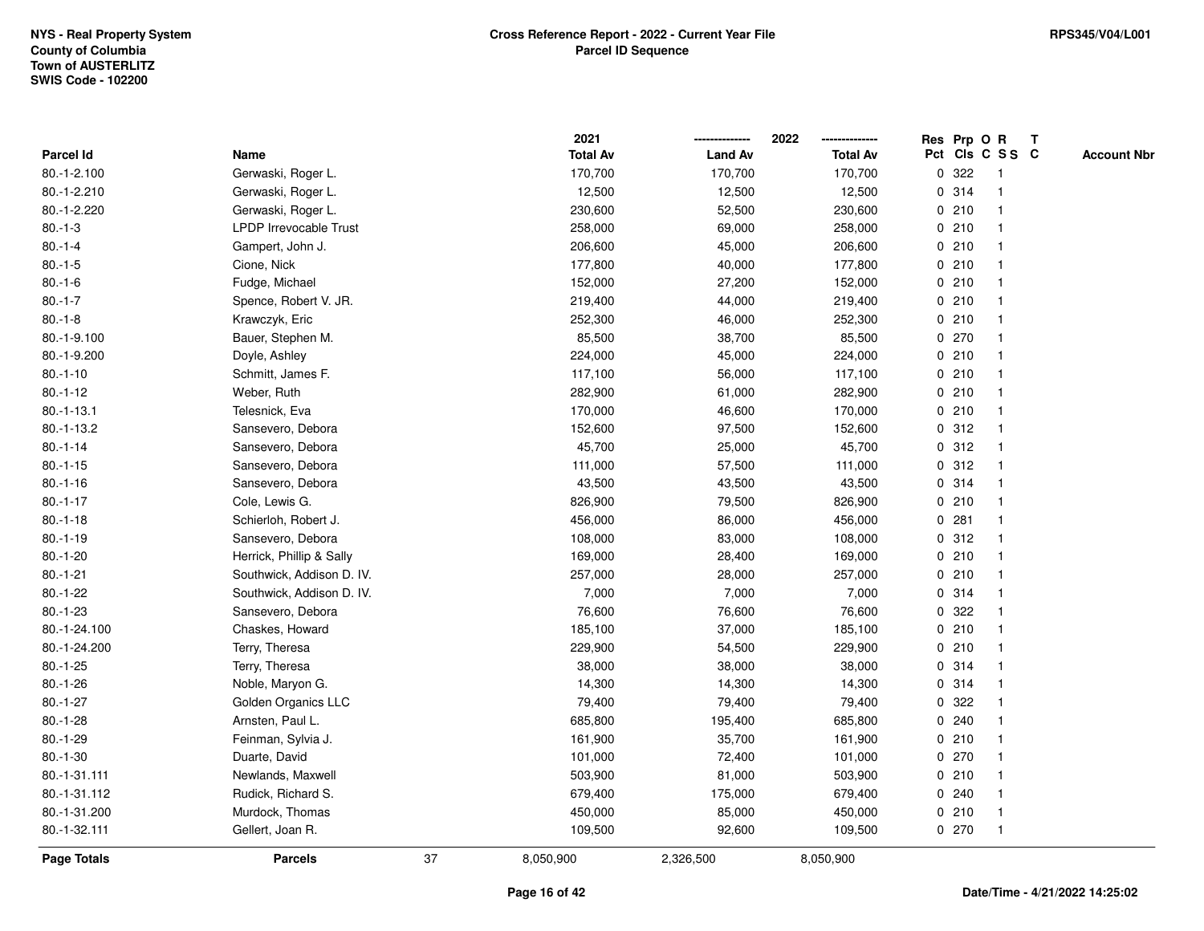**NYS - Real Property System**
**County of Columbia**
**Town of AUSTERLITZ**
**SWIS Code - 102200**

**Cross Reference Report - 2022 - Current Year File**
**Parcel ID Sequence**

**RPS345/V04/L001**

| Parcel Id | Name | 2021 Total Av | 2022 Land Av | 2022 Total Av | Res Pct | Prp Cls | O C | R S S | T C | Account Nbr |
|---|---|---|---|---|---|---|---|---|---|---|
| 80.-1-2.100 | Gerwaski, Roger L. | 170,700 | 170,700 | 170,700 | 0 | 322 | | 1 | | |
| 80.-1-2.210 | Gerwaski, Roger L. | 12,500 | 12,500 | 12,500 | 0 | 314 | | 1 | | |
| 80.-1-2.220 | Gerwaski, Roger L. | 230,600 | 52,500 | 230,600 | 0 | 210 | | 1 | | |
| 80.-1-3 | LPDP Irrevocable Trust | 258,000 | 69,000 | 258,000 | 0 | 210 | | 1 | | |
| 80.-1-4 | Gampert, John J. | 206,600 | 45,000 | 206,600 | 0 | 210 | | 1 | | |
| 80.-1-5 | Cione, Nick | 177,800 | 40,000 | 177,800 | 0 | 210 | | 1 | | |
| 80.-1-6 | Fudge, Michael | 152,000 | 27,200 | 152,000 | 0 | 210 | | 1 | | |
| 80.-1-7 | Spence, Robert V. JR. | 219,400 | 44,000 | 219,400 | 0 | 210 | | 1 | | |
| 80.-1-8 | Krawczyk, Eric | 252,300 | 46,000 | 252,300 | 0 | 210 | | 1 | | |
| 80.-1-9.100 | Bauer, Stephen M. | 85,500 | 38,700 | 85,500 | 0 | 270 | | 1 | | |
| 80.-1-9.200 | Doyle, Ashley | 224,000 | 45,000 | 224,000 | 0 | 210 | | 1 | | |
| 80.-1-10 | Schmitt, James F. | 117,100 | 56,000 | 117,100 | 0 | 210 | | 1 | | |
| 80.-1-12 | Weber, Ruth | 282,900 | 61,000 | 282,900 | 0 | 210 | | 1 | | |
| 80.-1-13.1 | Telesnick, Eva | 170,000 | 46,600 | 170,000 | 0 | 210 | | 1 | | |
| 80.-1-13.2 | Sansevero, Debora | 152,600 | 97,500 | 152,600 | 0 | 312 | | 1 | | |
| 80.-1-14 | Sansevero, Debora | 45,700 | 25,000 | 45,700 | 0 | 312 | | 1 | | |
| 80.-1-15 | Sansevero, Debora | 111,000 | 57,500 | 111,000 | 0 | 312 | | 1 | | |
| 80.-1-16 | Sansevero, Debora | 43,500 | 43,500 | 43,500 | 0 | 314 | | 1 | | |
| 80.-1-17 | Cole, Lewis G. | 826,900 | 79,500 | 826,900 | 0 | 210 | | 1 | | |
| 80.-1-18 | Schierloh, Robert J. | 456,000 | 86,000 | 456,000 | 0 | 281 | | 1 | | |
| 80.-1-19 | Sansevero, Debora | 108,000 | 83,000 | 108,000 | 0 | 312 | | 1 | | |
| 80.-1-20 | Herrick, Phillip & Sally | 169,000 | 28,400 | 169,000 | 0 | 210 | | 1 | | |
| 80.-1-21 | Southwick, Addison D. IV. | 257,000 | 28,000 | 257,000 | 0 | 210 | | 1 | | |
| 80.-1-22 | Southwick, Addison D. IV. | 7,000 | 7,000 | 7,000 | 0 | 314 | | 1 | | |
| 80.-1-23 | Sansevero, Debora | 76,600 | 76,600 | 76,600 | 0 | 322 | | 1 | | |
| 80.-1-24.100 | Chaskes, Howard | 185,100 | 37,000 | 185,100 | 0 | 210 | | 1 | | |
| 80.-1-24.200 | Terry, Theresa | 229,900 | 54,500 | 229,900 | 0 | 210 | | 1 | | |
| 80.-1-25 | Terry, Theresa | 38,000 | 38,000 | 38,000 | 0 | 314 | | 1 | | |
| 80.-1-26 | Noble, Maryon G. | 14,300 | 14,300 | 14,300 | 0 | 314 | | 1 | | |
| 80.-1-27 | Golden Organics LLC | 79,400 | 79,400 | 79,400 | 0 | 322 | | 1 | | |
| 80.-1-28 | Arnsten, Paul L. | 685,800 | 195,400 | 685,800 | 0 | 240 | | 1 | | |
| 80.-1-29 | Feinman, Sylvia J. | 161,900 | 35,700 | 161,900 | 0 | 210 | | 1 | | |
| 80.-1-30 | Duarte, David | 101,000 | 72,400 | 101,000 | 0 | 270 | | 1 | | |
| 80.-1-31.111 | Newlands, Maxwell | 503,900 | 81,000 | 503,900 | 0 | 210 | | 1 | | |
| 80.-1-31.112 | Rudick, Richard S. | 679,400 | 175,000 | 679,400 | 0 | 240 | | 1 | | |
| 80.-1-31.200 | Murdock, Thomas | 450,000 | 85,000 | 450,000 | 0 | 210 | | 1 | | |
| 80.-1-32.111 | Gellert, Joan R. | 109,500 | 92,600 | 109,500 | 0 | 270 | | 1 | | |
| **Page Totals** | **Parcels** 37 | 8,050,900 | 2,326,500 | 8,050,900 | | | | | | |

**Date/Time - 4/21/2022 14:25:02**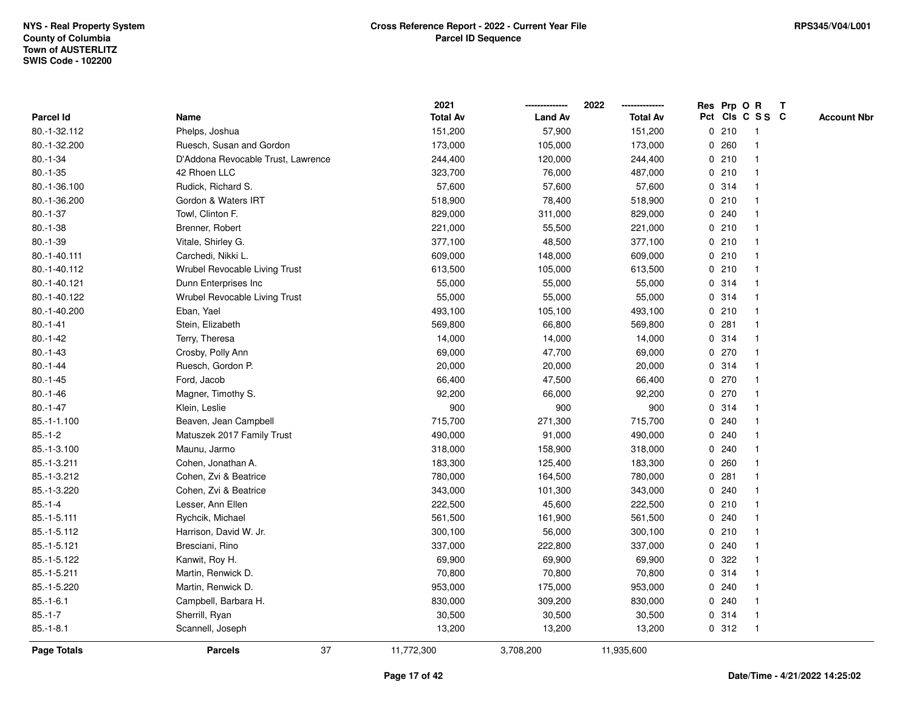| Parcel Id | Name | 2021 Total Av | 2022 Land Av | 2022 Total Av | Res Pct | Prp Cls | O C | R S S | T C | Account Nbr |
|---|---|---|---|---|---|---|---|---|---|---|
| 80.-1-32.112 | Phelps, Joshua | 151,200 | 57,900 | 151,200 | 0 | 210 | | 1 | | |
| 80.-1-32.200 | Ruesch, Susan and Gordon | 173,000 | 105,000 | 173,000 | 0 | 260 | | 1 | | |
| 80.-1-34 | D'Addona Revocable Trust, Lawrence | 244,400 | 120,000 | 244,400 | 0 | 210 | | 1 | | |
| 80.-1-35 | 42 Rhoen LLC | 323,700 | 76,000 | 487,000 | 0 | 210 | | 1 | | |
| 80.-1-36.100 | Rudick, Richard S. | 57,600 | 57,600 | 57,600 | 0 | 314 | | 1 | | |
| 80.-1-36.200 | Gordon & Waters IRT | 518,900 | 78,400 | 518,900 | 0 | 210 | | 1 | | |
| 80.-1-37 | Towl, Clinton F. | 829,000 | 311,000 | 829,000 | 0 | 240 | | 1 | | |
| 80.-1-38 | Brenner, Robert | 221,000 | 55,500 | 221,000 | 0 | 210 | | 1 | | |
| 80.-1-39 | Vitale, Shirley G. | 377,100 | 48,500 | 377,100 | 0 | 210 | | 1 | | |
| 80.-1-40.111 | Carchedi, Nikki L. | 609,000 | 148,000 | 609,000 | 0 | 210 | | 1 | | |
| 80.-1-40.112 | Wrubel Revocable Living Trust | 613,500 | 105,000 | 613,500 | 0 | 210 | | 1 | | |
| 80.-1-40.121 | Dunn Enterprises Inc | 55,000 | 55,000 | 55,000 | 0 | 314 | | 1 | | |
| 80.-1-40.122 | Wrubel Revocable Living Trust | 55,000 | 55,000 | 55,000 | 0 | 314 | | 1 | | |
| 80.-1-40.200 | Eban, Yael | 493,100 | 105,100 | 493,100 | 0 | 210 | | 1 | | |
| 80.-1-41 | Stein, Elizabeth | 569,800 | 66,800 | 569,800 | 0 | 281 | | 1 | | |
| 80.-1-42 | Terry, Theresa | 14,000 | 14,000 | 14,000 | 0 | 314 | | 1 | | |
| 80.-1-43 | Crosby, Polly Ann | 69,000 | 47,700 | 69,000 | 0 | 270 | | 1 | | |
| 80.-1-44 | Ruesch, Gordon P. | 20,000 | 20,000 | 20,000 | 0 | 314 | | 1 | | |
| 80.-1-45 | Ford, Jacob | 66,400 | 47,500 | 66,400 | 0 | 270 | | 1 | | |
| 80.-1-46 | Magner, Timothy S. | 92,200 | 66,000 | 92,200 | 0 | 270 | | 1 | | |
| 80.-1-47 | Klein, Leslie | 900 | 900 | 900 | 0 | 314 | | 1 | | |
| 85.-1-1.100 | Beaven, Jean Campbell | 715,700 | 271,300 | 715,700 | 0 | 240 | | 1 | | |
| 85.-1-2 | Matuszek 2017 Family Trust | 490,000 | 91,000 | 490,000 | 0 | 240 | | 1 | | |
| 85.-1-3.100 | Maunu, Jarmo | 318,000 | 158,900 | 318,000 | 0 | 240 | | 1 | | |
| 85.-1-3.211 | Cohen, Jonathan A. | 183,300 | 125,400 | 183,300 | 0 | 260 | | 1 | | |
| 85.-1-3.212 | Cohen, Zvi & Beatrice | 780,000 | 164,500 | 780,000 | 0 | 281 | | 1 | | |
| 85.-1-3.220 | Cohen, Zvi & Beatrice | 343,000 | 101,300 | 343,000 | 0 | 240 | | 1 | | |
| 85.-1-4 | Lesser, Ann Ellen | 222,500 | 45,600 | 222,500 | 0 | 210 | | 1 | | |
| 85.-1-5.111 | Rychcik, Michael | 561,500 | 161,900 | 561,500 | 0 | 240 | | 1 | | |
| 85.-1-5.112 | Harrison, David W. Jr. | 300,100 | 56,000 | 300,100 | 0 | 210 | | 1 | | |
| 85.-1-5.121 | Bresciani, Rino | 337,000 | 222,800 | 337,000 | 0 | 240 | | 1 | | |
| 85.-1-5.122 | Kanwit, Roy H. | 69,900 | 69,900 | 69,900 | 0 | 322 | | 1 | | |
| 85.-1-5.211 | Martin, Renwick D. | 70,800 | 70,800 | 70,800 | 0 | 314 | | 1 | | |
| 85.-1-5.220 | Martin, Renwick D. | 953,000 | 175,000 | 953,000 | 0 | 240 | | 1 | | |
| 85.-1-6.1 | Campbell, Barbara H. | 830,000 | 309,200 | 830,000 | 0 | 240 | | 1 | | |
| 85.-1-7 | Sherrill, Ryan | 30,500 | 30,500 | 30,500 | 0 | 314 | | 1 | | |
| 85.-1-8.1 | Scannell, Joseph | 13,200 | 13,200 | 13,200 | 0 | 312 | | 1 | | |
| **Page Totals** | **Parcels** 37 | 11,772,300 | 3,708,200 | 11,935,600 | | | | | | |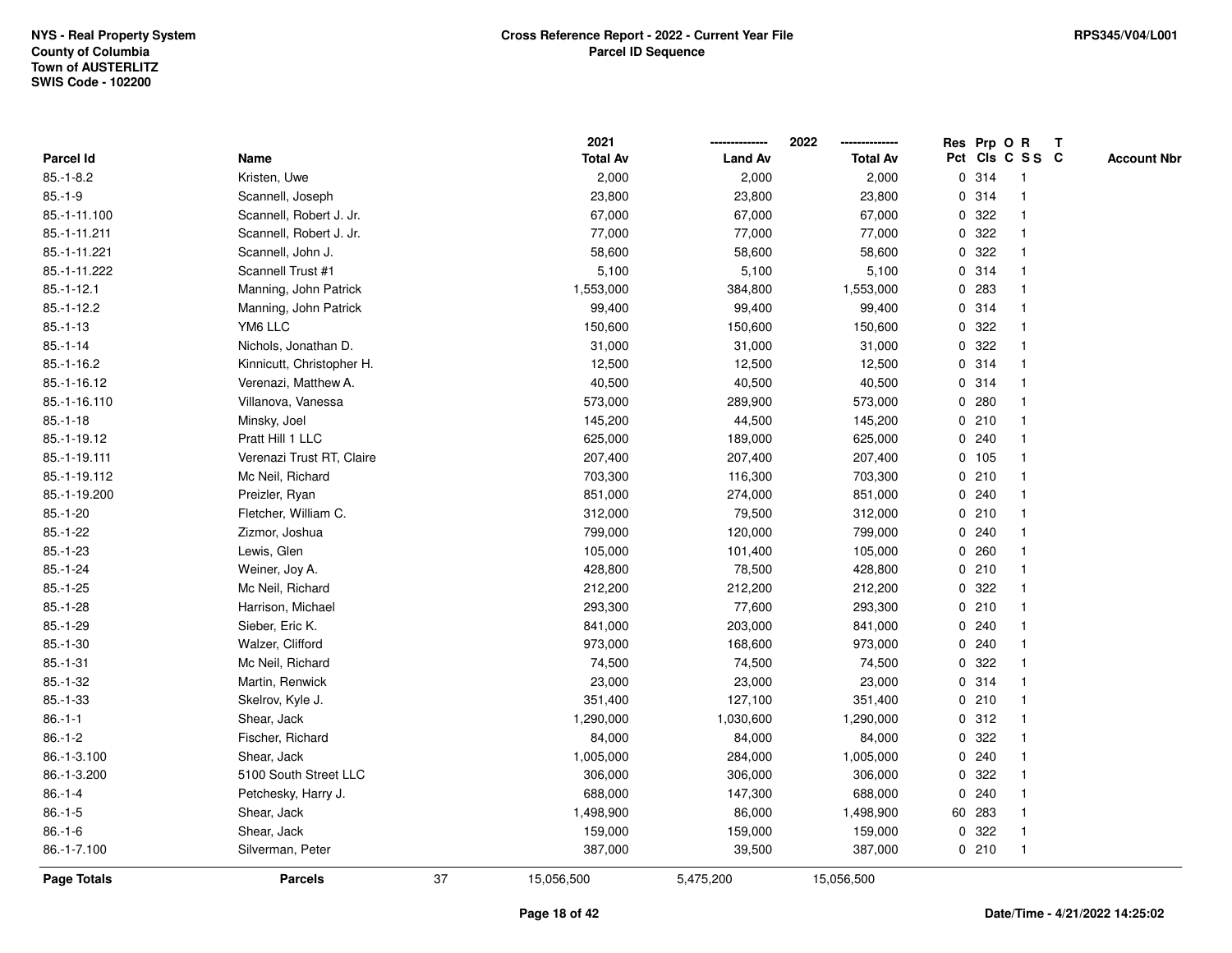**NYS - Real Property System**
**County of Columbia**
**Town of AUSTERLITZ**
**SWIS Code - 102200**

**Cross Reference Report - 2022 - Current Year File**
**Parcel ID Sequence**

**RPS345/V04/L001**

| Parcel Id | Name | 2021 Total Av | 2022 Land Av | 2022 Total Av | Res Pct | Prp Cls | O C | R S S | T C | Account Nbr |
|---|---|---|---|---|---|---|---|---|---|---|
| 85.-1-8.2 | Kristen, Uwe | 2,000 | 2,000 | 2,000 | 0 | 314 | | 1 | | |
| 85.-1-9 | Scannell, Joseph | 23,800 | 23,800 | 23,800 | 0 | 314 | | 1 | | |
| 85.-1-11.100 | Scannell, Robert J. Jr. | 67,000 | 67,000 | 67,000 | 0 | 322 | | 1 | | |
| 85.-1-11.211 | Scannell, Robert J. Jr. | 77,000 | 77,000 | 77,000 | 0 | 322 | | 1 | | |
| 85.-1-11.221 | Scannell, John J. | 58,600 | 58,600 | 58,600 | 0 | 322 | | 1 | | |
| 85.-1-11.222 | Scannell Trust #1 | 5,100 | 5,100 | 5,100 | 0 | 314 | | 1 | | |
| 85.-1-12.1 | Manning, John Patrick | 1,553,000 | 384,800 | 1,553,000 | 0 | 283 | | 1 | | |
| 85.-1-12.2 | Manning, John Patrick | 99,400 | 99,400 | 99,400 | 0 | 314 | | 1 | | |
| 85.-1-13 | YM6 LLC | 150,600 | 150,600 | 150,600 | 0 | 322 | | 1 | | |
| 85.-1-14 | Nichols, Jonathan D. | 31,000 | 31,000 | 31,000 | 0 | 322 | | 1 | | |
| 85.-1-16.2 | Kinnicutt, Christopher H. | 12,500 | 12,500 | 12,500 | 0 | 314 | | 1 | | |
| 85.-1-16.12 | Verenazi, Matthew A. | 40,500 | 40,500 | 40,500 | 0 | 314 | | 1 | | |
| 85.-1-16.110 | Villanova, Vanessa | 573,000 | 289,900 | 573,000 | 0 | 280 | | 1 | | |
| 85.-1-18 | Minsky, Joel | 145,200 | 44,500 | 145,200 | 0 | 210 | | 1 | | |
| 85.-1-19.12 | Pratt Hill 1 LLC | 625,000 | 189,000 | 625,000 | 0 | 240 | | 1 | | |
| 85.-1-19.111 | Verenazi Trust RT, Claire | 207,400 | 207,400 | 207,400 | 0 | 105 | | 1 | | |
| 85.-1-19.112 | Mc Neil, Richard | 703,300 | 116,300 | 703,300 | 0 | 210 | | 1 | | |
| 85.-1-19.200 | Preizler, Ryan | 851,000 | 274,000 | 851,000 | 0 | 240 | | 1 | | |
| 85.-1-20 | Fletcher, William C. | 312,000 | 79,500 | 312,000 | 0 | 210 | | 1 | | |
| 85.-1-22 | Zizmor, Joshua | 799,000 | 120,000 | 799,000 | 0 | 240 | | 1 | | |
| 85.-1-23 | Lewis, Glen | 105,000 | 101,400 | 105,000 | 0 | 260 | | 1 | | |
| 85.-1-24 | Weiner, Joy A. | 428,800 | 78,500 | 428,800 | 0 | 210 | | 1 | | |
| 85.-1-25 | Mc Neil, Richard | 212,200 | 212,200 | 212,200 | 0 | 322 | | 1 | | |
| 85.-1-28 | Harrison, Michael | 293,300 | 77,600 | 293,300 | 0 | 210 | | 1 | | |
| 85.-1-29 | Sieber, Eric K. | 841,000 | 203,000 | 841,000 | 0 | 240 | | 1 | | |
| 85.-1-30 | Walzer, Clifford | 973,000 | 168,600 | 973,000 | 0 | 240 | | 1 | | |
| 85.-1-31 | Mc Neil, Richard | 74,500 | 74,500 | 74,500 | 0 | 322 | | 1 | | |
| 85.-1-32 | Martin, Renwick | 23,000 | 23,000 | 23,000 | 0 | 314 | | 1 | | |
| 85.-1-33 | Skelrov, Kyle J. | 351,400 | 127,100 | 351,400 | 0 | 210 | | 1 | | |
| 86.-1-1 | Shear, Jack | 1,290,000 | 1,030,600 | 1,290,000 | 0 | 312 | | 1 | | |
| 86.-1-2 | Fischer, Richard | 84,000 | 84,000 | 84,000 | 0 | 322 | | 1 | | |
| 86.-1-3.100 | Shear, Jack | 1,005,000 | 284,000 | 1,005,000 | 0 | 240 | | 1 | | |
| 86.-1-3.200 | 5100 South Street LLC | 306,000 | 306,000 | 306,000 | 0 | 322 | | 1 | | |
| 86.-1-4 | Petchesky, Harry J. | 688,000 | 147,300 | 688,000 | 0 | 240 | | 1 | | |
| 86.-1-5 | Shear, Jack | 1,498,900 | 86,000 | 1,498,900 | 60 | 283 | | 1 | | |
| 86.-1-6 | Shear, Jack | 159,000 | 159,000 | 159,000 | 0 | 322 | | 1 | | |
| 86.-1-7.100 | Silverman, Peter | 387,000 | 39,500 | 387,000 | 0 | 210 | | 1 | | |
| **Page Totals** | **Parcels** 37 | 15,056,500 | 5,475,200 | 15,056,500 | | | | | | |

**Date/Time - 4/21/2022 14:25:02**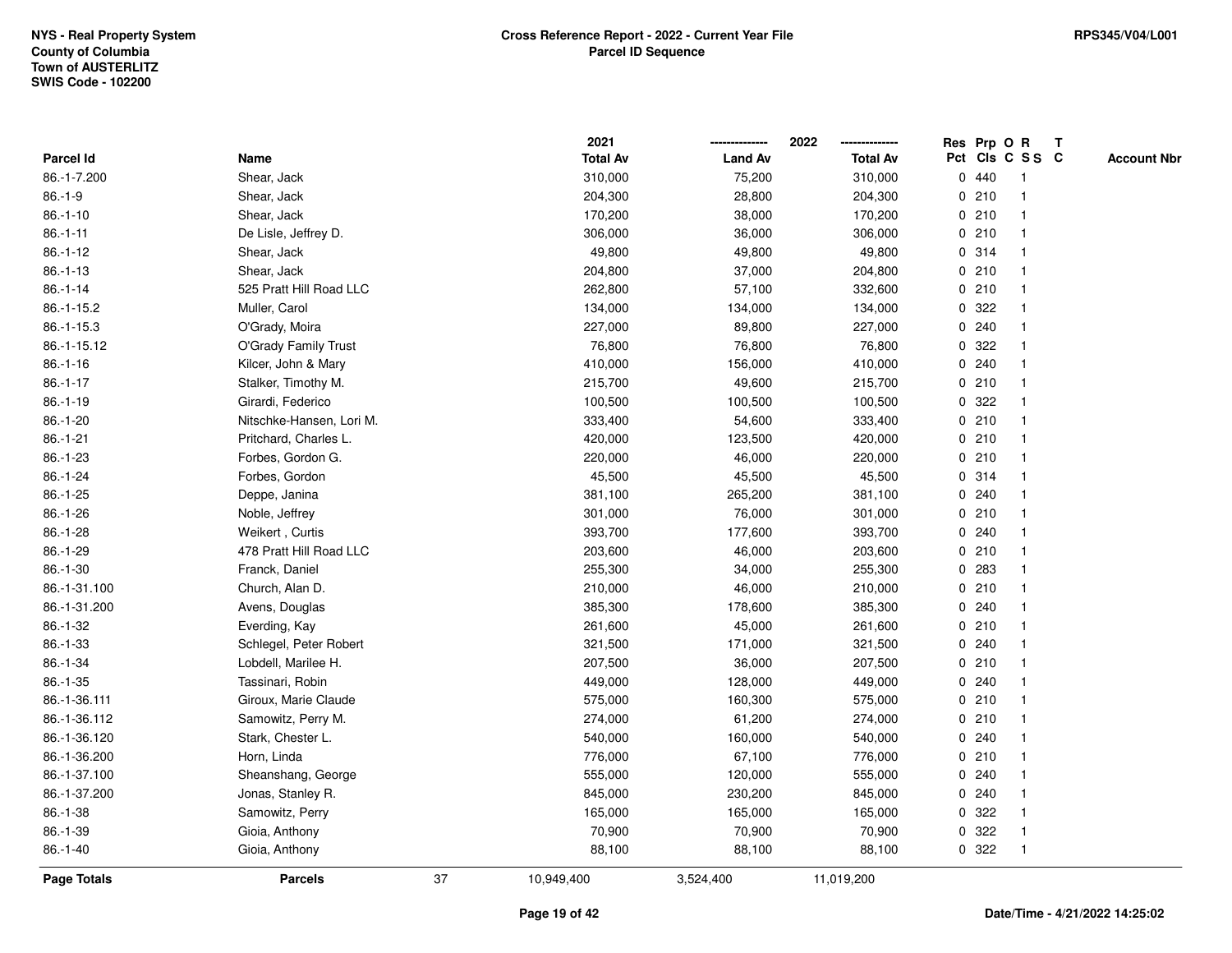NYS - Real Property System
County of Columbia
Town of AUSTERLITZ
SWIS Code - 102200

**Cross Reference Report - 2022 - Current Year File**
**Parcel ID Sequence**

RPS345/V04/L001

| Parcel Id | Name | 2021 Total Av | 2022 Land Av | 2022 Total Av | Res Pct | Prp Cls | O C | R S S | T C | Account Nbr |
|---|---|---|---|---|---|---|---|---|---|---|
| 86.-1-7.200 | Shear, Jack | 310,000 | 75,200 | 310,000 | 0 | 440 | | 1 | | |
| 86.-1-9 | Shear, Jack | 204,300 | 28,800 | 204,300 | 0 | 210 | | 1 | | |
| 86.-1-10 | Shear, Jack | 170,200 | 38,000 | 170,200 | 0 | 210 | | 1 | | |
| 86.-1-11 | De Lisle, Jeffrey D. | 306,000 | 36,000 | 306,000 | 0 | 210 | | 1 | | |
| 86.-1-12 | Shear, Jack | 49,800 | 49,800 | 49,800 | 0 | 314 | | 1 | | |
| 86.-1-13 | Shear, Jack | 204,800 | 37,000 | 204,800 | 0 | 210 | | 1 | | |
| 86.-1-14 | 525 Pratt Hill Road LLC | 262,800 | 57,100 | 332,600 | 0 | 210 | | 1 | | |
| 86.-1-15.2 | Muller, Carol | 134,000 | 134,000 | 134,000 | 0 | 322 | | 1 | | |
| 86.-1-15.3 | O'Grady, Moira | 227,000 | 89,800 | 227,000 | 0 | 240 | | 1 | | |
| 86.-1-15.12 | O'Grady Family Trust | 76,800 | 76,800 | 76,800 | 0 | 322 | | 1 | | |
| 86.-1-16 | Kilcer, John & Mary | 410,000 | 156,000 | 410,000 | 0 | 240 | | 1 | | |
| 86.-1-17 | Stalker, Timothy M. | 215,700 | 49,600 | 215,700 | 0 | 210 | | 1 | | |
| 86.-1-19 | Girardi, Federico | 100,500 | 100,500 | 100,500 | 0 | 322 | | 1 | | |
| 86.-1-20 | Nitschke-Hansen, Lori M. | 333,400 | 54,600 | 333,400 | 0 | 210 | | 1 | | |
| 86.-1-21 | Pritchard, Charles L. | 420,000 | 123,500 | 420,000 | 0 | 210 | | 1 | | |
| 86.-1-23 | Forbes, Gordon G. | 220,000 | 46,000 | 220,000 | 0 | 210 | | 1 | | |
| 86.-1-24 | Forbes, Gordon | 45,500 | 45,500 | 45,500 | 0 | 314 | | 1 | | |
| 86.-1-25 | Deppe, Janina | 381,100 | 265,200 | 381,100 | 0 | 240 | | 1 | | |
| 86.-1-26 | Noble, Jeffrey | 301,000 | 76,000 | 301,000 | 0 | 210 | | 1 | | |
| 86.-1-28 | Weikert , Curtis | 393,700 | 177,600 | 393,700 | 0 | 240 | | 1 | | |
| 86.-1-29 | 478 Pratt Hill Road LLC | 203,600 | 46,000 | 203,600 | 0 | 210 | | 1 | | |
| 86.-1-30 | Franck, Daniel | 255,300 | 34,000 | 255,300 | 0 | 283 | | 1 | | |
| 86.-1-31.100 | Church, Alan D. | 210,000 | 46,000 | 210,000 | 0 | 210 | | 1 | | |
| 86.-1-31.200 | Avens, Douglas | 385,300 | 178,600 | 385,300 | 0 | 240 | | 1 | | |
| 86.-1-32 | Everding, Kay | 261,600 | 45,000 | 261,600 | 0 | 210 | | 1 | | |
| 86.-1-33 | Schlegel, Peter Robert | 321,500 | 171,000 | 321,500 | 0 | 240 | | 1 | | |
| 86.-1-34 | Lobdell, Marilee H. | 207,500 | 36,000 | 207,500 | 0 | 210 | | 1 | | |
| 86.-1-35 | Tassinari, Robin | 449,000 | 128,000 | 449,000 | 0 | 240 | | 1 | | |
| 86.-1-36.111 | Giroux, Marie Claude | 575,000 | 160,300 | 575,000 | 0 | 210 | | 1 | | |
| 86.-1-36.112 | Samowitz, Perry M. | 274,000 | 61,200 | 274,000 | 0 | 210 | | 1 | | |
| 86.-1-36.120 | Stark, Chester L. | 540,000 | 160,000 | 540,000 | 0 | 240 | | 1 | | |
| 86.-1-36.200 | Horn, Linda | 776,000 | 67,100 | 776,000 | 0 | 210 | | 1 | | |
| 86.-1-37.100 | Sheanshang, George | 555,000 | 120,000 | 555,000 | 0 | 240 | | 1 | | |
| 86.-1-37.200 | Jonas, Stanley R. | 845,000 | 230,200 | 845,000 | 0 | 240 | | 1 | | |
| 86.-1-38 | Samowitz, Perry | 165,000 | 165,000 | 165,000 | 0 | 322 | | 1 | | |
| 86.-1-39 | Gioia, Anthony | 70,900 | 70,900 | 70,900 | 0 | 322 | | 1 | | |
| 86.-1-40 | Gioia, Anthony | 88,100 | 88,100 | 88,100 | 0 | 322 | | 1 | | |
| **Page Totals** | **Parcels** 37 | 10,949,400 | 3,524,400 | 11,019,200 | | | | | | |

Date/Time - 4/21/2022 14:25:02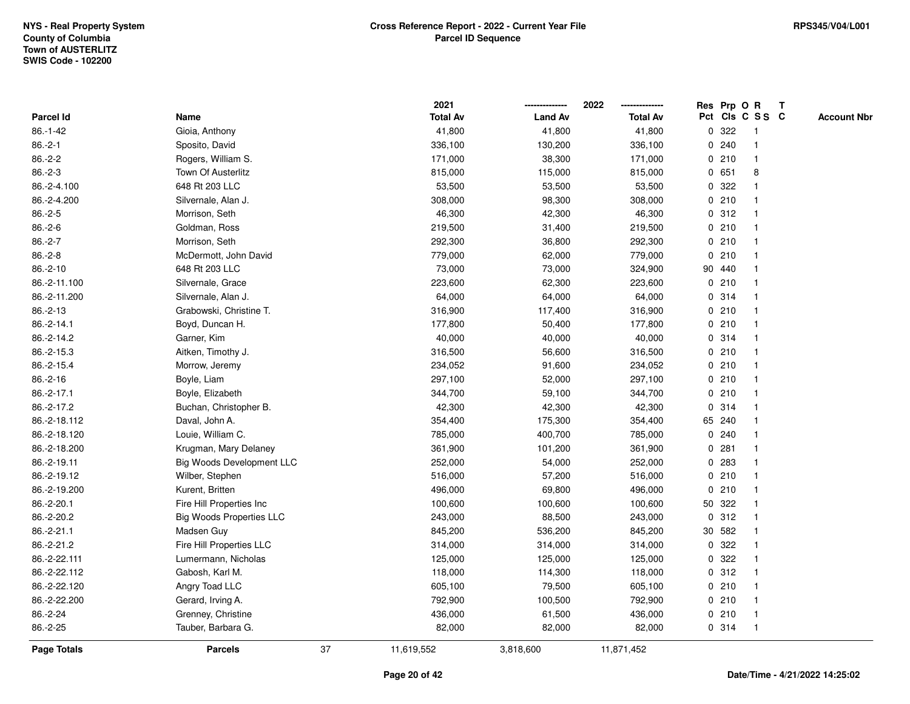NYS - Real Property System
County of Columbia
Town of AUSTERLITZ
SWIS Code - 102200

**Cross Reference Report - 2022 - Current Year File**
**Parcel ID Sequence**

RPS345/V04/L001

| Parcel Id | Name | 2021 Total Av | 2022 Land Av | 2022 Total Av | Res Pct | Prp Cls | O C | R SS | T C | Account Nbr |
|---|---|---|---|---|---|---|---|---|---|---|
| 86.-1-42 | Gioia, Anthony | 41,800 | 41,800 | 41,800 | 0 | 322 | | 1 | | |
| 86.-2-1 | Sposito, David | 336,100 | 130,200 | 336,100 | 0 | 240 | | 1 | | |
| 86.-2-2 | Rogers, William S. | 171,000 | 38,300 | 171,000 | 0 | 210 | | 1 | | |
| 86.-2-3 | Town Of Austerlitz | 815,000 | 115,000 | 815,000 | 0 | 651 | | 8 | | |
| 86.-2-4.100 | 648 Rt 203 LLC | 53,500 | 53,500 | 53,500 | 0 | 322 | | 1 | | |
| 86.-2-4.200 | Silvernale, Alan J. | 308,000 | 98,300 | 308,000 | 0 | 210 | | 1 | | |
| 86.-2-5 | Morrison, Seth | 46,300 | 42,300 | 46,300 | 0 | 312 | | 1 | | |
| 86.-2-6 | Goldman, Ross | 219,500 | 31,400 | 219,500 | 0 | 210 | | 1 | | |
| 86.-2-7 | Morrison, Seth | 292,300 | 36,800 | 292,300 | 0 | 210 | | 1 | | |
| 86.-2-8 | McDermott, John David | 779,000 | 62,000 | 779,000 | 0 | 210 | | 1 | | |
| 86.-2-10 | 648 Rt 203 LLC | 73,000 | 73,000 | 324,900 | 90 | 440 | | 1 | | |
| 86.-2-11.100 | Silvernale, Grace | 223,600 | 62,300 | 223,600 | 0 | 210 | | 1 | | |
| 86.-2-11.200 | Silvernale, Alan J. | 64,000 | 64,000 | 64,000 | 0 | 314 | | 1 | | |
| 86.-2-13 | Grabowski, Christine T. | 316,900 | 117,400 | 316,900 | 0 | 210 | | 1 | | |
| 86.-2-14.1 | Boyd, Duncan H. | 177,800 | 50,400 | 177,800 | 0 | 210 | | 1 | | |
| 86.-2-14.2 | Garner, Kim | 40,000 | 40,000 | 40,000 | 0 | 314 | | 1 | | |
| 86.-2-15.3 | Aitken, Timothy J. | 316,500 | 56,600 | 316,500 | 0 | 210 | | 1 | | |
| 86.-2-15.4 | Morrow, Jeremy | 234,052 | 91,600 | 234,052 | 0 | 210 | | 1 | | |
| 86.-2-16 | Boyle, Liam | 297,100 | 52,000 | 297,100 | 0 | 210 | | 1 | | |
| 86.-2-17.1 | Boyle, Elizabeth | 344,700 | 59,100 | 344,700 | 0 | 210 | | 1 | | |
| 86.-2-17.2 | Buchan, Christopher B. | 42,300 | 42,300 | 42,300 | 0 | 314 | | 1 | | |
| 86.-2-18.112 | Daval, John A. | 354,400 | 175,300 | 354,400 | 65 | 240 | | 1 | | |
| 86.-2-18.120 | Louie, William C. | 785,000 | 400,700 | 785,000 | 0 | 240 | | 1 | | |
| 86.-2-18.200 | Krugman, Mary Delaney | 361,900 | 101,200 | 361,900 | 0 | 281 | | 1 | | |
| 86.-2-19.11 | Big Woods Development LLC | 252,000 | 54,000 | 252,000 | 0 | 283 | | 1 | | |
| 86.-2-19.12 | Wilber, Stephen | 516,000 | 57,200 | 516,000 | 0 | 210 | | 1 | | |
| 86.-2-19.200 | Kurent, Britten | 496,000 | 69,800 | 496,000 | 0 | 210 | | 1 | | |
| 86.-2-20.1 | Fire Hill Properties Inc | 100,600 | 100,600 | 100,600 | 50 | 322 | | 1 | | |
| 86.-2-20.2 | Big Woods Properties LLC | 243,000 | 88,500 | 243,000 | 0 | 312 | | 1 | | |
| 86.-2-21.1 | Madsen Guy | 845,200 | 536,200 | 845,200 | 30 | 582 | | 1 | | |
| 86.-2-21.2 | Fire Hill Properties LLC | 314,000 | 314,000 | 314,000 | 0 | 322 | | 1 | | |
| 86.-2-22.111 | Lumermann, Nicholas | 125,000 | 125,000 | 125,000 | 0 | 322 | | 1 | | |
| 86.-2-22.112 | Gabosh, Karl M. | 118,000 | 114,300 | 118,000 | 0 | 312 | | 1 | | |
| 86.-2-22.120 | Angry Toad LLC | 605,100 | 79,500 | 605,100 | 0 | 210 | | 1 | | |
| 86.-2-22.200 | Gerard, Irving A. | 792,900 | 100,500 | 792,900 | 0 | 210 | | 1 | | |
| 86.-2-24 | Grenney, Christine | 436,000 | 61,500 | 436,000 | 0 | 210 | | 1 | | |
| 86.-2-25 | Tauber, Barbara G. | 82,000 | 82,000 | 82,000 | 0 | 314 | | 1 | | |
| **Page Totals** | **Parcels** 37 | 11,619,552 | 3,818,600 | 11,871,452 | | | | | | |

Date/Time - 4/21/2022 14:25:02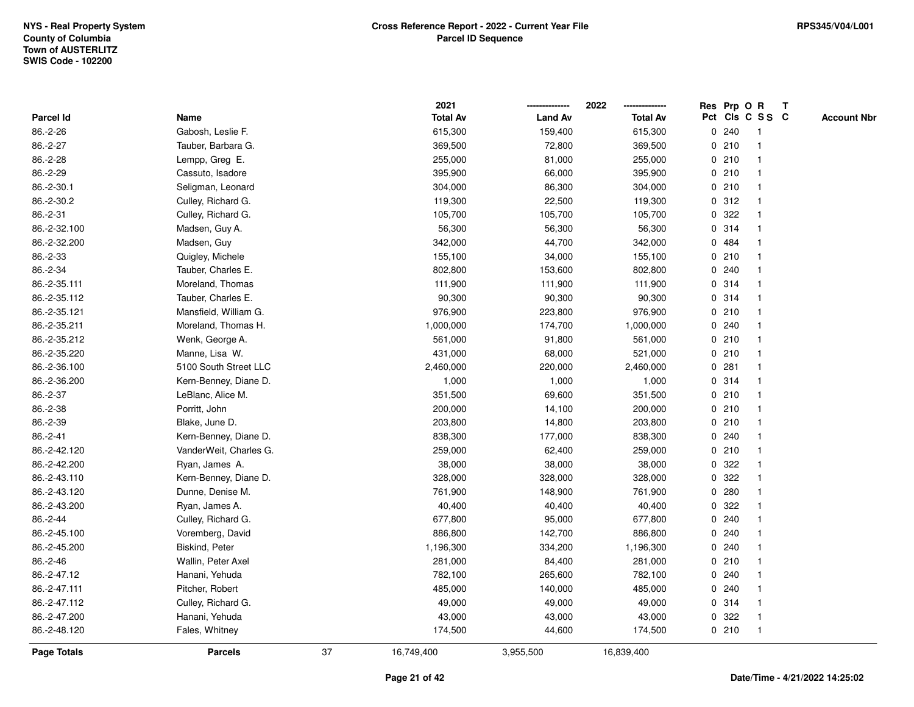NYS - Real Property System
County of Columbia
Town of AUSTERLITZ
SWIS Code - 102200

**Cross Reference Report - 2022 - Current Year File**
**Parcel ID Sequence**

RPS345/V04/L001

| Parcel Id | Name | 2021 Total Av | 2022 Land Av | 2022 Total Av | Res Pct | Prp Cls | O C | R S S | T C | Account Nbr |
|---|---|---|---|---|---|---|---|---|---|---|
| 86.-2-26 | Gabosh, Leslie F. | 615,300 | 159,400 | 615,300 | 0 | 240 | | 1 | | |
| 86.-2-27 | Tauber, Barbara G. | 369,500 | 72,800 | 369,500 | 0 | 210 | | 1 | | |
| 86.-2-28 | Lempp, Greg E. | 255,000 | 81,000 | 255,000 | 0 | 210 | | 1 | | |
| 86.-2-29 | Cassuto, Isadore | 395,900 | 66,000 | 395,900 | 0 | 210 | | 1 | | |
| 86.-2-30.1 | Seligman, Leonard | 304,000 | 86,300 | 304,000 | 0 | 210 | | 1 | | |
| 86.-2-30.2 | Culley, Richard G. | 119,300 | 22,500 | 119,300 | 0 | 312 | | 1 | | |
| 86.-2-31 | Culley, Richard G. | 105,700 | 105,700 | 105,700 | 0 | 322 | | 1 | | |
| 86.-2-32.100 | Madsen, Guy A. | 56,300 | 56,300 | 56,300 | 0 | 314 | | 1 | | |
| 86.-2-32.200 | Madsen, Guy | 342,000 | 44,700 | 342,000 | 0 | 484 | | 1 | | |
| 86.-2-33 | Quigley, Michele | 155,100 | 34,000 | 155,100 | 0 | 210 | | 1 | | |
| 86.-2-34 | Tauber, Charles E. | 802,800 | 153,600 | 802,800 | 0 | 240 | | 1 | | |
| 86.-2-35.111 | Moreland, Thomas | 111,900 | 111,900 | 111,900 | 0 | 314 | | 1 | | |
| 86.-2-35.112 | Tauber, Charles E. | 90,300 | 90,300 | 90,300 | 0 | 314 | | 1 | | |
| 86.-2-35.121 | Mansfield, William G. | 976,900 | 223,800 | 976,900 | 0 | 210 | | 1 | | |
| 86.-2-35.211 | Moreland, Thomas H. | 1,000,000 | 174,700 | 1,000,000 | 0 | 240 | | 1 | | |
| 86.-2-35.212 | Wenk, George A. | 561,000 | 91,800 | 561,000 | 0 | 210 | | 1 | | |
| 86.-2-35.220 | Manne, Lisa W. | 431,000 | 68,000 | 521,000 | 0 | 210 | | 1 | | |
| 86.-2-36.100 | 5100 South Street LLC | 2,460,000 | 220,000 | 2,460,000 | 0 | 281 | | 1 | | |
| 86.-2-36.200 | Kern-Benney, Diane D. | 1,000 | 1,000 | 1,000 | 0 | 314 | | 1 | | |
| 86.-2-37 | LeBlanc, Alice M. | 351,500 | 69,600 | 351,500 | 0 | 210 | | 1 | | |
| 86.-2-38 | Porritt, John | 200,000 | 14,100 | 200,000 | 0 | 210 | | 1 | | |
| 86.-2-39 | Blake, June D. | 203,800 | 14,800 | 203,800 | 0 | 210 | | 1 | | |
| 86.-2-41 | Kern-Benney, Diane D. | 838,300 | 177,000 | 838,300 | 0 | 240 | | 1 | | |
| 86.-2-42.120 | VanderWeit, Charles G. | 259,000 | 62,400 | 259,000 | 0 | 210 | | 1 | | |
| 86.-2-42.200 | Ryan, James A. | 38,000 | 38,000 | 38,000 | 0 | 322 | | 1 | | |
| 86.-2-43.110 | Kern-Benney, Diane D. | 328,000 | 328,000 | 328,000 | 0 | 322 | | 1 | | |
| 86.-2-43.120 | Dunne, Denise M. | 761,900 | 148,900 | 761,900 | 0 | 280 | | 1 | | |
| 86.-2-43.200 | Ryan, James A. | 40,400 | 40,400 | 40,400 | 0 | 322 | | 1 | | |
| 86.-2-44 | Culley, Richard G. | 677,800 | 95,000 | 677,800 | 0 | 240 | | 1 | | |
| 86.-2-45.100 | Voremberg, David | 886,800 | 142,700 | 886,800 | 0 | 240 | | 1 | | |
| 86.-2-45.200 | Biskind, Peter | 1,196,300 | 334,200 | 1,196,300 | 0 | 240 | | 1 | | |
| 86.-2-46 | Wallin, Peter Axel | 281,000 | 84,400 | 281,000 | 0 | 210 | | 1 | | |
| 86.-2-47.12 | Hanani, Yehuda | 782,100 | 265,600 | 782,100 | 0 | 240 | | 1 | | |
| 86.-2-47.111 | Pitcher, Robert | 485,000 | 140,000 | 485,000 | 0 | 240 | | 1 | | |
| 86.-2-47.112 | Culley, Richard G. | 49,000 | 49,000 | 49,000 | 0 | 314 | | 1 | | |
| 86.-2-47.200 | Hanani, Yehuda | 43,000 | 43,000 | 43,000 | 0 | 322 | | 1 | | |
| 86.-2-48.120 | Fales, Whitney | 174,500 | 44,600 | 174,500 | 0 | 210 | | 1 | | |
| **Page Totals** | **Parcels** 37 | 16,749,400 | 3,955,500 | 16,839,400 | | | | | | |

Date/Time - 4/21/2022 14:25:02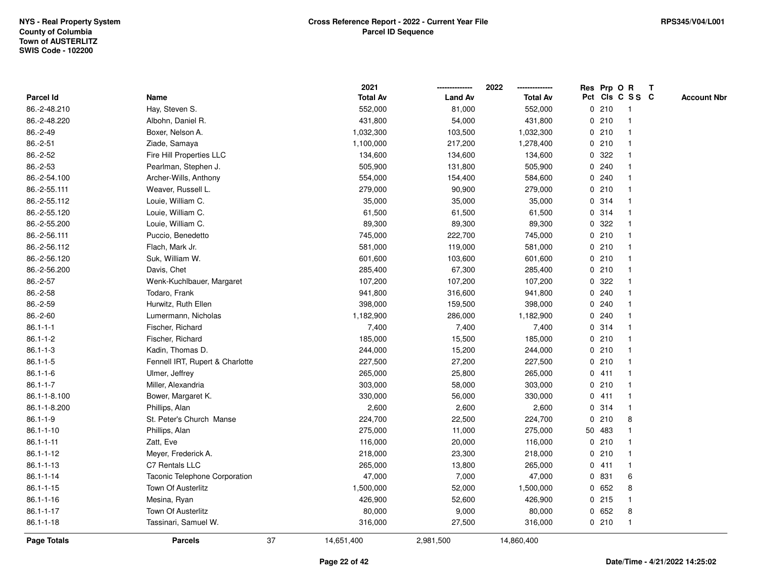NYS - Real Property System
County of Columbia
Town of AUSTERLITZ
SWIS Code - 102200

**Cross Reference Report - 2022 - Current Year File**
**Parcel ID Sequence**

RPS345/V04/L001

| Parcel Id | Name | 2021 Total Av | 2022 Land Av | 2022 Total Av | Res Pct | Prp Cls | O C | R SS | T C | Account Nbr |
|---|---|---|---|---|---|---|---|---|---|---|
| 86.-2-48.210 | Hay, Steven S. | 552,000 | 81,000 | 552,000 | 0 | 210 | | 1 | | |
| 86.-2-48.220 | Albohn, Daniel R. | 431,800 | 54,000 | 431,800 | 0 | 210 | | 1 | | |
| 86.-2-49 | Boxer, Nelson A. | 1,032,300 | 103,500 | 1,032,300 | 0 | 210 | | 1 | | |
| 86.-2-51 | Ziade, Samaya | 1,100,000 | 217,200 | 1,278,400 | 0 | 210 | | 1 | | |
| 86.-2-52 | Fire Hill Properties LLC | 134,600 | 134,600 | 134,600 | 0 | 322 | | 1 | | |
| 86.-2-53 | Pearlman, Stephen J. | 505,900 | 131,800 | 505,900 | 0 | 240 | | 1 | | |
| 86.-2-54.100 | Archer-Wills, Anthony | 554,000 | 154,400 | 584,600 | 0 | 240 | | 1 | | |
| 86.-2-55.111 | Weaver, Russell L. | 279,000 | 90,900 | 279,000 | 0 | 210 | | 1 | | |
| 86.-2-55.112 | Louie, William C. | 35,000 | 35,000 | 35,000 | 0 | 314 | | 1 | | |
| 86.-2-55.120 | Louie, William C. | 61,500 | 61,500 | 61,500 | 0 | 314 | | 1 | | |
| 86.-2-55.200 | Louie, William C. | 89,300 | 89,300 | 89,300 | 0 | 322 | | 1 | | |
| 86.-2-56.111 | Puccio, Benedetto | 745,000 | 222,700 | 745,000 | 0 | 210 | | 1 | | |
| 86.-2-56.112 | Flach, Mark Jr. | 581,000 | 119,000 | 581,000 | 0 | 210 | | 1 | | |
| 86.-2-56.120 | Suk, William W. | 601,600 | 103,600 | 601,600 | 0 | 210 | | 1 | | |
| 86.-2-56.200 | Davis, Chet | 285,400 | 67,300 | 285,400 | 0 | 210 | | 1 | | |
| 86.-2-57 | Wenk-Kuchlbauer, Margaret | 107,200 | 107,200 | 107,200 | 0 | 322 | | 1 | | |
| 86.-2-58 | Todaro, Frank | 941,800 | 316,600 | 941,800 | 0 | 240 | | 1 | | |
| 86.-2-59 | Hurwitz, Ruth Ellen | 398,000 | 159,500 | 398,000 | 0 | 240 | | 1 | | |
| 86.-2-60 | Lumermann, Nicholas | 1,182,900 | 286,000 | 1,182,900 | 0 | 240 | | 1 | | |
| 86.1-1-1 | Fischer, Richard | 7,400 | 7,400 | 7,400 | 0 | 314 | | 1 | | |
| 86.1-1-2 | Fischer, Richard | 185,000 | 15,500 | 185,000 | 0 | 210 | | 1 | | |
| 86.1-1-3 | Kadin, Thomas D. | 244,000 | 15,200 | 244,000 | 0 | 210 | | 1 | | |
| 86.1-1-5 | Fennell IRT, Rupert & Charlotte | 227,500 | 27,200 | 227,500 | 0 | 210 | | 1 | | |
| 86.1-1-6 | Ulmer, Jeffrey | 265,000 | 25,800 | 265,000 | 0 | 411 | | 1 | | |
| 86.1-1-7 | Miller, Alexandria | 303,000 | 58,000 | 303,000 | 0 | 210 | | 1 | | |
| 86.1-1-8.100 | Bower, Margaret K. | 330,000 | 56,000 | 330,000 | 0 | 411 | | 1 | | |
| 86.1-1-8.200 | Phillips, Alan | 2,600 | 2,600 | 2,600 | 0 | 314 | | 1 | | |
| 86.1-1-9 | St. Peter's Church Manse | 224,700 | 22,500 | 224,700 | 0 | 210 | | 8 | | |
| 86.1-1-10 | Phillips, Alan | 275,000 | 11,000 | 275,000 | 50 | 483 | | 1 | | |
| 86.1-1-11 | Zatt, Eve | 116,000 | 20,000 | 116,000 | 0 | 210 | | 1 | | |
| 86.1-1-12 | Meyer, Frederick A. | 218,000 | 23,300 | 218,000 | 0 | 210 | | 1 | | |
| 86.1-1-13 | C7 Rentals LLC | 265,000 | 13,800 | 265,000 | 0 | 411 | | 1 | | |
| 86.1-1-14 | Taconic Telephone Corporation | 47,000 | 7,000 | 47,000 | 0 | 831 | | 6 | | |
| 86.1-1-15 | Town Of Austerlitz | 1,500,000 | 52,000 | 1,500,000 | 0 | 652 | | 8 | | |
| 86.1-1-16 | Mesina, Ryan | 426,900 | 52,600 | 426,900 | 0 | 215 | | 1 | | |
| 86.1-1-17 | Town Of Austerlitz | 80,000 | 9,000 | 80,000 | 0 | 652 | | 8 | | |
| 86.1-1-18 | Tassinari, Samuel W. | 316,000 | 27,500 | 316,000 | 0 | 210 | | 1 | | |
| **Page Totals** | **Parcels** 37 | 14,651,400 | 2,981,500 | 14,860,400 | | | | | | |

Date/Time - 4/21/2022 14:25:02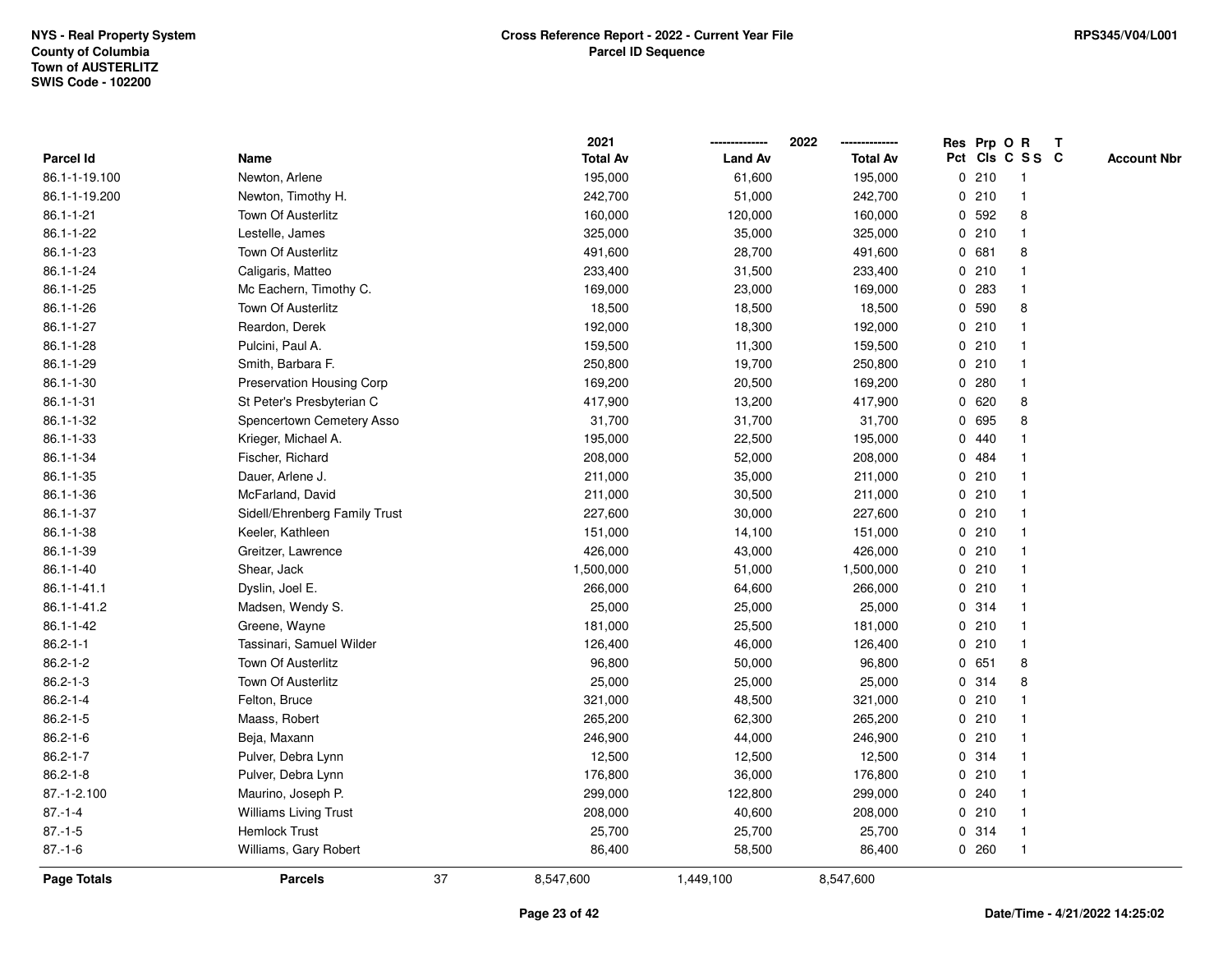NYS - Real Property System
County of Columbia
Town of AUSTERLITZ
SWIS Code - 102200

**Cross Reference Report - 2022 - Current Year File**
**Parcel ID Sequence**

RPS345/V04/L001

| Parcel Id | Name | 2021 Total Av | 2022 Land Av | 2022 Total Av | Res Pct | Prp Cls | O C | R S S | T C | Account Nbr |
|---|---|---|---|---|---|---|---|---|---|---|
| 86.1-1-19.100 | Newton, Arlene | 195,000 | 61,600 | 195,000 | 0 | 210 | | 1 | | |
| 86.1-1-19.200 | Newton, Timothy H. | 242,700 | 51,000 | 242,700 | 0 | 210 | | 1 | | |
| 86.1-1-21 | Town Of Austerlitz | 160,000 | 120,000 | 160,000 | 0 | 592 | | 8 | | |
| 86.1-1-22 | Lestelle, James | 325,000 | 35,000 | 325,000 | 0 | 210 | | 1 | | |
| 86.1-1-23 | Town Of Austerlitz | 491,600 | 28,700 | 491,600 | 0 | 681 | | 8 | | |
| 86.1-1-24 | Caligaris, Matteo | 233,400 | 31,500 | 233,400 | 0 | 210 | | 1 | | |
| 86.1-1-25 | Mc Eachern, Timothy C. | 169,000 | 23,000 | 169,000 | 0 | 283 | | 1 | | |
| 86.1-1-26 | Town Of Austerlitz | 18,500 | 18,500 | 18,500 | 0 | 590 | | 8 | | |
| 86.1-1-27 | Reardon, Derek | 192,000 | 18,300 | 192,000 | 0 | 210 | | 1 | | |
| 86.1-1-28 | Pulcini, Paul A. | 159,500 | 11,300 | 159,500 | 0 | 210 | | 1 | | |
| 86.1-1-29 | Smith, Barbara F. | 250,800 | 19,700 | 250,800 | 0 | 210 | | 1 | | |
| 86.1-1-30 | Preservation Housing Corp | 169,200 | 20,500 | 169,200 | 0 | 280 | | 1 | | |
| 86.1-1-31 | St Peter's Presbyterian C | 417,900 | 13,200 | 417,900 | 0 | 620 | | 8 | | |
| 86.1-1-32 | Spencertown Cemetery Asso | 31,700 | 31,700 | 31,700 | 0 | 695 | | 8 | | |
| 86.1-1-33 | Krieger, Michael A. | 195,000 | 22,500 | 195,000 | 0 | 440 | | 1 | | |
| 86.1-1-34 | Fischer, Richard | 208,000 | 52,000 | 208,000 | 0 | 484 | | 1 | | |
| 86.1-1-35 | Dauer, Arlene J. | 211,000 | 35,000 | 211,000 | 0 | 210 | | 1 | | |
| 86.1-1-36 | McFarland, David | 211,000 | 30,500 | 211,000 | 0 | 210 | | 1 | | |
| 86.1-1-37 | Sidell/Ehrenberg Family Trust | 227,600 | 30,000 | 227,600 | 0 | 210 | | 1 | | |
| 86.1-1-38 | Keeler, Kathleen | 151,000 | 14,100 | 151,000 | 0 | 210 | | 1 | | |
| 86.1-1-39 | Greitzer, Lawrence | 426,000 | 43,000 | 426,000 | 0 | 210 | | 1 | | |
| 86.1-1-40 | Shear, Jack | 1,500,000 | 51,000 | 1,500,000 | 0 | 210 | | 1 | | |
| 86.1-1-41.1 | Dyslin, Joel E. | 266,000 | 64,600 | 266,000 | 0 | 210 | | 1 | | |
| 86.1-1-41.2 | Madsen, Wendy S. | 25,000 | 25,000 | 25,000 | 0 | 314 | | 1 | | |
| 86.1-1-42 | Greene, Wayne | 181,000 | 25,500 | 181,000 | 0 | 210 | | 1 | | |
| 86.2-1-1 | Tassinari, Samuel Wilder | 126,400 | 46,000 | 126,400 | 0 | 210 | | 1 | | |
| 86.2-1-2 | Town Of Austerlitz | 96,800 | 50,000 | 96,800 | 0 | 651 | | 8 | | |
| 86.2-1-3 | Town Of Austerlitz | 25,000 | 25,000 | 25,000 | 0 | 314 | | 8 | | |
| 86.2-1-4 | Felton, Bruce | 321,000 | 48,500 | 321,000 | 0 | 210 | | 1 | | |
| 86.2-1-5 | Maass, Robert | 265,200 | 62,300 | 265,200 | 0 | 210 | | 1 | | |
| 86.2-1-6 | Beja, Maxann | 246,900 | 44,000 | 246,900 | 0 | 210 | | 1 | | |
| 86.2-1-7 | Pulver, Debra Lynn | 12,500 | 12,500 | 12,500 | 0 | 314 | | 1 | | |
| 86.2-1-8 | Pulver, Debra Lynn | 176,800 | 36,000 | 176,800 | 0 | 210 | | 1 | | |
| 87.-1-2.100 | Maurino, Joseph P. | 299,000 | 122,800 | 299,000 | 0 | 240 | | 1 | | |
| 87.-1-4 | Williams Living Trust | 208,000 | 40,600 | 208,000 | 0 | 210 | | 1 | | |
| 87.-1-5 | Hemlock Trust | 25,700 | 25,700 | 25,700 | 0 | 314 | | 1 | | |
| 87.-1-6 | Williams, Gary Robert | 86,400 | 58,500 | 86,400 | 0 | 260 | | 1 | | |
| **Page Totals** | **Parcels** 37 | 8,547,600 | 1,449,100 | 8,547,600 | | | | | | |

Date/Time - 4/21/2022 14:25:02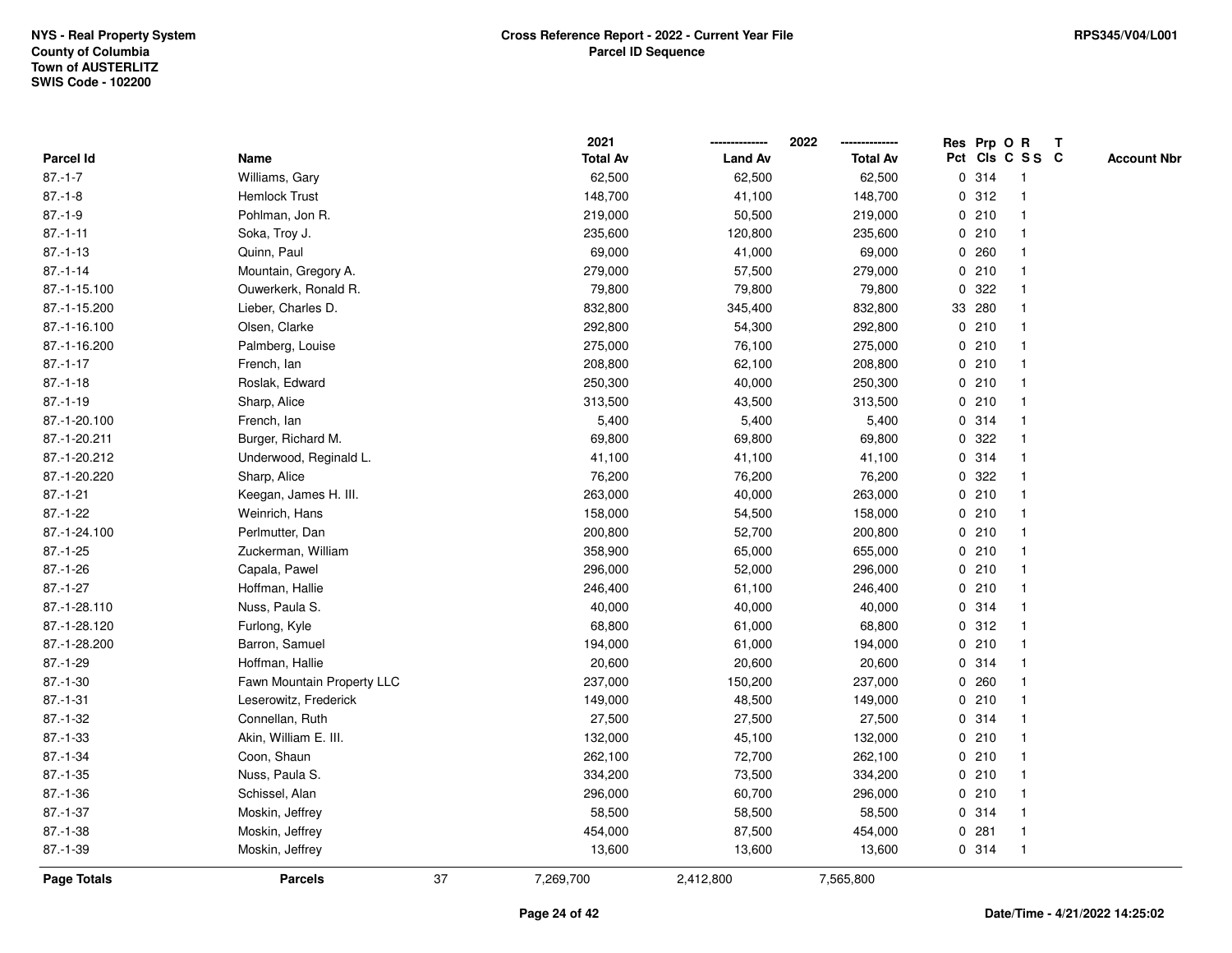**NYS - Real Property System**
**County of Columbia**
**Town of AUSTERLITZ**
**SWIS Code - 102200**

**Cross Reference Report - 2022 - Current Year File**
**Parcel ID Sequence**

**RPS345/V04/L001**

| Parcel Id | Name | 2021 Total Av | 2022 Land Av | 2022 Total Av | Res Pct | Prp Cls | O C | R S S | T C | Account Nbr |
|---|---|---|---|---|---|---|---|---|---|---|
| 87.-1-7 | Williams, Gary | 62,500 | 62,500 | 62,500 | 0 | 314 | | 1 | | |
| 87.-1-8 | Hemlock Trust | 148,700 | 41,100 | 148,700 | 0 | 312 | | 1 | | |
| 87.-1-9 | Pohlman, Jon R. | 219,000 | 50,500 | 219,000 | 0 | 210 | | 1 | | |
| 87.-1-11 | Soka, Troy J. | 235,600 | 120,800 | 235,600 | 0 | 210 | | 1 | | |
| 87.-1-13 | Quinn, Paul | 69,000 | 41,000 | 69,000 | 0 | 260 | | 1 | | |
| 87.-1-14 | Mountain, Gregory A. | 279,000 | 57,500 | 279,000 | 0 | 210 | | 1 | | |
| 87.-1-15.100 | Ouwerkerk, Ronald R. | 79,800 | 79,800 | 79,800 | 0 | 322 | | 1 | | |
| 87.-1-15.200 | Lieber, Charles D. | 832,800 | 345,400 | 832,800 | 33 | 280 | | 1 | | |
| 87.-1-16.100 | Olsen, Clarke | 292,800 | 54,300 | 292,800 | 0 | 210 | | 1 | | |
| 87.-1-16.200 | Palmberg, Louise | 275,000 | 76,100 | 275,000 | 0 | 210 | | 1 | | |
| 87.-1-17 | French, Ian | 208,800 | 62,100 | 208,800 | 0 | 210 | | 1 | | |
| 87.-1-18 | Roslak, Edward | 250,300 | 40,000 | 250,300 | 0 | 210 | | 1 | | |
| 87.-1-19 | Sharp, Alice | 313,500 | 43,500 | 313,500 | 0 | 210 | | 1 | | |
| 87.-1-20.100 | French, Ian | 5,400 | 5,400 | 5,400 | 0 | 314 | | 1 | | |
| 87.-1-20.211 | Burger, Richard M. | 69,800 | 69,800 | 69,800 | 0 | 322 | | 1 | | |
| 87.-1-20.212 | Underwood, Reginald L. | 41,100 | 41,100 | 41,100 | 0 | 314 | | 1 | | |
| 87.-1-20.220 | Sharp, Alice | 76,200 | 76,200 | 76,200 | 0 | 322 | | 1 | | |
| 87.-1-21 | Keegan, James H. III. | 263,000 | 40,000 | 263,000 | 0 | 210 | | 1 | | |
| 87.-1-22 | Weinrich, Hans | 158,000 | 54,500 | 158,000 | 0 | 210 | | 1 | | |
| 87.-1-24.100 | Perlmutter, Dan | 200,800 | 52,700 | 200,800 | 0 | 210 | | 1 | | |
| 87.-1-25 | Zuckerman, William | 358,900 | 65,000 | 655,000 | 0 | 210 | | 1 | | |
| 87.-1-26 | Capala, Pawel | 296,000 | 52,000 | 296,000 | 0 | 210 | | 1 | | |
| 87.-1-27 | Hoffman, Hallie | 246,400 | 61,100 | 246,400 | 0 | 210 | | 1 | | |
| 87.-1-28.110 | Nuss, Paula S. | 40,000 | 40,000 | 40,000 | 0 | 314 | | 1 | | |
| 87.-1-28.120 | Furlong, Kyle | 68,800 | 61,000 | 68,800 | 0 | 312 | | 1 | | |
| 87.-1-28.200 | Barron, Samuel | 194,000 | 61,000 | 194,000 | 0 | 210 | | 1 | | |
| 87.-1-29 | Hoffman, Hallie | 20,600 | 20,600 | 20,600 | 0 | 314 | | 1 | | |
| 87.-1-30 | Fawn Mountain Property LLC | 237,000 | 150,200 | 237,000 | 0 | 260 | | 1 | | |
| 87.-1-31 | Leserowitz, Frederick | 149,000 | 48,500 | 149,000 | 0 | 210 | | 1 | | |
| 87.-1-32 | Connellan, Ruth | 27,500 | 27,500 | 27,500 | 0 | 314 | | 1 | | |
| 87.-1-33 | Akin, William E. III. | 132,000 | 45,100 | 132,000 | 0 | 210 | | 1 | | |
| 87.-1-34 | Coon, Shaun | 262,100 | 72,700 | 262,100 | 0 | 210 | | 1 | | |
| 87.-1-35 | Nuss, Paula S. | 334,200 | 73,500 | 334,200 | 0 | 210 | | 1 | | |
| 87.-1-36 | Schissel, Alan | 296,000 | 60,700 | 296,000 | 0 | 210 | | 1 | | |
| 87.-1-37 | Moskin, Jeffrey | 58,500 | 58,500 | 58,500 | 0 | 314 | | 1 | | |
| 87.-1-38 | Moskin, Jeffrey | 454,000 | 87,500 | 454,000 | 0 | 281 | | 1 | | |
| 87.-1-39 | Moskin, Jeffrey | 13,600 | 13,600 | 13,600 | 0 | 314 | | 1 | | |
| **Page Totals** | **Parcels** 37 | 7,269,700 | 2,412,800 | 7,565,800 | | | | | | |

**Date/Time - 4/21/2022 14:25:02**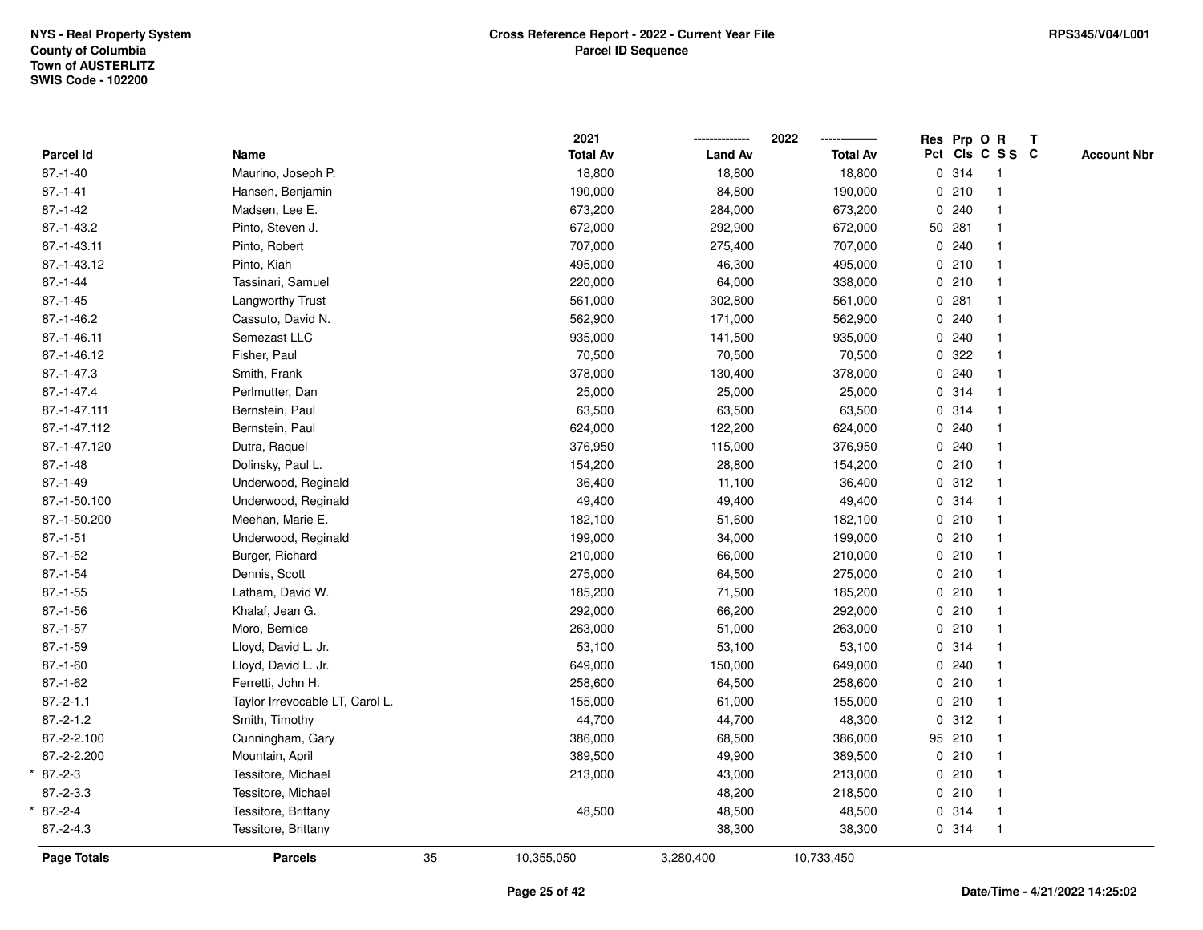NYS - Real Property System
County of Columbia
Town of AUSTERLITZ
SWIS Code - 102200

**Cross Reference Report - 2022 - Current Year File**
**Parcel ID Sequence**

RPS345/V04/L001

| Parcel Id | Name | 2021 Total Av | 2022 Land Av | 2022 Total Av | Res Pct | Prp Cls | O C | R S S | T C | Account Nbr |
|---|---|---|---|---|---|---|---|---|---|---|
| 87.-1-40 | Maurino, Joseph P. | 18,800 | 18,800 | 18,800 | 0 | 314 | | 1 | | |
| 87.-1-41 | Hansen, Benjamin | 190,000 | 84,800 | 190,000 | 0 | 210 | | 1 | | |
| 87.-1-42 | Madsen, Lee E. | 673,200 | 284,000 | 673,200 | 0 | 240 | | 1 | | |
| 87.-1-43.2 | Pinto, Steven J. | 672,000 | 292,900 | 672,000 | 50 | 281 | | 1 | | |
| 87.-1-43.11 | Pinto, Robert | 707,000 | 275,400 | 707,000 | 0 | 240 | | 1 | | |
| 87.-1-43.12 | Pinto, Kiah | 495,000 | 46,300 | 495,000 | 0 | 210 | | 1 | | |
| 87.-1-44 | Tassinari, Samuel | 220,000 | 64,000 | 338,000 | 0 | 210 | | 1 | | |
| 87.-1-45 | Langworthy Trust | 561,000 | 302,800 | 561,000 | 0 | 281 | | 1 | | |
| 87.-1-46.2 | Cassuto, David N. | 562,900 | 171,000 | 562,900 | 0 | 240 | | 1 | | |
| 87.-1-46.11 | Semezast LLC | 935,000 | 141,500 | 935,000 | 0 | 240 | | 1 | | |
| 87.-1-46.12 | Fisher, Paul | 70,500 | 70,500 | 70,500 | 0 | 322 | | 1 | | |
| 87.-1-47.3 | Smith, Frank | 378,000 | 130,400 | 378,000 | 0 | 240 | | 1 | | |
| 87.-1-47.4 | Perlmutter, Dan | 25,000 | 25,000 | 25,000 | 0 | 314 | | 1 | | |
| 87.-1-47.111 | Bernstein, Paul | 63,500 | 63,500 | 63,500 | 0 | 314 | | 1 | | |
| 87.-1-47.112 | Bernstein, Paul | 624,000 | 122,200 | 624,000 | 0 | 240 | | 1 | | |
| 87.-1-47.120 | Dutra, Raquel | 376,950 | 115,000 | 376,950 | 0 | 240 | | 1 | | |
| 87.-1-48 | Dolinsky, Paul L. | 154,200 | 28,800 | 154,200 | 0 | 210 | | 1 | | |
| 87.-1-49 | Underwood, Reginald | 36,400 | 11,100 | 36,400 | 0 | 312 | | 1 | | |
| 87.-1-50.100 | Underwood, Reginald | 49,400 | 49,400 | 49,400 | 0 | 314 | | 1 | | |
| 87.-1-50.200 | Meehan, Marie E. | 182,100 | 51,600 | 182,100 | 0 | 210 | | 1 | | |
| 87.-1-51 | Underwood, Reginald | 199,000 | 34,000 | 199,000 | 0 | 210 | | 1 | | |
| 87.-1-52 | Burger, Richard | 210,000 | 66,000 | 210,000 | 0 | 210 | | 1 | | |
| 87.-1-54 | Dennis, Scott | 275,000 | 64,500 | 275,000 | 0 | 210 | | 1 | | |
| 87.-1-55 | Latham, David W. | 185,200 | 71,500 | 185,200 | 0 | 210 | | 1 | | |
| 87.-1-56 | Khalaf, Jean G. | 292,000 | 66,200 | 292,000 | 0 | 210 | | 1 | | |
| 87.-1-57 | Moro, Bernice | 263,000 | 51,000 | 263,000 | 0 | 210 | | 1 | | |
| 87.-1-59 | Lloyd, David L. Jr. | 53,100 | 53,100 | 53,100 | 0 | 314 | | 1 | | |
| 87.-1-60 | Lloyd, David L. Jr. | 649,000 | 150,000 | 649,000 | 0 | 240 | | 1 | | |
| 87.-1-62 | Ferretti, John H. | 258,600 | 64,500 | 258,600 | 0 | 210 | | 1 | | |
| 87.-2-1.1 | Taylor Irrevocable LT, Carol L. | 155,000 | 61,000 | 155,000 | 0 | 210 | | 1 | | |
| 87.-2-1.2 | Smith, Timothy | 44,700 | 44,700 | 48,300 | 0 | 312 | | 1 | | |
| 87.-2-2.100 | Cunningham, Gary | 386,000 | 68,500 | 386,000 | 95 | 210 | | 1 | | |
| 87.-2-2.200 | Mountain, April | 389,500 | 49,900 | 389,500 | 0 | 210 | | 1 | | |
| * 87.-2-3 | Tessitore, Michael | 213,000 | 43,000 | 213,000 | 0 | 210 | | 1 | | |
| 87.-2-3.3 | Tessitore, Michael | | 48,200 | 218,500 | 0 | 210 | | 1 | | |
| * 87.-2-4 | Tessitore, Brittany | 48,500 | 48,500 | 48,500 | 0 | 314 | | 1 | | |
| 87.-2-4.3 | Tessitore, Brittany | | 38,300 | 38,300 | 0 | 314 | | 1 | | |
| **Page Totals** | **Parcels** 35 | 10,355,050 | 3,280,400 | 10,733,450 | | | | | | |

Date/Time - 4/21/2022 14:25:02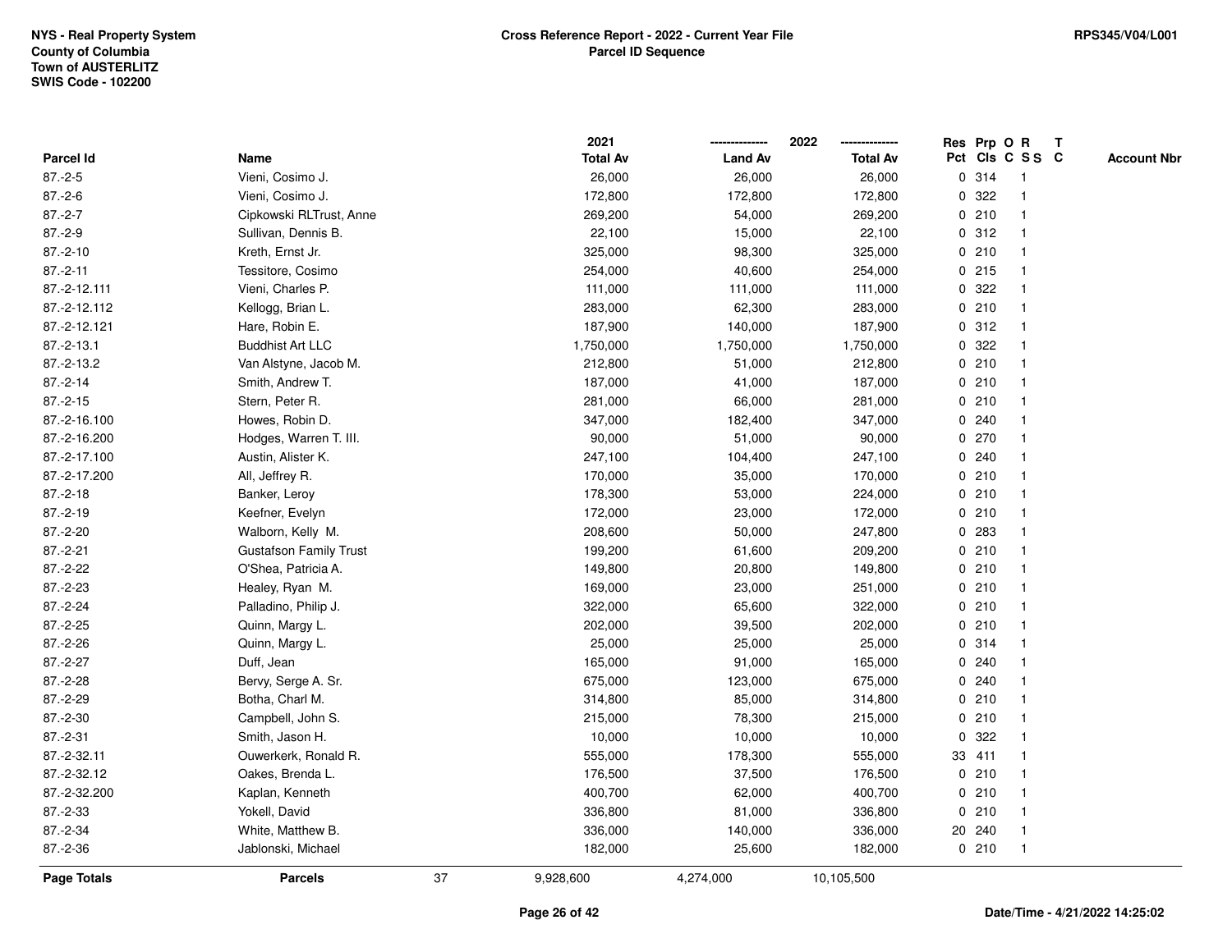NYS - Real Property System
County of Columbia
Town of AUSTERLITZ
SWIS Code - 102200

**Cross Reference Report - 2022 - Current Year File**
**Parcel ID Sequence**

RPS345/V04/L001

| Parcel Id | Name | 2021 Total Av | 2022 Land Av | 2022 Total Av | Res Pct | Prp Cls | O C | R S S | T C | Account Nbr |
|---|---|---|---|---|---|---|---|---|---|---|
| 87.-2-5 | Vieni, Cosimo J. | 26,000 | 26,000 | 26,000 | 0 | 314 | | 1 | | |
| 87.-2-6 | Vieni, Cosimo J. | 172,800 | 172,800 | 172,800 | 0 | 322 | | 1 | | |
| 87.-2-7 | Cipkowski RLTrust, Anne | 269,200 | 54,000 | 269,200 | 0 | 210 | | 1 | | |
| 87.-2-9 | Sullivan, Dennis B. | 22,100 | 15,000 | 22,100 | 0 | 312 | | 1 | | |
| 87.-2-10 | Kreth, Ernst Jr. | 325,000 | 98,300 | 325,000 | 0 | 210 | | 1 | | |
| 87.-2-11 | Tessitore, Cosimo | 254,000 | 40,600 | 254,000 | 0 | 215 | | 1 | | |
| 87.-2-12.111 | Vieni, Charles P. | 111,000 | 111,000 | 111,000 | 0 | 322 | | 1 | | |
| 87.-2-12.112 | Kellogg, Brian L. | 283,000 | 62,300 | 283,000 | 0 | 210 | | 1 | | |
| 87.-2-12.121 | Hare, Robin E. | 187,900 | 140,000 | 187,900 | 0 | 312 | | 1 | | |
| 87.-2-13.1 | Buddhist Art LLC | 1,750,000 | 1,750,000 | 1,750,000 | 0 | 322 | | 1 | | |
| 87.-2-13.2 | Van Alstyne, Jacob M. | 212,800 | 51,000 | 212,800 | 0 | 210 | | 1 | | |
| 87.-2-14 | Smith, Andrew T. | 187,000 | 41,000 | 187,000 | 0 | 210 | | 1 | | |
| 87.-2-15 | Stern, Peter R. | 281,000 | 66,000 | 281,000 | 0 | 210 | | 1 | | |
| 87.-2-16.100 | Howes, Robin D. | 347,000 | 182,400 | 347,000 | 0 | 240 | | 1 | | |
| 87.-2-16.200 | Hodges, Warren T. III. | 90,000 | 51,000 | 90,000 | 0 | 270 | | 1 | | |
| 87.-2-17.100 | Austin, Alister K. | 247,100 | 104,400 | 247,100 | 0 | 240 | | 1 | | |
| 87.-2-17.200 | All, Jeffrey R. | 170,000 | 35,000 | 170,000 | 0 | 210 | | 1 | | |
| 87.-2-18 | Banker, Leroy | 178,300 | 53,000 | 224,000 | 0 | 210 | | 1 | | |
| 87.-2-19 | Keefner, Evelyn | 172,000 | 23,000 | 172,000 | 0 | 210 | | 1 | | |
| 87.-2-20 | Walborn, Kelly M. | 208,600 | 50,000 | 247,800 | 0 | 283 | | 1 | | |
| 87.-2-21 | Gustafson Family Trust | 199,200 | 61,600 | 209,200 | 0 | 210 | | 1 | | |
| 87.-2-22 | O'Shea, Patricia A. | 149,800 | 20,800 | 149,800 | 0 | 210 | | 1 | | |
| 87.-2-23 | Healey, Ryan M. | 169,000 | 23,000 | 251,000 | 0 | 210 | | 1 | | |
| 87.-2-24 | Palladino, Philip J. | 322,000 | 65,600 | 322,000 | 0 | 210 | | 1 | | |
| 87.-2-25 | Quinn, Margy L. | 202,000 | 39,500 | 202,000 | 0 | 210 | | 1 | | |
| 87.-2-26 | Quinn, Margy L. | 25,000 | 25,000 | 25,000 | 0 | 314 | | 1 | | |
| 87.-2-27 | Duff, Jean | 165,000 | 91,000 | 165,000 | 0 | 240 | | 1 | | |
| 87.-2-28 | Bervy, Serge A. Sr. | 675,000 | 123,000 | 675,000 | 0 | 240 | | 1 | | |
| 87.-2-29 | Botha, Charl M. | 314,800 | 85,000 | 314,800 | 0 | 210 | | 1 | | |
| 87.-2-30 | Campbell, John S. | 215,000 | 78,300 | 215,000 | 0 | 210 | | 1 | | |
| 87.-2-31 | Smith, Jason H. | 10,000 | 10,000 | 10,000 | 0 | 322 | | 1 | | |
| 87.-2-32.11 | Ouwerkerk, Ronald R. | 555,000 | 178,300 | 555,000 | 33 | 411 | | 1 | | |
| 87.-2-32.12 | Oakes, Brenda L. | 176,500 | 37,500 | 176,500 | 0 | 210 | | 1 | | |
| 87.-2-32.200 | Kaplan, Kenneth | 400,700 | 62,000 | 400,700 | 0 | 210 | | 1 | | |
| 87.-2-33 | Yokell, David | 336,800 | 81,000 | 336,800 | 0 | 210 | | 1 | | |
| 87.-2-34 | White, Matthew B. | 336,000 | 140,000 | 336,000 | 20 | 240 | | 1 | | |
| 87.-2-36 | Jablonski, Michael | 182,000 | 25,600 | 182,000 | 0 | 210 | | 1 | | |
| **Page Totals** | **Parcels** 37 | 9,928,600 | 4,274,000 | 10,105,500 | | | | | | |

Date/Time - 4/21/2022 14:25:02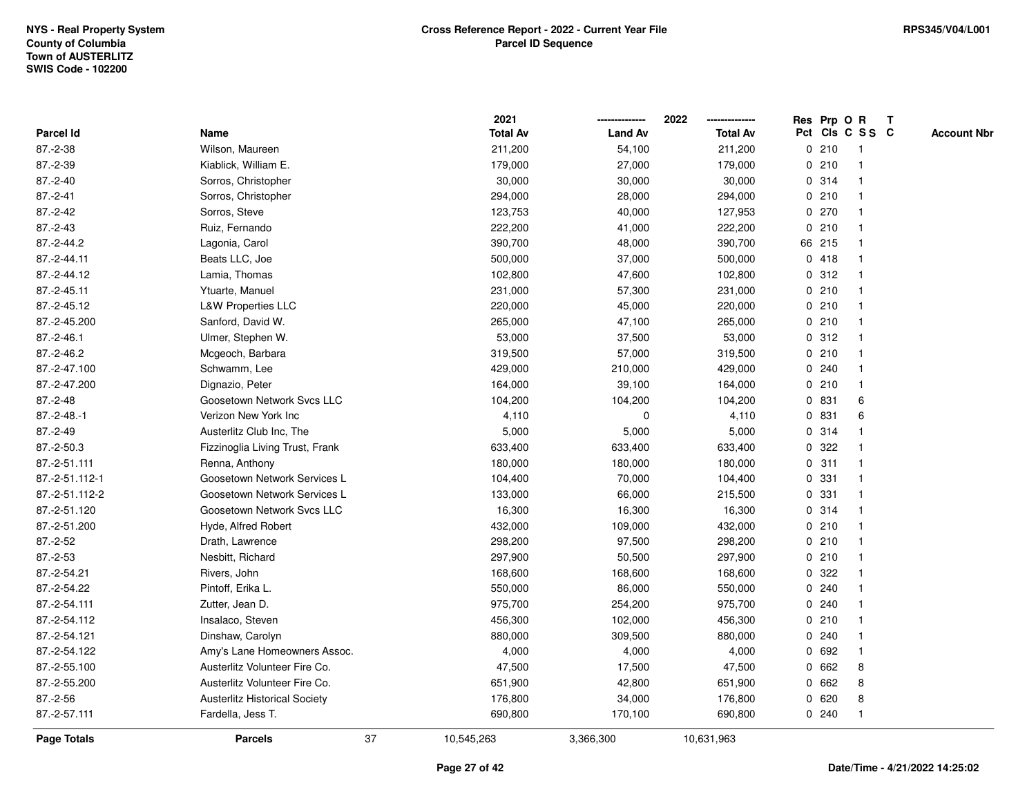NYS - Real Property System
County of Columbia
Town of AUSTERLITZ
SWIS Code - 102200

**Cross Reference Report - 2022 - Current Year File**
**Parcel ID Sequence**

RPS345/V04/L001

| Parcel Id | Name | 2021 Total Av | 2022 Land Av | 2022 Total Av | Res Pct | Prp Cls | O C | R S S | T C | Account Nbr |
|---|---|---|---|---|---|---|---|---|---|---|
| 87.-2-38 | Wilson, Maureen | 211,200 | 54,100 | 211,200 | 0 | 210 | | 1 | | |
| 87.-2-39 | Kiablick, William E. | 179,000 | 27,000 | 179,000 | 0 | 210 | | 1 | | |
| 87.-2-40 | Sorros, Christopher | 30,000 | 30,000 | 30,000 | 0 | 314 | | 1 | | |
| 87.-2-41 | Sorros, Christopher | 294,000 | 28,000 | 294,000 | 0 | 210 | | 1 | | |
| 87.-2-42 | Sorros, Steve | 123,753 | 40,000 | 127,953 | 0 | 270 | | 1 | | |
| 87.-2-43 | Ruiz, Fernando | 222,200 | 41,000 | 222,200 | 0 | 210 | | 1 | | |
| 87.-2-44.2 | Lagonia, Carol | 390,700 | 48,000 | 390,700 | 66 | 215 | | 1 | | |
| 87.-2-44.11 | Beats LLC, Joe | 500,000 | 37,000 | 500,000 | 0 | 418 | | 1 | | |
| 87.-2-44.12 | Lamia, Thomas | 102,800 | 47,600 | 102,800 | 0 | 312 | | 1 | | |
| 87.-2-45.11 | Ytuarte, Manuel | 231,000 | 57,300 | 231,000 | 0 | 210 | | 1 | | |
| 87.-2-45.12 | L&W Properties LLC | 220,000 | 45,000 | 220,000 | 0 | 210 | | 1 | | |
| 87.-2-45.200 | Sanford, David W. | 265,000 | 47,100 | 265,000 | 0 | 210 | | 1 | | |
| 87.-2-46.1 | Ulmer, Stephen W. | 53,000 | 37,500 | 53,000 | 0 | 312 | | 1 | | |
| 87.-2-46.2 | Mcgeoch, Barbara | 319,500 | 57,000 | 319,500 | 0 | 210 | | 1 | | |
| 87.-2-47.100 | Schwamm, Lee | 429,000 | 210,000 | 429,000 | 0 | 240 | | 1 | | |
| 87.-2-47.200 | Dignazio, Peter | 164,000 | 39,100 | 164,000 | 0 | 210 | | 1 | | |
| 87.-2-48 | Goosetown Network Svcs LLC | 104,200 | 104,200 | 104,200 | 0 | 831 | | 6 | | |
| 87.-2-48.-1 | Verizon New York Inc | 4,110 | 0 | 4,110 | 0 | 831 | | 6 | | |
| 87.-2-49 | Austerlitz Club Inc, The | 5,000 | 5,000 | 5,000 | 0 | 314 | | 1 | | |
| 87.-2-50.3 | Fizzinoglia Living Trust, Frank | 633,400 | 633,400 | 633,400 | 0 | 322 | | 1 | | |
| 87.-2-51.111 | Renna, Anthony | 180,000 | 180,000 | 180,000 | 0 | 311 | | 1 | | |
| 87.-2-51.112-1 | Goosetown Network Services L | 104,400 | 70,000 | 104,400 | 0 | 331 | | 1 | | |
| 87.-2-51.112-2 | Goosetown Network Services L | 133,000 | 66,000 | 215,500 | 0 | 331 | | 1 | | |
| 87.-2-51.120 | Goosetown Network Svcs LLC | 16,300 | 16,300 | 16,300 | 0 | 314 | | 1 | | |
| 87.-2-51.200 | Hyde, Alfred Robert | 432,000 | 109,000 | 432,000 | 0 | 210 | | 1 | | |
| 87.-2-52 | Drath, Lawrence | 298,200 | 97,500 | 298,200 | 0 | 210 | | 1 | | |
| 87.-2-53 | Nesbitt, Richard | 297,900 | 50,500 | 297,900 | 0 | 210 | | 1 | | |
| 87.-2-54.21 | Rivers, John | 168,600 | 168,600 | 168,600 | 0 | 322 | | 1 | | |
| 87.-2-54.22 | Pintoff, Erika L. | 550,000 | 86,000 | 550,000 | 0 | 240 | | 1 | | |
| 87.-2-54.111 | Zutter, Jean D. | 975,700 | 254,200 | 975,700 | 0 | 240 | | 1 | | |
| 87.-2-54.112 | Insalaco, Steven | 456,300 | 102,000 | 456,300 | 0 | 210 | | 1 | | |
| 87.-2-54.121 | Dinshaw, Carolyn | 880,000 | 309,500 | 880,000 | 0 | 240 | | 1 | | |
| 87.-2-54.122 | Amy's Lane Homeowners Assoc. | 4,000 | 4,000 | 4,000 | 0 | 692 | | 1 | | |
| 87.-2-55.100 | Austerlitz Volunteer Fire Co. | 47,500 | 17,500 | 47,500 | 0 | 662 | | 8 | | |
| 87.-2-55.200 | Austerlitz Volunteer Fire Co. | 651,900 | 42,800 | 651,900 | 0 | 662 | | 8 | | |
| 87.-2-56 | Austerlitz Historical Society | 176,800 | 34,000 | 176,800 | 0 | 620 | | 8 | | |
| 87.-2-57.111 | Fardella, Jess T. | 690,800 | 170,100 | 690,800 | 0 | 240 | | 1 | | |
| **Page Totals** | **Parcels** 37 | 10,545,263 | 3,366,300 | 10,631,963 | | | | | | |

Date/Time - 4/21/2022 14:25:02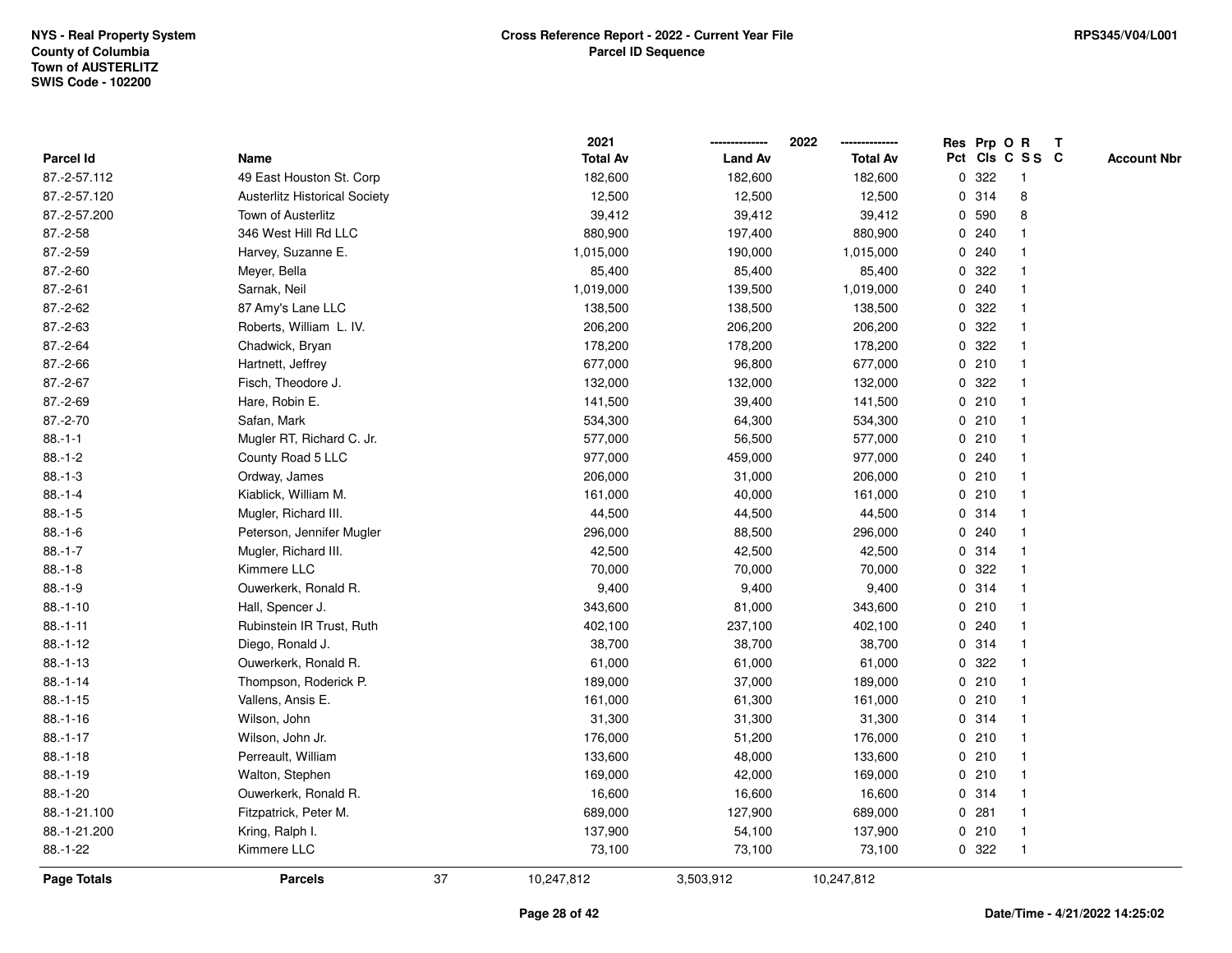NYS - Real Property System
County of Columbia
Town of AUSTERLITZ
SWIS Code - 102200

**Cross Reference Report - 2022 - Current Year File**
**Parcel ID Sequence**

RPS345/V04/L001

| Parcel Id | Name | 2021 Total Av | 2022 Land Av | 2022 Total Av | Res Pct | Prp Cls | O C | R S S | T C | Account Nbr |
|---|---|---|---|---|---|---|---|---|---|---|
| 87.-2-57.112 | 49 East Houston St. Corp | 182,600 | 182,600 | 182,600 | 0 | 322 | | 1 | | |
| 87.-2-57.120 | Austerlitz Historical Society | 12,500 | 12,500 | 12,500 | 0 | 314 | | 8 | | |
| 87.-2-57.200 | Town of Austerlitz | 39,412 | 39,412 | 39,412 | 0 | 590 | | 8 | | |
| 87.-2-58 | 346 West Hill Rd LLC | 880,900 | 197,400 | 880,900 | 0 | 240 | | 1 | | |
| 87.-2-59 | Harvey, Suzanne E. | 1,015,000 | 190,000 | 1,015,000 | 0 | 240 | | 1 | | |
| 87.-2-60 | Meyer, Bella | 85,400 | 85,400 | 85,400 | 0 | 322 | | 1 | | |
| 87.-2-61 | Sarnak, Neil | 1,019,000 | 139,500 | 1,019,000 | 0 | 240 | | 1 | | |
| 87.-2-62 | 87 Amy's Lane LLC | 138,500 | 138,500 | 138,500 | 0 | 322 | | 1 | | |
| 87.-2-63 | Roberts, William L. IV. | 206,200 | 206,200 | 206,200 | 0 | 322 | | 1 | | |
| 87.-2-64 | Chadwick, Bryan | 178,200 | 178,200 | 178,200 | 0 | 322 | | 1 | | |
| 87.-2-66 | Hartnett, Jeffrey | 677,000 | 96,800 | 677,000 | 0 | 210 | | 1 | | |
| 87.-2-67 | Fisch, Theodore J. | 132,000 | 132,000 | 132,000 | 0 | 322 | | 1 | | |
| 87.-2-69 | Hare, Robin E. | 141,500 | 39,400 | 141,500 | 0 | 210 | | 1 | | |
| 87.-2-70 | Safan, Mark | 534,300 | 64,300 | 534,300 | 0 | 210 | | 1 | | |
| 88.-1-1 | Mugler RT, Richard C. Jr. | 577,000 | 56,500 | 577,000 | 0 | 210 | | 1 | | |
| 88.-1-2 | County Road 5 LLC | 977,000 | 459,000 | 977,000 | 0 | 240 | | 1 | | |
| 88.-1-3 | Ordway, James | 206,000 | 31,000 | 206,000 | 0 | 210 | | 1 | | |
| 88.-1-4 | Kiablick, William M. | 161,000 | 40,000 | 161,000 | 0 | 210 | | 1 | | |
| 88.-1-5 | Mugler, Richard III. | 44,500 | 44,500 | 44,500 | 0 | 314 | | 1 | | |
| 88.-1-6 | Peterson, Jennifer Mugler | 296,000 | 88,500 | 296,000 | 0 | 240 | | 1 | | |
| 88.-1-7 | Mugler, Richard III. | 42,500 | 42,500 | 42,500 | 0 | 314 | | 1 | | |
| 88.-1-8 | Kimmere LLC | 70,000 | 70,000 | 70,000 | 0 | 322 | | 1 | | |
| 88.-1-9 | Ouwerkerk, Ronald R. | 9,400 | 9,400 | 9,400 | 0 | 314 | | 1 | | |
| 88.-1-10 | Hall, Spencer J. | 343,600 | 81,000 | 343,600 | 0 | 210 | | 1 | | |
| 88.-1-11 | Rubinstein IR Trust, Ruth | 402,100 | 237,100 | 402,100 | 0 | 240 | | 1 | | |
| 88.-1-12 | Diego, Ronald J. | 38,700 | 38,700 | 38,700 | 0 | 314 | | 1 | | |
| 88.-1-13 | Ouwerkerk, Ronald R. | 61,000 | 61,000 | 61,000 | 0 | 322 | | 1 | | |
| 88.-1-14 | Thompson, Roderick P. | 189,000 | 37,000 | 189,000 | 0 | 210 | | 1 | | |
| 88.-1-15 | Vallens, Ansis E. | 161,000 | 61,300 | 161,000 | 0 | 210 | | 1 | | |
| 88.-1-16 | Wilson, John | 31,300 | 31,300 | 31,300 | 0 | 314 | | 1 | | |
| 88.-1-17 | Wilson, John Jr. | 176,000 | 51,200 | 176,000 | 0 | 210 | | 1 | | |
| 88.-1-18 | Perreault, William | 133,600 | 48,000 | 133,600 | 0 | 210 | | 1 | | |
| 88.-1-19 | Walton, Stephen | 169,000 | 42,000 | 169,000 | 0 | 210 | | 1 | | |
| 88.-1-20 | Ouwerkerk, Ronald R. | 16,600 | 16,600 | 16,600 | 0 | 314 | | 1 | | |
| 88.-1-21.100 | Fitzpatrick, Peter M. | 689,000 | 127,900 | 689,000 | 0 | 281 | | 1 | | |
| 88.-1-21.200 | Kring, Ralph I. | 137,900 | 54,100 | 137,900 | 0 | 210 | | 1 | | |
| 88.-1-22 | Kimmere LLC | 73,100 | 73,100 | 73,100 | 0 | 322 | | 1 | | |
| **Page Totals** | **Parcels** 37 | 10,247,812 | 3,503,912 | 10,247,812 | | | | | | |

Date/Time - 4/21/2022 14:25:02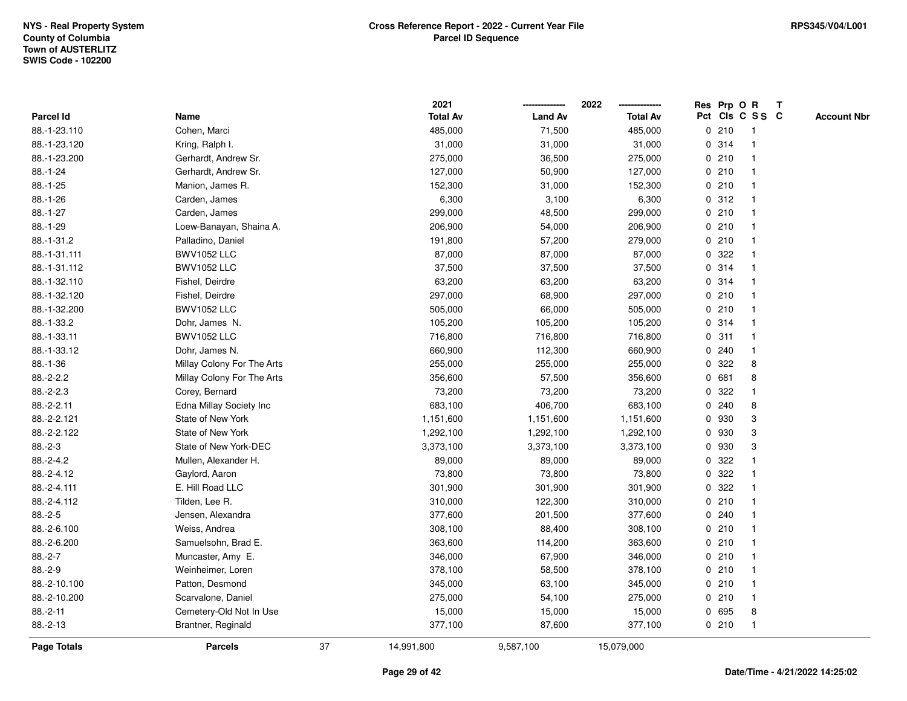NYS - Real Property System
County of Columbia
Town of AUSTERLITZ
SWIS Code - 102200

## Cross Reference Report - 2022 - Current Year File
## Parcel ID Sequence

RPS345/V04/L001

| Parcel Id | Name | 2021 Total Av | 2022 Land Av | 2022 Total Av | Res Pct | Prp Cls | O C | R S S | T C | Account Nbr |
|---|---|---|---|---|---|---|---|---|---|---|
| 88.-1-23.110 | Cohen, Marci | 485,000 | 71,500 | 485,000 | 0 | 210 | | 1 | | |
| 88.-1-23.120 | Kring, Ralph I. | 31,000 | 31,000 | 31,000 | 0 | 314 | | 1 | | |
| 88.-1-23.200 | Gerhardt, Andrew Sr. | 275,000 | 36,500 | 275,000 | 0 | 210 | | 1 | | |
| 88.-1-24 | Gerhardt, Andrew Sr. | 127,000 | 50,900 | 127,000 | 0 | 210 | | 1 | | |
| 88.-1-25 | Manion, James R. | 152,300 | 31,000 | 152,300 | 0 | 210 | | 1 | | |
| 88.-1-26 | Carden, James | 6,300 | 3,100 | 6,300 | 0 | 312 | | 1 | | |
| 88.-1-27 | Carden, James | 299,000 | 48,500 | 299,000 | 0 | 210 | | 1 | | |
| 88.-1-29 | Loew-Banayan, Shaina A. | 206,900 | 54,000 | 206,900 | 0 | 210 | | 1 | | |
| 88.-1-31.2 | Palladino, Daniel | 191,800 | 57,200 | 279,000 | 0 | 210 | | 1 | | |
| 88.-1-31.111 | BWV1052 LLC | 87,000 | 87,000 | 87,000 | 0 | 322 | | 1 | | |
| 88.-1-31.112 | BWV1052 LLC | 37,500 | 37,500 | 37,500 | 0 | 314 | | 1 | | |
| 88.-1-32.110 | Fishel, Deirdre | 63,200 | 63,200 | 63,200 | 0 | 314 | | 1 | | |
| 88.-1-32.120 | Fishel, Deirdre | 297,000 | 68,900 | 297,000 | 0 | 210 | | 1 | | |
| 88.-1-32.200 | BWV1052 LLC | 505,000 | 66,000 | 505,000 | 0 | 210 | | 1 | | |
| 88.-1-33.2 | Dohr, James N. | 105,200 | 105,200 | 105,200 | 0 | 314 | | 1 | | |
| 88.-1-33.11 | BWV1052 LLC | 716,800 | 716,800 | 716,800 | 0 | 311 | | 1 | | |
| 88.-1-33.12 | Dohr, James N. | 660,900 | 112,300 | 660,900 | 0 | 240 | | 1 | | |
| 88.-1-36 | Millay Colony For The Arts | 255,000 | 255,000 | 255,000 | 0 | 322 | | 8 | | |
| 88.-2-2.2 | Millay Colony For The Arts | 356,600 | 57,500 | 356,600 | 0 | 681 | | 8 | | |
| 88.-2-2.3 | Corey, Bernard | 73,200 | 73,200 | 73,200 | 0 | 322 | | 1 | | |
| 88.-2-2.11 | Edna Millay Society Inc | 683,100 | 406,700 | 683,100 | 0 | 240 | | 8 | | |
| 88.-2-2.121 | State of New York | 1,151,600 | 1,151,600 | 1,151,600 | 0 | 930 | | 3 | | |
| 88.-2-2.122 | State of New York | 1,292,100 | 1,292,100 | 1,292,100 | 0 | 930 | | 3 | | |
| 88.-2-3 | State of New York-DEC | 3,373,100 | 3,373,100 | 3,373,100 | 0 | 930 | | 3 | | |
| 88.-2-4.2 | Mullen, Alexander H. | 89,000 | 89,000 | 89,000 | 0 | 322 | | 1 | | |
| 88.-2-4.12 | Gaylord, Aaron | 73,800 | 73,800 | 73,800 | 0 | 322 | | 1 | | |
| 88.-2-4.111 | E. Hill Road LLC | 301,900 | 301,900 | 301,900 | 0 | 322 | | 1 | | |
| 88.-2-4.112 | Tilden, Lee R. | 310,000 | 122,300 | 310,000 | 0 | 210 | | 1 | | |
| 88.-2-5 | Jensen, Alexandra | 377,600 | 201,500 | 377,600 | 0 | 240 | | 1 | | |
| 88.-2-6.100 | Weiss, Andrea | 308,100 | 88,400 | 308,100 | 0 | 210 | | 1 | | |
| 88.-2-6.200 | Samuelsohn, Brad E. | 363,600 | 114,200 | 363,600 | 0 | 210 | | 1 | | |
| 88.-2-7 | Muncaster, Amy E. | 346,000 | 67,900 | 346,000 | 0 | 210 | | 1 | | |
| 88.-2-9 | Weinheimer, Loren | 378,100 | 58,500 | 378,100 | 0 | 210 | | 1 | | |
| 88.-2-10.100 | Patton, Desmond | 345,000 | 63,100 | 345,000 | 0 | 210 | | 1 | | |
| 88.-2-10.200 | Scarvalone, Daniel | 275,000 | 54,100 | 275,000 | 0 | 210 | | 1 | | |
| 88.-2-11 | Cemetery-Old Not In Use | 15,000 | 15,000 | 15,000 | 0 | 695 | | 8 | | |
| 88.-2-13 | Brantner, Reginald | 377,100 | 87,600 | 377,100 | 0 | 210 | | 1 | | |
| **Page Totals** | **Parcels** 37 | 14,991,800 | 9,587,100 | 15,079,000 | | | | | | |

Date/Time - 4/21/2022 14:25:02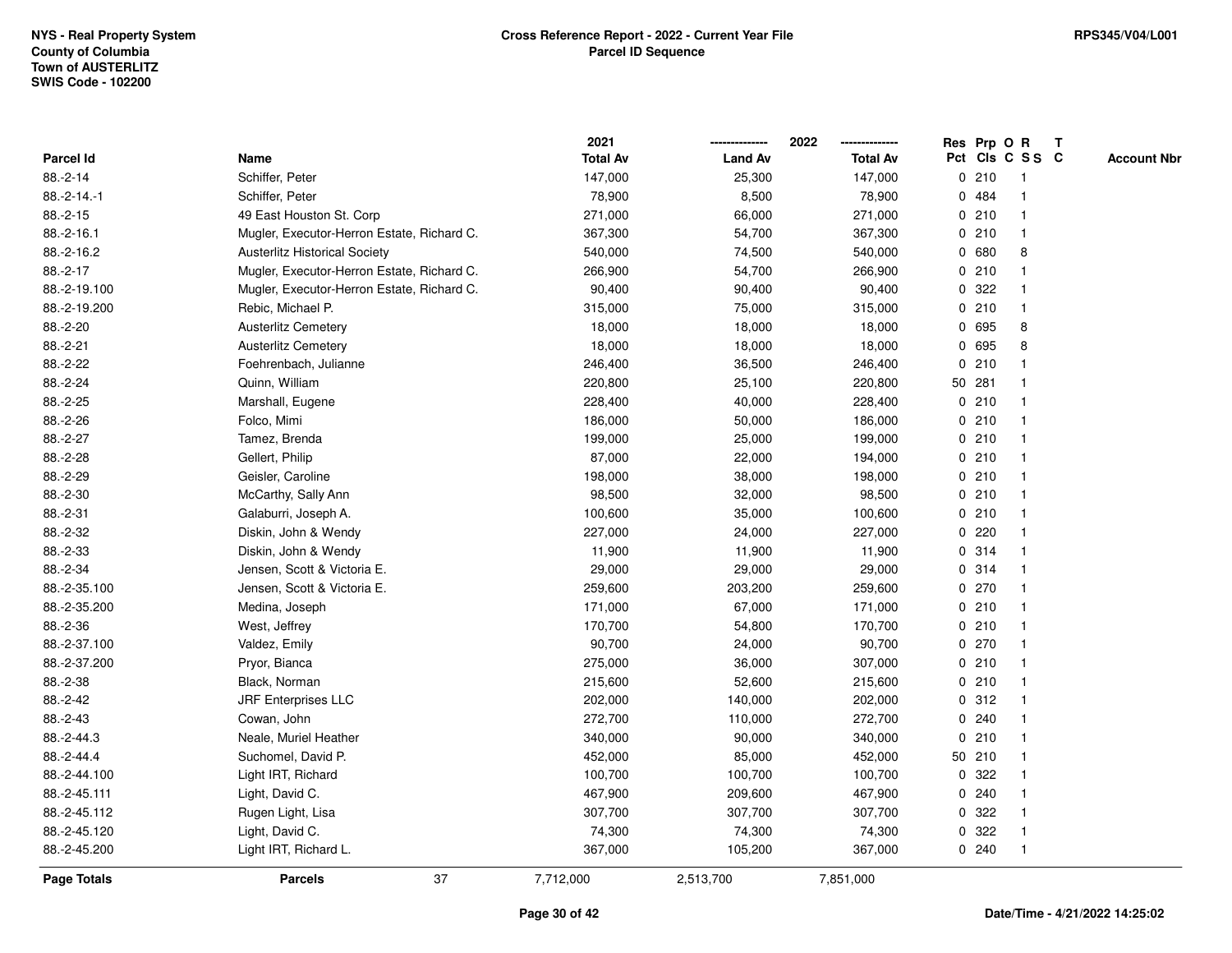NYS - Real Property System
County of Columbia
Town of AUSTERLITZ
SWIS Code - 102200

**Cross Reference Report - 2022 - Current Year File**
**Parcel ID Sequence**

RPS345/V04/L001

| Parcel Id | Name | 2021 Total Av | 2022 Land Av | 2022 Total Av | Res Pct | Prp Cls | O C | R S S | T C | Account Nbr |
|---|---|---|---|---|---|---|---|---|---|---|
| 88.-2-14 | Schiffer, Peter | 147,000 | 25,300 | 147,000 | 0 | 210 | | 1 | | |
| 88.-2-14.-1 | Schiffer, Peter | 78,900 | 8,500 | 78,900 | 0 | 484 | | 1 | | |
| 88.-2-15 | 49 East Houston St. Corp | 271,000 | 66,000 | 271,000 | 0 | 210 | | 1 | | |
| 88.-2-16.1 | Mugler, Executor-Herron Estate, Richard C. | 367,300 | 54,700 | 367,300 | 0 | 210 | | 1 | | |
| 88.-2-16.2 | Austerlitz Historical Society | 540,000 | 74,500 | 540,000 | 0 | 680 | | 8 | | |
| 88.-2-17 | Mugler, Executor-Herron Estate, Richard C. | 266,900 | 54,700 | 266,900 | 0 | 210 | | 1 | | |
| 88.-2-19.100 | Mugler, Executor-Herron Estate, Richard C. | 90,400 | 90,400 | 90,400 | 0 | 322 | | 1 | | |
| 88.-2-19.200 | Rebic, Michael P. | 315,000 | 75,000 | 315,000 | 0 | 210 | | 1 | | |
| 88.-2-20 | Austerlitz Cemetery | 18,000 | 18,000 | 18,000 | 0 | 695 | | 8 | | |
| 88.-2-21 | Austerlitz Cemetery | 18,000 | 18,000 | 18,000 | 0 | 695 | | 8 | | |
| 88.-2-22 | Foehrenbach, Julianne | 246,400 | 36,500 | 246,400 | 0 | 210 | | 1 | | |
| 88.-2-24 | Quinn, William | 220,800 | 25,100 | 220,800 | 50 | 281 | | 1 | | |
| 88.-2-25 | Marshall, Eugene | 228,400 | 40,000 | 228,400 | 0 | 210 | | 1 | | |
| 88.-2-26 | Folco, Mimi | 186,000 | 50,000 | 186,000 | 0 | 210 | | 1 | | |
| 88.-2-27 | Tamez, Brenda | 199,000 | 25,000 | 199,000 | 0 | 210 | | 1 | | |
| 88.-2-28 | Gellert, Philip | 87,000 | 22,000 | 194,000 | 0 | 210 | | 1 | | |
| 88.-2-29 | Geisler, Caroline | 198,000 | 38,000 | 198,000 | 0 | 210 | | 1 | | |
| 88.-2-30 | McCarthy, Sally Ann | 98,500 | 32,000 | 98,500 | 0 | 210 | | 1 | | |
| 88.-2-31 | Galaburri, Joseph A. | 100,600 | 35,000 | 100,600 | 0 | 210 | | 1 | | |
| 88.-2-32 | Diskin, John & Wendy | 227,000 | 24,000 | 227,000 | 0 | 220 | | 1 | | |
| 88.-2-33 | Diskin, John & Wendy | 11,900 | 11,900 | 11,900 | 0 | 314 | | 1 | | |
| 88.-2-34 | Jensen, Scott & Victoria E. | 29,000 | 29,000 | 29,000 | 0 | 314 | | 1 | | |
| 88.-2-35.100 | Jensen, Scott & Victoria E. | 259,600 | 203,200 | 259,600 | 0 | 270 | | 1 | | |
| 88.-2-35.200 | Medina, Joseph | 171,000 | 67,000 | 171,000 | 0 | 210 | | 1 | | |
| 88.-2-36 | West, Jeffrey | 170,700 | 54,800 | 170,700 | 0 | 210 | | 1 | | |
| 88.-2-37.100 | Valdez, Emily | 90,700 | 24,000 | 90,700 | 0 | 270 | | 1 | | |
| 88.-2-37.200 | Pryor, Bianca | 275,000 | 36,000 | 307,000 | 0 | 210 | | 1 | | |
| 88.-2-38 | Black, Norman | 215,600 | 52,600 | 215,600 | 0 | 210 | | 1 | | |
| 88.-2-42 | JRF Enterprises LLC | 202,000 | 140,000 | 202,000 | 0 | 312 | | 1 | | |
| 88.-2-43 | Cowan, John | 272,700 | 110,000 | 272,700 | 0 | 240 | | 1 | | |
| 88.-2-44.3 | Neale, Muriel Heather | 340,000 | 90,000 | 340,000 | 0 | 210 | | 1 | | |
| 88.-2-44.4 | Suchomel, David P. | 452,000 | 85,000 | 452,000 | 50 | 210 | | 1 | | |
| 88.-2-44.100 | Light IRT, Richard | 100,700 | 100,700 | 100,700 | 0 | 322 | | 1 | | |
| 88.-2-45.111 | Light, David C. | 467,900 | 209,600 | 467,900 | 0 | 240 | | 1 | | |
| 88.-2-45.112 | Rugen Light, Lisa | 307,700 | 307,700 | 307,700 | 0 | 322 | | 1 | | |
| 88.-2-45.120 | Light, David C. | 74,300 | 74,300 | 74,300 | 0 | 322 | | 1 | | |
| 88.-2-45.200 | Light IRT, Richard L. | 367,000 | 105,200 | 367,000 | 0 | 240 | | 1 | | |
| **Page Totals** | **Parcels** 37 | 7,712,000 | 2,513,700 | 7,851,000 | | | | | | |

Date/Time - 4/21/2022 14:25:02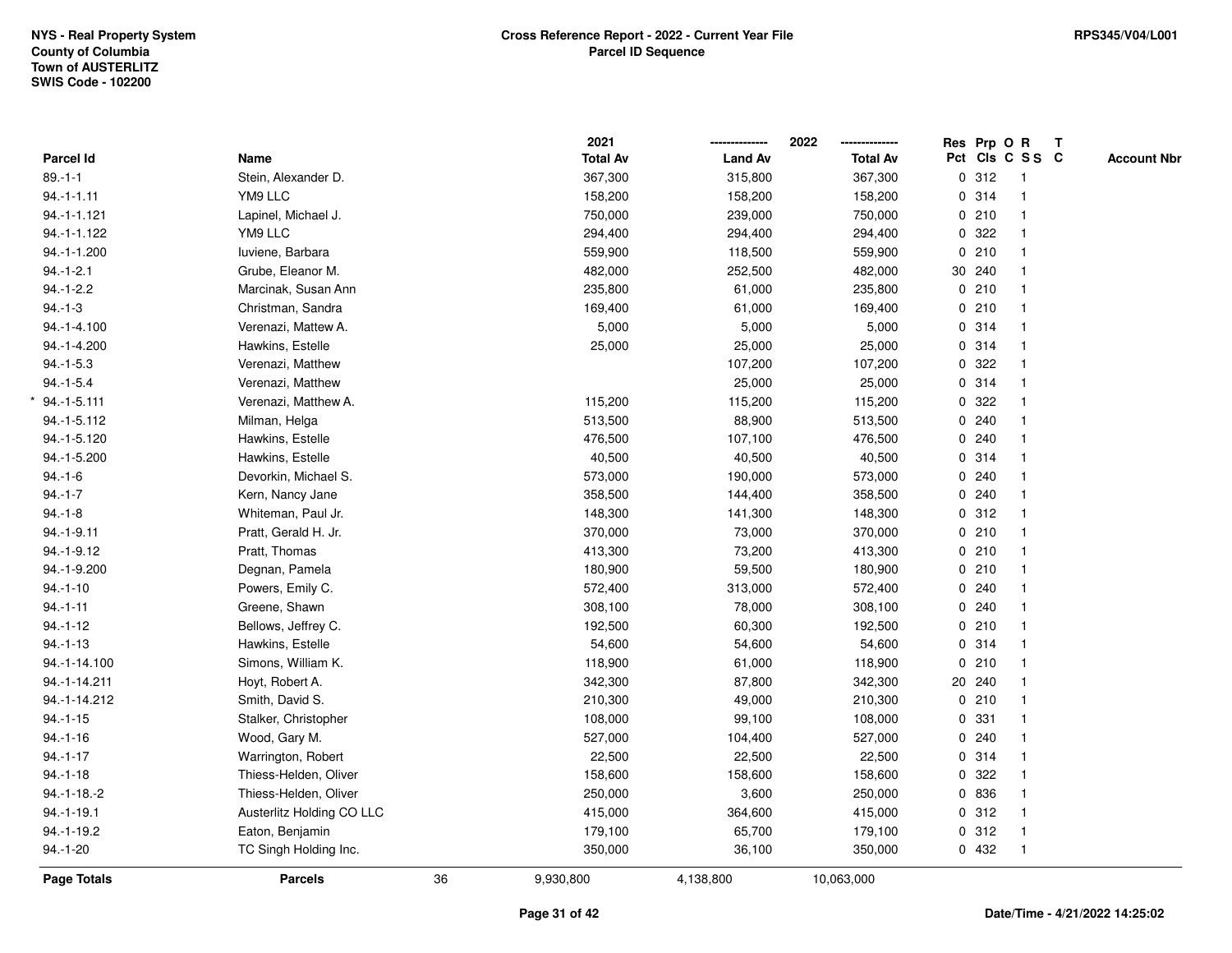**NYS - Real Property System**
**County of Columbia**
**Town of AUSTERLITZ**
**SWIS Code - 102200**

**Cross Reference Report - 2022 - Current Year File**
**Parcel ID Sequence**

**RPS345/V04/L001**

| Parcel Id | Name | 2021 Total Av | 2022 Land Av | 2022 Total Av | Res Pct | Prp Cls | O C | R S S | T C | Account Nbr |
|---|---|---|---|---|---|---|---|---|---|---|
| 89.-1-1 | Stein, Alexander D. | 367,300 | 315,800 | 367,300 | 0 | 312 | | 1 | | |
| 94.-1-1.11 | YM9 LLC | 158,200 | 158,200 | 158,200 | 0 | 314 | | 1 | | |
| 94.-1-1.121 | Lapinel, Michael J. | 750,000 | 239,000 | 750,000 | 0 | 210 | | 1 | | |
| 94.-1-1.122 | YM9 LLC | 294,400 | 294,400 | 294,400 | 0 | 322 | | 1 | | |
| 94.-1-1.200 | Iuviene, Barbara | 559,900 | 118,500 | 559,900 | 0 | 210 | | 1 | | |
| 94.-1-2.1 | Grube, Eleanor M. | 482,000 | 252,500 | 482,000 | 30 | 240 | | 1 | | |
| 94.-1-2.2 | Marcinak, Susan Ann | 235,800 | 61,000 | 235,800 | 0 | 210 | | 1 | | |
| 94.-1-3 | Christman, Sandra | 169,400 | 61,000 | 169,400 | 0 | 210 | | 1 | | |
| 94.-1-4.100 | Verenazi, Mattew A. | 5,000 | 5,000 | 5,000 | 0 | 314 | | 1 | | |
| 94.-1-4.200 | Hawkins, Estelle | 25,000 | 25,000 | 25,000 | 0 | 314 | | 1 | | |
| 94.-1-5.3 | Verenazi, Matthew | | 107,200 | 107,200 | 0 | 322 | | 1 | | |
| 94.-1-5.4 | Verenazi, Matthew | | 25,000 | 25,000 | 0 | 314 | | 1 | | |
| * 94.-1-5.111 | Verenazi, Matthew A. | 115,200 | 115,200 | 115,200 | 0 | 322 | | 1 | | |
| 94.-1-5.112 | Milman, Helga | 513,500 | 88,900 | 513,500 | 0 | 240 | | 1 | | |
| 94.-1-5.120 | Hawkins, Estelle | 476,500 | 107,100 | 476,500 | 0 | 240 | | 1 | | |
| 94.-1-5.200 | Hawkins, Estelle | 40,500 | 40,500 | 40,500 | 0 | 314 | | 1 | | |
| 94.-1-6 | Devorkin, Michael S. | 573,000 | 190,000 | 573,000 | 0 | 240 | | 1 | | |
| 94.-1-7 | Kern, Nancy Jane | 358,500 | 144,400 | 358,500 | 0 | 240 | | 1 | | |
| 94.-1-8 | Whiteman, Paul Jr. | 148,300 | 141,300 | 148,300 | 0 | 312 | | 1 | | |
| 94.-1-9.11 | Pratt, Gerald H. Jr. | 370,000 | 73,000 | 370,000 | 0 | 210 | | 1 | | |
| 94.-1-9.12 | Pratt, Thomas | 413,300 | 73,200 | 413,300 | 0 | 210 | | 1 | | |
| 94.-1-9.200 | Degnan, Pamela | 180,900 | 59,500 | 180,900 | 0 | 210 | | 1 | | |
| 94.-1-10 | Powers, Emily C. | 572,400 | 313,000 | 572,400 | 0 | 240 | | 1 | | |
| 94.-1-11 | Greene, Shawn | 308,100 | 78,000 | 308,100 | 0 | 240 | | 1 | | |
| 94.-1-12 | Bellows, Jeffrey C. | 192,500 | 60,300 | 192,500 | 0 | 210 | | 1 | | |
| 94.-1-13 | Hawkins, Estelle | 54,600 | 54,600 | 54,600 | 0 | 314 | | 1 | | |
| 94.-1-14.100 | Simons, William K. | 118,900 | 61,000 | 118,900 | 0 | 210 | | 1 | | |
| 94.-1-14.211 | Hoyt, Robert A. | 342,300 | 87,800 | 342,300 | 20 | 240 | | 1 | | |
| 94.-1-14.212 | Smith, David S. | 210,300 | 49,000 | 210,300 | 0 | 210 | | 1 | | |
| 94.-1-15 | Stalker, Christopher | 108,000 | 99,100 | 108,000 | 0 | 331 | | 1 | | |
| 94.-1-16 | Wood, Gary M. | 527,000 | 104,400 | 527,000 | 0 | 240 | | 1 | | |
| 94.-1-17 | Warrington, Robert | 22,500 | 22,500 | 22,500 | 0 | 314 | | 1 | | |
| 94.-1-18 | Thiess-Helden, Oliver | 158,600 | 158,600 | 158,600 | 0 | 322 | | 1 | | |
| 94.-1-18.-2 | Thiess-Helden, Oliver | 250,000 | 3,600 | 250,000 | 0 | 836 | | 1 | | |
| 94.-1-19.1 | Austerlitz Holding CO LLC | 415,000 | 364,600 | 415,000 | 0 | 312 | | 1 | | |
| 94.-1-19.2 | Eaton, Benjamin | 179,100 | 65,700 | 179,100 | 0 | 312 | | 1 | | |
| 94.-1-20 | TC Singh Holding Inc. | 350,000 | 36,100 | 350,000 | 0 | 432 | | 1 | | |
| **Page Totals** | **Parcels** 36 | 9,930,800 | 4,138,800 | 10,063,000 | | | | | | |

**Date/Time - 4/21/2022 14:25:02**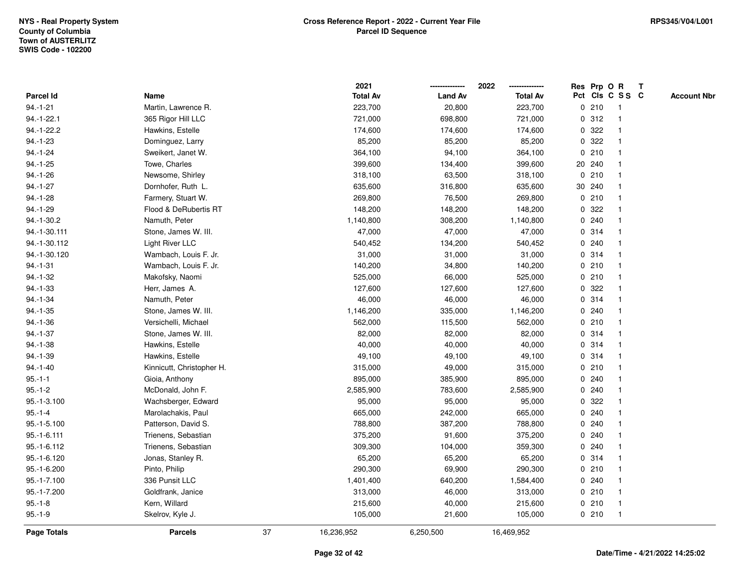NYS - Real Property System
County of Columbia
Town of AUSTERLITZ
SWIS Code - 102200

**Cross Reference Report - 2022 - Current Year File**
**Parcel ID Sequence**

RPS345/V04/L001

| Parcel Id | Name | 2021 Total Av | 2022 Land Av | 2022 Total Av | Res Pct | Prp Cls | O C | R SS | T C | Account Nbr |
|---|---|---|---|---|---|---|---|---|---|---|
| 94.-1-21 | Martin, Lawrence R. | 223,700 | 20,800 | 223,700 | 0 | 210 | | 1 | | |
| 94.-1-22.1 | 365 Rigor Hill LLC | 721,000 | 698,800 | 721,000 | 0 | 312 | | 1 | | |
| 94.-1-22.2 | Hawkins, Estelle | 174,600 | 174,600 | 174,600 | 0 | 322 | | 1 | | |
| 94.-1-23 | Dominguez, Larry | 85,200 | 85,200 | 85,200 | 0 | 322 | | 1 | | |
| 94.-1-24 | Sweikert, Janet W. | 364,100 | 94,100 | 364,100 | 0 | 210 | | 1 | | |
| 94.-1-25 | Towe, Charles | 399,600 | 134,400 | 399,600 | 20 | 240 | | 1 | | |
| 94.-1-26 | Newsome, Shirley | 318,100 | 63,500 | 318,100 | 0 | 210 | | 1 | | |
| 94.-1-27 | Dornhofer, Ruth L. | 635,600 | 316,800 | 635,600 | 30 | 240 | | 1 | | |
| 94.-1-28 | Farmery, Stuart W. | 269,800 | 76,500 | 269,800 | 0 | 210 | | 1 | | |
| 94.-1-29 | Flood & DeRubertis RT | 148,200 | 148,200 | 148,200 | 0 | 322 | | 1 | | |
| 94.-1-30.2 | Namuth, Peter | 1,140,800 | 308,200 | 1,140,800 | 0 | 240 | | 1 | | |
| 94.-1-30.111 | Stone, James W. III. | 47,000 | 47,000 | 47,000 | 0 | 314 | | 1 | | |
| 94.-1-30.112 | Light River LLC | 540,452 | 134,200 | 540,452 | 0 | 240 | | 1 | | |
| 94.-1-30.120 | Wambach, Louis F. Jr. | 31,000 | 31,000 | 31,000 | 0 | 314 | | 1 | | |
| 94.-1-31 | Wambach, Louis F. Jr. | 140,200 | 34,800 | 140,200 | 0 | 210 | | 1 | | |
| 94.-1-32 | Makofsky, Naomi | 525,000 | 66,000 | 525,000 | 0 | 210 | | 1 | | |
| 94.-1-33 | Herr, James A. | 127,600 | 127,600 | 127,600 | 0 | 322 | | 1 | | |
| 94.-1-34 | Namuth, Peter | 46,000 | 46,000 | 46,000 | 0 | 314 | | 1 | | |
| 94.-1-35 | Stone, James W. III. | 1,146,200 | 335,000 | 1,146,200 | 0 | 240 | | 1 | | |
| 94.-1-36 | Versichelli, Michael | 562,000 | 115,500 | 562,000 | 0 | 210 | | 1 | | |
| 94.-1-37 | Stone, James W. III. | 82,000 | 82,000 | 82,000 | 0 | 314 | | 1 | | |
| 94.-1-38 | Hawkins, Estelle | 40,000 | 40,000 | 40,000 | 0 | 314 | | 1 | | |
| 94.-1-39 | Hawkins, Estelle | 49,100 | 49,100 | 49,100 | 0 | 314 | | 1 | | |
| 94.-1-40 | Kinnicutt, Christopher H. | 315,000 | 49,000 | 315,000 | 0 | 210 | | 1 | | |
| 95.-1-1 | Gioia, Anthony | 895,000 | 385,900 | 895,000 | 0 | 240 | | 1 | | |
| 95.-1-2 | McDonald, John F. | 2,585,900 | 783,600 | 2,585,900 | 0 | 240 | | 1 | | |
| 95.-1-3.100 | Wachsberger, Edward | 95,000 | 95,000 | 95,000 | 0 | 322 | | 1 | | |
| 95.-1-4 | Marolachakis, Paul | 665,000 | 242,000 | 665,000 | 0 | 240 | | 1 | | |
| 95.-1-5.100 | Patterson, David S. | 788,800 | 387,200 | 788,800 | 0 | 240 | | 1 | | |
| 95.-1-6.111 | Trienens, Sebastian | 375,200 | 91,600 | 375,200 | 0 | 240 | | 1 | | |
| 95.-1-6.112 | Trienens, Sebastian | 309,300 | 104,000 | 359,300 | 0 | 240 | | 1 | | |
| 95.-1-6.120 | Jonas, Stanley R. | 65,200 | 65,200 | 65,200 | 0 | 314 | | 1 | | |
| 95.-1-6.200 | Pinto, Philip | 290,300 | 69,900 | 290,300 | 0 | 210 | | 1 | | |
| 95.-1-7.100 | 336 Punsit LLC | 1,401,400 | 640,200 | 1,584,400 | 0 | 240 | | 1 | | |
| 95.-1-7.200 | Goldfrank, Janice | 313,000 | 46,000 | 313,000 | 0 | 210 | | 1 | | |
| 95.-1-8 | Kern, Willard | 215,600 | 40,000 | 215,600 | 0 | 210 | | 1 | | |
| 95.-1-9 | Skelrov, Kyle J. | 105,000 | 21,600 | 105,000 | 0 | 210 | | 1 | | |
| **Page Totals** | **Parcels** 37 | 16,236,952 | 6,250,500 | 16,469,952 | | | | | | |

Date/Time - 4/21/2022 14:25:02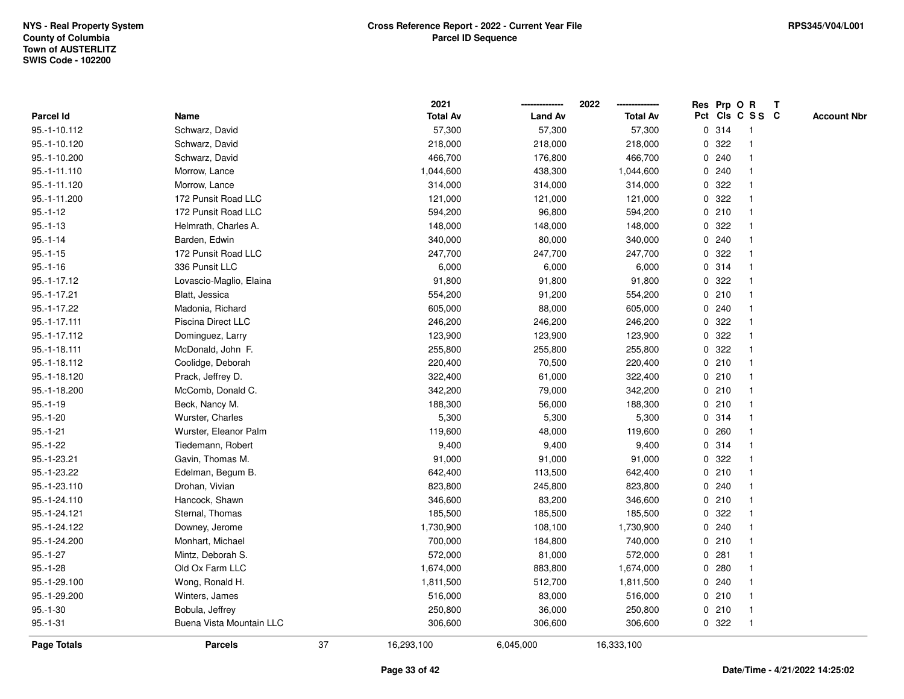NYS - Real Property System
County of Columbia
Town of AUSTERLITZ
SWIS Code - 102200

**Cross Reference Report - 2022 - Current Year File**
**Parcel ID Sequence**

RPS345/V04/L001

| Parcel Id | Name | 2021 Total Av | 2022 Land Av | 2022 Total Av | Res Pct | Prp Cls | O C | R S S | T C | Account Nbr |
|---|---|---|---|---|---|---|---|---|---|---|
| 95.-1-10.112 | Schwarz, David | 57,300 | 57,300 | 57,300 | 0 | 314 | | 1 | | |
| 95.-1-10.120 | Schwarz, David | 218,000 | 218,000 | 218,000 | 0 | 322 | | 1 | | |
| 95.-1-10.200 | Schwarz, David | 466,700 | 176,800 | 466,700 | 0 | 240 | | 1 | | |
| 95.-1-11.110 | Morrow, Lance | 1,044,600 | 438,300 | 1,044,600 | 0 | 240 | | 1 | | |
| 95.-1-11.120 | Morrow, Lance | 314,000 | 314,000 | 314,000 | 0 | 322 | | 1 | | |
| 95.-1-11.200 | 172 Punsit Road LLC | 121,000 | 121,000 | 121,000 | 0 | 322 | | 1 | | |
| 95.-1-12 | 172 Punsit Road LLC | 594,200 | 96,800 | 594,200 | 0 | 210 | | 1 | | |
| 95.-1-13 | Helmrath, Charles A. | 148,000 | 148,000 | 148,000 | 0 | 322 | | 1 | | |
| 95.-1-14 | Barden, Edwin | 340,000 | 80,000 | 340,000 | 0 | 240 | | 1 | | |
| 95.-1-15 | 172 Punsit Road LLC | 247,700 | 247,700 | 247,700 | 0 | 322 | | 1 | | |
| 95.-1-16 | 336 Punsit LLC | 6,000 | 6,000 | 6,000 | 0 | 314 | | 1 | | |
| 95.-1-17.12 | Lovascio-Maglio, Elaina | 91,800 | 91,800 | 91,800 | 0 | 322 | | 1 | | |
| 95.-1-17.21 | Blatt, Jessica | 554,200 | 91,200 | 554,200 | 0 | 210 | | 1 | | |
| 95.-1-17.22 | Madonia, Richard | 605,000 | 88,000 | 605,000 | 0 | 240 | | 1 | | |
| 95.-1-17.111 | Piscina Direct LLC | 246,200 | 246,200 | 246,200 | 0 | 322 | | 1 | | |
| 95.-1-17.112 | Dominguez, Larry | 123,900 | 123,900 | 123,900 | 0 | 322 | | 1 | | |
| 95.-1-18.111 | McDonald, John F. | 255,800 | 255,800 | 255,800 | 0 | 322 | | 1 | | |
| 95.-1-18.112 | Coolidge, Deborah | 220,400 | 70,500 | 220,400 | 0 | 210 | | 1 | | |
| 95.-1-18.120 | Prack, Jeffrey D. | 322,400 | 61,000 | 322,400 | 0 | 210 | | 1 | | |
| 95.-1-18.200 | McComb, Donald C. | 342,200 | 79,000 | 342,200 | 0 | 210 | | 1 | | |
| 95.-1-19 | Beck, Nancy M. | 188,300 | 56,000 | 188,300 | 0 | 210 | | 1 | | |
| 95.-1-20 | Wurster, Charles | 5,300 | 5,300 | 5,300 | 0 | 314 | | 1 | | |
| 95.-1-21 | Wurster, Eleanor Palm | 119,600 | 48,000 | 119,600 | 0 | 260 | | 1 | | |
| 95.-1-22 | Tiedemann, Robert | 9,400 | 9,400 | 9,400 | 0 | 314 | | 1 | | |
| 95.-1-23.21 | Gavin, Thomas M. | 91,000 | 91,000 | 91,000 | 0 | 322 | | 1 | | |
| 95.-1-23.22 | Edelman, Begum B. | 642,400 | 113,500 | 642,400 | 0 | 210 | | 1 | | |
| 95.-1-23.110 | Drohan, Vivian | 823,800 | 245,800 | 823,800 | 0 | 240 | | 1 | | |
| 95.-1-24.110 | Hancock, Shawn | 346,600 | 83,200 | 346,600 | 0 | 210 | | 1 | | |
| 95.-1-24.121 | Sternal, Thomas | 185,500 | 185,500 | 185,500 | 0 | 322 | | 1 | | |
| 95.-1-24.122 | Downey, Jerome | 1,730,900 | 108,100 | 1,730,900 | 0 | 240 | | 1 | | |
| 95.-1-24.200 | Monhart, Michael | 700,000 | 184,800 | 740,000 | 0 | 210 | | 1 | | |
| 95.-1-27 | Mintz, Deborah S. | 572,000 | 81,000 | 572,000 | 0 | 281 | | 1 | | |
| 95.-1-28 | Old Ox Farm LLC | 1,674,000 | 883,800 | 1,674,000 | 0 | 280 | | 1 | | |
| 95.-1-29.100 | Wong, Ronald H. | 1,811,500 | 512,700 | 1,811,500 | 0 | 240 | | 1 | | |
| 95.-1-29.200 | Winters, James | 516,000 | 83,000 | 516,000 | 0 | 210 | | 1 | | |
| 95.-1-30 | Bobula, Jeffrey | 250,800 | 36,000 | 250,800 | 0 | 210 | | 1 | | |
| 95.-1-31 | Buena Vista Mountain LLC | 306,600 | 306,600 | 306,600 | 0 | 322 | | 1 | | |
| **Page Totals** | **Parcels** 37 | 16,293,100 | 6,045,000 | 16,333,100 | | | | | | |

Date/Time - 4/21/2022 14:25:02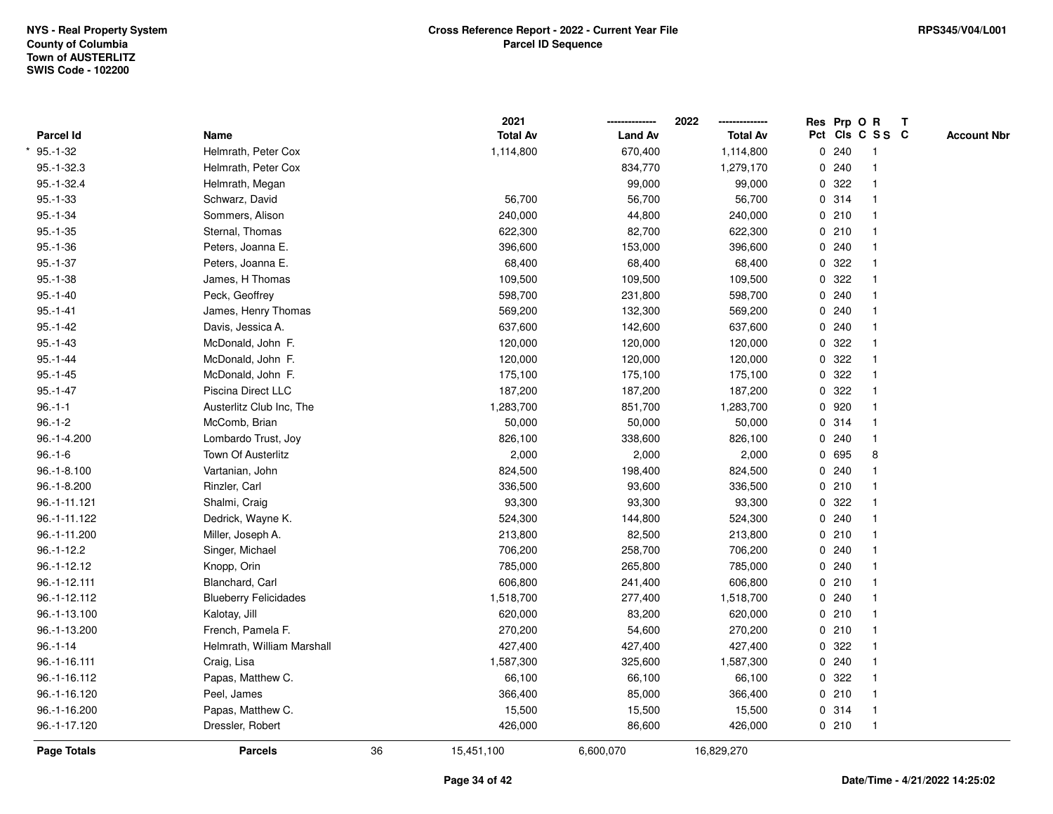NYS - Real Property System
County of Columbia
Town of AUSTERLITZ
SWIS Code - 102200

**Cross Reference Report - 2022 - Current Year File**
**Parcel ID Sequence**

RPS345/V04/L001

| Parcel Id | Name | 2021 Total Av | 2022 Land Av | 2022 Total Av | Res Pct | Prp Cls | O C | R S S | T C | Account Nbr |
|---|---|---|---|---|---|---|---|---|---|---|
| * 95.-1-32 | Helmrath, Peter Cox | 1,114,800 | 670,400 | 1,114,800 | 0 | 240 | | 1 | | |
| 95.-1-32.3 | Helmrath, Peter Cox | | 834,770 | 1,279,170 | 0 | 240 | | 1 | | |
| 95.-1-32.4 | Helmrath, Megan | | 99,000 | 99,000 | 0 | 322 | | 1 | | |
| 95.-1-33 | Schwarz, David | 56,700 | 56,700 | 56,700 | 0 | 314 | | 1 | | |
| 95.-1-34 | Sommers, Alison | 240,000 | 44,800 | 240,000 | 0 | 210 | | 1 | | |
| 95.-1-35 | Sternal, Thomas | 622,300 | 82,700 | 622,300 | 0 | 210 | | 1 | | |
| 95.-1-36 | Peters, Joanna E. | 396,600 | 153,000 | 396,600 | 0 | 240 | | 1 | | |
| 95.-1-37 | Peters, Joanna E. | 68,400 | 68,400 | 68,400 | 0 | 322 | | 1 | | |
| 95.-1-38 | James, H Thomas | 109,500 | 109,500 | 109,500 | 0 | 322 | | 1 | | |
| 95.-1-40 | Peck, Geoffrey | 598,700 | 231,800 | 598,700 | 0 | 240 | | 1 | | |
| 95.-1-41 | James, Henry Thomas | 569,200 | 132,300 | 569,200 | 0 | 240 | | 1 | | |
| 95.-1-42 | Davis, Jessica A. | 637,600 | 142,600 | 637,600 | 0 | 240 | | 1 | | |
| 95.-1-43 | McDonald, John F. | 120,000 | 120,000 | 120,000 | 0 | 322 | | 1 | | |
| 95.-1-44 | McDonald, John F. | 120,000 | 120,000 | 120,000 | 0 | 322 | | 1 | | |
| 95.-1-45 | McDonald, John F. | 175,100 | 175,100 | 175,100 | 0 | 322 | | 1 | | |
| 95.-1-47 | Piscina Direct LLC | 187,200 | 187,200 | 187,200 | 0 | 322 | | 1 | | |
| 96.-1-1 | Austerlitz Club Inc, The | 1,283,700 | 851,700 | 1,283,700 | 0 | 920 | | 1 | | |
| 96.-1-2 | McComb, Brian | 50,000 | 50,000 | 50,000 | 0 | 314 | | 1 | | |
| 96.-1-4.200 | Lombardo Trust, Joy | 826,100 | 338,600 | 826,100 | 0 | 240 | | 1 | | |
| 96.-1-6 | Town Of Austerlitz | 2,000 | 2,000 | 2,000 | 0 | 695 | | 8 | | |
| 96.-1-8.100 | Vartanian, John | 824,500 | 198,400 | 824,500 | 0 | 240 | | 1 | | |
| 96.-1-8.200 | Rinzler, Carl | 336,500 | 93,600 | 336,500 | 0 | 210 | | 1 | | |
| 96.-1-11.121 | Shalmi, Craig | 93,300 | 93,300 | 93,300 | 0 | 322 | | 1 | | |
| 96.-1-11.122 | Dedrick, Wayne K. | 524,300 | 144,800 | 524,300 | 0 | 240 | | 1 | | |
| 96.-1-11.200 | Miller, Joseph A. | 213,800 | 82,500 | 213,800 | 0 | 210 | | 1 | | |
| 96.-1-12.2 | Singer, Michael | 706,200 | 258,700 | 706,200 | 0 | 240 | | 1 | | |
| 96.-1-12.12 | Knopp, Orin | 785,000 | 265,800 | 785,000 | 0 | 240 | | 1 | | |
| 96.-1-12.111 | Blanchard, Carl | 606,800 | 241,400 | 606,800 | 0 | 210 | | 1 | | |
| 96.-1-12.112 | Blueberry Felicidades | 1,518,700 | 277,400 | 1,518,700 | 0 | 240 | | 1 | | |
| 96.-1-13.100 | Kalotay, Jill | 620,000 | 83,200 | 620,000 | 0 | 210 | | 1 | | |
| 96.-1-13.200 | French, Pamela F. | 270,200 | 54,600 | 270,200 | 0 | 210 | | 1 | | |
| 96.-1-14 | Helmrath, William Marshall | 427,400 | 427,400 | 427,400 | 0 | 322 | | 1 | | |
| 96.-1-16.111 | Craig, Lisa | 1,587,300 | 325,600 | 1,587,300 | 0 | 240 | | 1 | | |
| 96.-1-16.112 | Papas, Matthew C. | 66,100 | 66,100 | 66,100 | 0 | 322 | | 1 | | |
| 96.-1-16.120 | Peel, James | 366,400 | 85,000 | 366,400 | 0 | 210 | | 1 | | |
| 96.-1-16.200 | Papas, Matthew C. | 15,500 | 15,500 | 15,500 | 0 | 314 | | 1 | | |
| 96.-1-17.120 | Dressler, Robert | 426,000 | 86,600 | 426,000 | 0 | 210 | | 1 | | |
| **Page Totals** | **Parcels** 36 | 15,451,100 | 6,600,070 | 16,829,270 | | | | | | |

**Date/Time - 4/21/2022 14:25:02**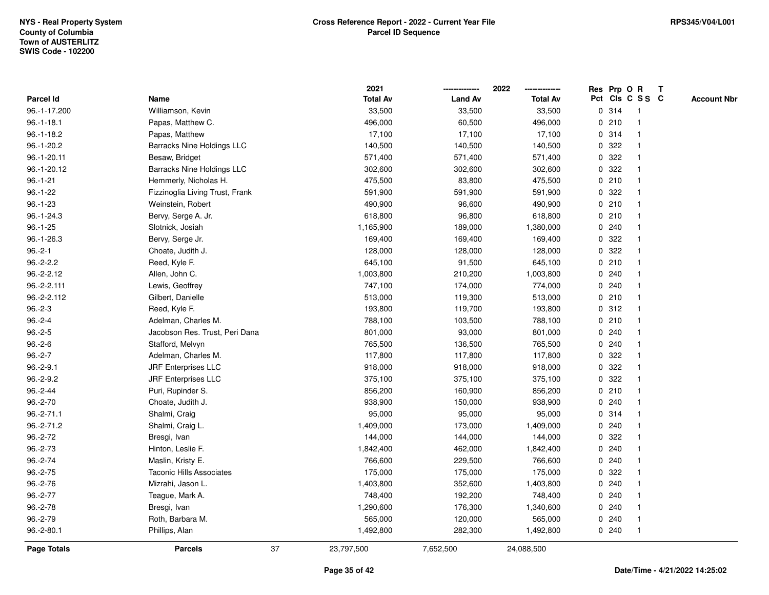**NYS - Real Property System**
**County of Columbia**
**Town of AUSTERLITZ**
**SWIS Code - 102200**

**Cross Reference Report - 2022 - Current Year File**
**Parcel ID Sequence**

**RPS345/V04/L001**

| Parcel Id | Name | 2021 Total Av | 2022 Land Av | 2022 Total Av | Res Pct | Prp Cls | O C | R S S | T C | Account Nbr |
|---|---|---|---|---|---|---|---|---|---|---|
| 96.-1-17.200 | Williamson, Kevin | 33,500 | 33,500 | 33,500 | 0 | 314 | | 1 | | |
| 96.-1-18.1 | Papas, Matthew C. | 496,000 | 60,500 | 496,000 | 0 | 210 | | 1 | | |
| 96.-1-18.2 | Papas, Matthew | 17,100 | 17,100 | 17,100 | 0 | 314 | | 1 | | |
| 96.-1-20.2 | Barracks Nine Holdings LLC | 140,500 | 140,500 | 140,500 | 0 | 322 | | 1 | | |
| 96.-1-20.11 | Besaw, Bridget | 571,400 | 571,400 | 571,400 | 0 | 322 | | 1 | | |
| 96.-1-20.12 | Barracks Nine Holdings LLC | 302,600 | 302,600 | 302,600 | 0 | 322 | | 1 | | |
| 96.-1-21 | Hemmerly, Nicholas H. | 475,500 | 83,800 | 475,500 | 0 | 210 | | 1 | | |
| 96.-1-22 | Fizzinoglia Living Trust, Frank | 591,900 | 591,900 | 591,900 | 0 | 322 | | 1 | | |
| 96.-1-23 | Weinstein, Robert | 490,900 | 96,600 | 490,900 | 0 | 210 | | 1 | | |
| 96.-1-24.3 | Bervy, Serge A. Jr. | 618,800 | 96,800 | 618,800 | 0 | 210 | | 1 | | |
| 96.-1-25 | Slotnick, Josiah | 1,165,900 | 189,000 | 1,380,000 | 0 | 240 | | 1 | | |
| 96.-1-26.3 | Bervy, Serge Jr. | 169,400 | 169,400 | 169,400 | 0 | 322 | | 1 | | |
| 96.-2-1 | Choate, Judith J. | 128,000 | 128,000 | 128,000 | 0 | 322 | | 1 | | |
| 96.-2-2.2 | Reed, Kyle F. | 645,100 | 91,500 | 645,100 | 0 | 210 | | 1 | | |
| 96.-2-2.12 | Allen, John C. | 1,003,800 | 210,200 | 1,003,800 | 0 | 240 | | 1 | | |
| 96.-2-2.111 | Lewis, Geoffrey | 747,100 | 174,000 | 774,000 | 0 | 240 | | 1 | | |
| 96.-2-2.112 | Gilbert, Danielle | 513,000 | 119,300 | 513,000 | 0 | 210 | | 1 | | |
| 96.-2-3 | Reed, Kyle F. | 193,800 | 119,700 | 193,800 | 0 | 312 | | 1 | | |
| 96.-2-4 | Adelman, Charles M. | 788,100 | 103,500 | 788,100 | 0 | 210 | | 1 | | |
| 96.-2-5 | Jacobson Res. Trust, Peri Dana | 801,000 | 93,000 | 801,000 | 0 | 240 | | 1 | | |
| 96.-2-6 | Stafford, Melvyn | 765,500 | 136,500 | 765,500 | 0 | 240 | | 1 | | |
| 96.-2-7 | Adelman, Charles M. | 117,800 | 117,800 | 117,800 | 0 | 322 | | 1 | | |
| 96.-2-9.1 | JRF Enterprises LLC | 918,000 | 918,000 | 918,000 | 0 | 322 | | 1 | | |
| 96.-2-9.2 | JRF Enterprises LLC | 375,100 | 375,100 | 375,100 | 0 | 322 | | 1 | | |
| 96.-2-44 | Puri, Rupinder S. | 856,200 | 160,900 | 856,200 | 0 | 210 | | 1 | | |
| 96.-2-70 | Choate, Judith J. | 938,900 | 150,000 | 938,900 | 0 | 240 | | 1 | | |
| 96.-2-71.1 | Shalmi, Craig | 95,000 | 95,000 | 95,000 | 0 | 314 | | 1 | | |
| 96.-2-71.2 | Shalmi, Craig L. | 1,409,000 | 173,000 | 1,409,000 | 0 | 240 | | 1 | | |
| 96.-2-72 | Bresgi, Ivan | 144,000 | 144,000 | 144,000 | 0 | 322 | | 1 | | |
| 96.-2-73 | Hinton, Leslie F. | 1,842,400 | 462,000 | 1,842,400 | 0 | 240 | | 1 | | |
| 96.-2-74 | Maslin, Kristy E. | 766,600 | 229,500 | 766,600 | 0 | 240 | | 1 | | |
| 96.-2-75 | Taconic Hills Associates | 175,000 | 175,000 | 175,000 | 0 | 322 | | 1 | | |
| 96.-2-76 | Mizrahi, Jason L. | 1,403,800 | 352,600 | 1,403,800 | 0 | 240 | | 1 | | |
| 96.-2-77 | Teague, Mark A. | 748,400 | 192,200 | 748,400 | 0 | 240 | | 1 | | |
| 96.-2-78 | Bresgi, Ivan | 1,290,600 | 176,300 | 1,340,600 | 0 | 240 | | 1 | | |
| 96.-2-79 | Roth, Barbara M. | 565,000 | 120,000 | 565,000 | 0 | 240 | | 1 | | |
| 96.-2-80.1 | Phillips, Alan | 1,492,800 | 282,300 | 1,492,800 | 0 | 240 | | 1 | | |
| **Page Totals** | **Parcels** 37 | 23,797,500 | 7,652,500 | 24,088,500 | | | | | | |

**Date/Time - 4/21/2022 14:25:02**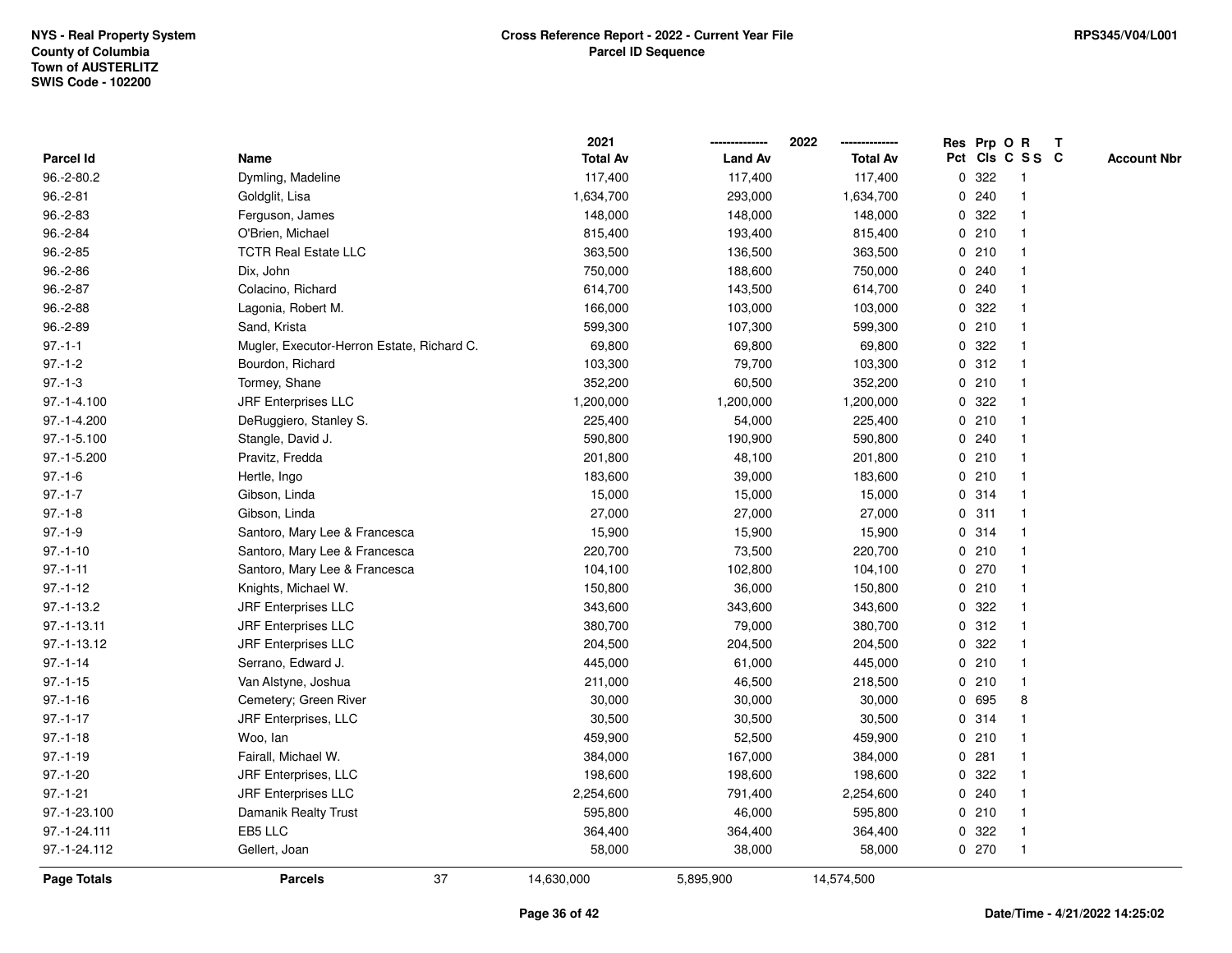NYS - Real Property System
County of Columbia
Town of AUSTERLITZ
SWIS Code - 102200

**Cross Reference Report - 2022 - Current Year File**
**Parcel ID Sequence**

RPS345/V04/L001

| Parcel Id | Name | 2021 Total Av | 2022 Land Av | 2022 Total Av | Res Pct | Prp Cls | O C | R S S | T C | Account Nbr |
|---|---|---|---|---|---|---|---|---|---|---|
| 96.-2-80.2 | Dymling, Madeline | 117,400 | 117,400 | 117,400 | 0 | 322 | | 1 | | |
| 96.-2-81 | Goldglit, Lisa | 1,634,700 | 293,000 | 1,634,700 | 0 | 240 | | 1 | | |
| 96.-2-83 | Ferguson, James | 148,000 | 148,000 | 148,000 | 0 | 322 | | 1 | | |
| 96.-2-84 | O'Brien, Michael | 815,400 | 193,400 | 815,400 | 0 | 210 | | 1 | | |
| 96.-2-85 | TCTR Real Estate LLC | 363,500 | 136,500 | 363,500 | 0 | 210 | | 1 | | |
| 96.-2-86 | Dix, John | 750,000 | 188,600 | 750,000 | 0 | 240 | | 1 | | |
| 96.-2-87 | Colacino, Richard | 614,700 | 143,500 | 614,700 | 0 | 240 | | 1 | | |
| 96.-2-88 | Lagonia, Robert M. | 166,000 | 103,000 | 103,000 | 0 | 322 | | 1 | | |
| 96.-2-89 | Sand, Krista | 599,300 | 107,300 | 599,300 | 0 | 210 | | 1 | | |
| 97.-1-1 | Mugler, Executor-Herron Estate, Richard C. | 69,800 | 69,800 | 69,800 | 0 | 322 | | 1 | | |
| 97.-1-2 | Bourdon, Richard | 103,300 | 79,700 | 103,300 | 0 | 312 | | 1 | | |
| 97.-1-3 | Tormey, Shane | 352,200 | 60,500 | 352,200 | 0 | 210 | | 1 | | |
| 97.-1-4.100 | JRF Enterprises LLC | 1,200,000 | 1,200,000 | 1,200,000 | 0 | 322 | | 1 | | |
| 97.-1-4.200 | DeRuggiero, Stanley S. | 225,400 | 54,000 | 225,400 | 0 | 210 | | 1 | | |
| 97.-1-5.100 | Stangle, David J. | 590,800 | 190,900 | 590,800 | 0 | 240 | | 1 | | |
| 97.-1-5.200 | Pravitz, Fredda | 201,800 | 48,100 | 201,800 | 0 | 210 | | 1 | | |
| 97.-1-6 | Hertle, Ingo | 183,600 | 39,000 | 183,600 | 0 | 210 | | 1 | | |
| 97.-1-7 | Gibson, Linda | 15,000 | 15,000 | 15,000 | 0 | 314 | | 1 | | |
| 97.-1-8 | Gibson, Linda | 27,000 | 27,000 | 27,000 | 0 | 311 | | 1 | | |
| 97.-1-9 | Santoro, Mary Lee & Francesca | 15,900 | 15,900 | 15,900 | 0 | 314 | | 1 | | |
| 97.-1-10 | Santoro, Mary Lee & Francesca | 220,700 | 73,500 | 220,700 | 0 | 210 | | 1 | | |
| 97.-1-11 | Santoro, Mary Lee & Francesca | 104,100 | 102,800 | 104,100 | 0 | 270 | | 1 | | |
| 97.-1-12 | Knights, Michael W. | 150,800 | 36,000 | 150,800 | 0 | 210 | | 1 | | |
| 97.-1-13.2 | JRF Enterprises LLC | 343,600 | 343,600 | 343,600 | 0 | 322 | | 1 | | |
| 97.-1-13.11 | JRF Enterprises LLC | 380,700 | 79,000 | 380,700 | 0 | 312 | | 1 | | |
| 97.-1-13.12 | JRF Enterprises LLC | 204,500 | 204,500 | 204,500 | 0 | 322 | | 1 | | |
| 97.-1-14 | Serrano, Edward J. | 445,000 | 61,000 | 445,000 | 0 | 210 | | 1 | | |
| 97.-1-15 | Van Alstyne, Joshua | 211,000 | 46,500 | 218,500 | 0 | 210 | | 1 | | |
| 97.-1-16 | Cemetery; Green River | 30,000 | 30,000 | 30,000 | 0 | 695 | | 8 | | |
| 97.-1-17 | JRF Enterprises, LLC | 30,500 | 30,500 | 30,500 | 0 | 314 | | 1 | | |
| 97.-1-18 | Woo, Ian | 459,900 | 52,500 | 459,900 | 0 | 210 | | 1 | | |
| 97.-1-19 | Fairall, Michael W. | 384,000 | 167,000 | 384,000 | 0 | 281 | | 1 | | |
| 97.-1-20 | JRF Enterprises, LLC | 198,600 | 198,600 | 198,600 | 0 | 322 | | 1 | | |
| 97.-1-21 | JRF Enterprises LLC | 2,254,600 | 791,400 | 2,254,600 | 0 | 240 | | 1 | | |
| 97.-1-23.100 | Damanik Realty Trust | 595,800 | 46,000 | 595,800 | 0 | 210 | | 1 | | |
| 97.-1-24.111 | EB5 LLC | 364,400 | 364,400 | 364,400 | 0 | 322 | | 1 | | |
| 97.-1-24.112 | Gellert, Joan | 58,000 | 38,000 | 58,000 | 0 | 270 | | 1 | | |
| **Page Totals** | **Parcels** 37 | 14,630,000 | 5,895,900 | 14,574,500 | | | | | | |

Date/Time - 4/21/2022 14:25:02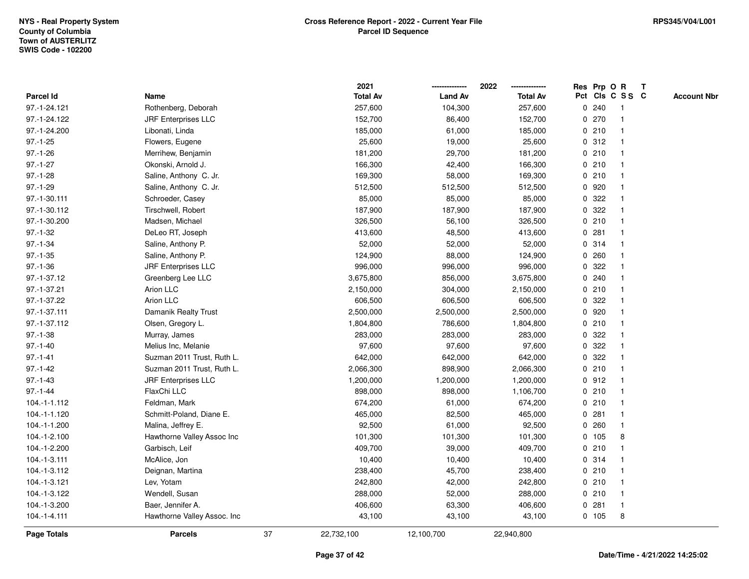NYS - Real Property System
County of Columbia
Town of AUSTERLITZ
SWIS Code - 102200

**Cross Reference Report - 2022 - Current Year File**
**Parcel ID Sequence**

RPS345/V04/L001

| Parcel Id | Name | 2021 Total Av | 2022 Land Av | 2022 Total Av | Res Pct | Prp Cls | O C | R S S | T C | Account Nbr |
|---|---|---|---|---|---|---|---|---|---|---|
| 97.-1-24.121 | Rothenberg, Deborah | 257,600 | 104,300 | 257,600 | 0 | 240 | | 1 | | |
| 97.-1-24.122 | JRF Enterprises LLC | 152,700 | 86,400 | 152,700 | 0 | 270 | | 1 | | |
| 97.-1-24.200 | Libonati, Linda | 185,000 | 61,000 | 185,000 | 0 | 210 | | 1 | | |
| 97.-1-25 | Flowers, Eugene | 25,600 | 19,000 | 25,600 | 0 | 312 | | 1 | | |
| 97.-1-26 | Merrihew, Benjamin | 181,200 | 29,700 | 181,200 | 0 | 210 | | 1 | | |
| 97.-1-27 | Okonski, Arnold J. | 166,300 | 42,400 | 166,300 | 0 | 210 | | 1 | | |
| 97.-1-28 | Saline, Anthony C. Jr. | 169,300 | 58,000 | 169,300 | 0 | 210 | | 1 | | |
| 97.-1-29 | Saline, Anthony C. Jr. | 512,500 | 512,500 | 512,500 | 0 | 920 | | 1 | | |
| 97.-1-30.111 | Schroeder, Casey | 85,000 | 85,000 | 85,000 | 0 | 322 | | 1 | | |
| 97.-1-30.112 | Tirschwell, Robert | 187,900 | 187,900 | 187,900 | 0 | 322 | | 1 | | |
| 97.-1-30.200 | Madsen, Michael | 326,500 | 56,100 | 326,500 | 0 | 210 | | 1 | | |
| 97.-1-32 | DeLeo RT, Joseph | 413,600 | 48,500 | 413,600 | 0 | 281 | | 1 | | |
| 97.-1-34 | Saline, Anthony P. | 52,000 | 52,000 | 52,000 | 0 | 314 | | 1 | | |
| 97.-1-35 | Saline, Anthony P. | 124,900 | 88,000 | 124,900 | 0 | 260 | | 1 | | |
| 97.-1-36 | JRF Enterprises LLC | 996,000 | 996,000 | 996,000 | 0 | 322 | | 1 | | |
| 97.-1-37.12 | Greenberg Lee LLC | 3,675,800 | 856,000 | 3,675,800 | 0 | 240 | | 1 | | |
| 97.-1-37.21 | Arion LLC | 2,150,000 | 304,000 | 2,150,000 | 0 | 210 | | 1 | | |
| 97.-1-37.22 | Arion LLC | 606,500 | 606,500 | 606,500 | 0 | 322 | | 1 | | |
| 97.-1-37.111 | Damanik Realty Trust | 2,500,000 | 2,500,000 | 2,500,000 | 0 | 920 | | 1 | | |
| 97.-1-37.112 | Olsen, Gregory L. | 1,804,800 | 786,600 | 1,804,800 | 0 | 210 | | 1 | | |
| 97.-1-38 | Murray, James | 283,000 | 283,000 | 283,000 | 0 | 322 | | 1 | | |
| 97.-1-40 | Melius Inc, Melanie | 97,600 | 97,600 | 97,600 | 0 | 322 | | 1 | | |
| 97.-1-41 | Suzman 2011 Trust, Ruth L. | 642,000 | 642,000 | 642,000 | 0 | 322 | | 1 | | |
| 97.-1-42 | Suzman 2011 Trust, Ruth L. | 2,066,300 | 898,900 | 2,066,300 | 0 | 210 | | 1 | | |
| 97.-1-43 | JRF Enterprises LLC | 1,200,000 | 1,200,000 | 1,200,000 | 0 | 912 | | 1 | | |
| 97.-1-44 | FlaxChi LLC | 898,000 | 898,000 | 1,106,700 | 0 | 210 | | 1 | | |
| 104.-1-1.112 | Feldman, Mark | 674,200 | 61,000 | 674,200 | 0 | 210 | | 1 | | |
| 104.-1-1.120 | Schmitt-Poland, Diane E. | 465,000 | 82,500 | 465,000 | 0 | 281 | | 1 | | |
| 104.-1-1.200 | Malina, Jeffrey E. | 92,500 | 61,000 | 92,500 | 0 | 260 | | 1 | | |
| 104.-1-2.100 | Hawthorne Valley Assoc Inc | 101,300 | 101,300 | 101,300 | 0 | 105 | | 8 | | |
| 104.-1-2.200 | Garbisch, Leif | 409,700 | 39,000 | 409,700 | 0 | 210 | | 1 | | |
| 104.-1-3.111 | McAlice, Jon | 10,400 | 10,400 | 10,400 | 0 | 314 | | 1 | | |
| 104.-1-3.112 | Deignan, Martina | 238,400 | 45,700 | 238,400 | 0 | 210 | | 1 | | |
| 104.-1-3.121 | Lev, Yotam | 242,800 | 42,000 | 242,800 | 0 | 210 | | 1 | | |
| 104.-1-3.122 | Wendell, Susan | 288,000 | 52,000 | 288,000 | 0 | 210 | | 1 | | |
| 104.-1-3.200 | Baer, Jennifer A. | 406,600 | 63,300 | 406,600 | 0 | 281 | | 1 | | |
| 104.-1-4.111 | Hawthorne Valley Assoc. Inc | 43,100 | 43,100 | 43,100 | 0 | 105 | | 8 | | |
| **Page Totals** | **Parcels** 37 | 22,732,100 | 12,100,700 | 22,940,800 | | | | | | |

Date/Time - 4/21/2022 14:25:02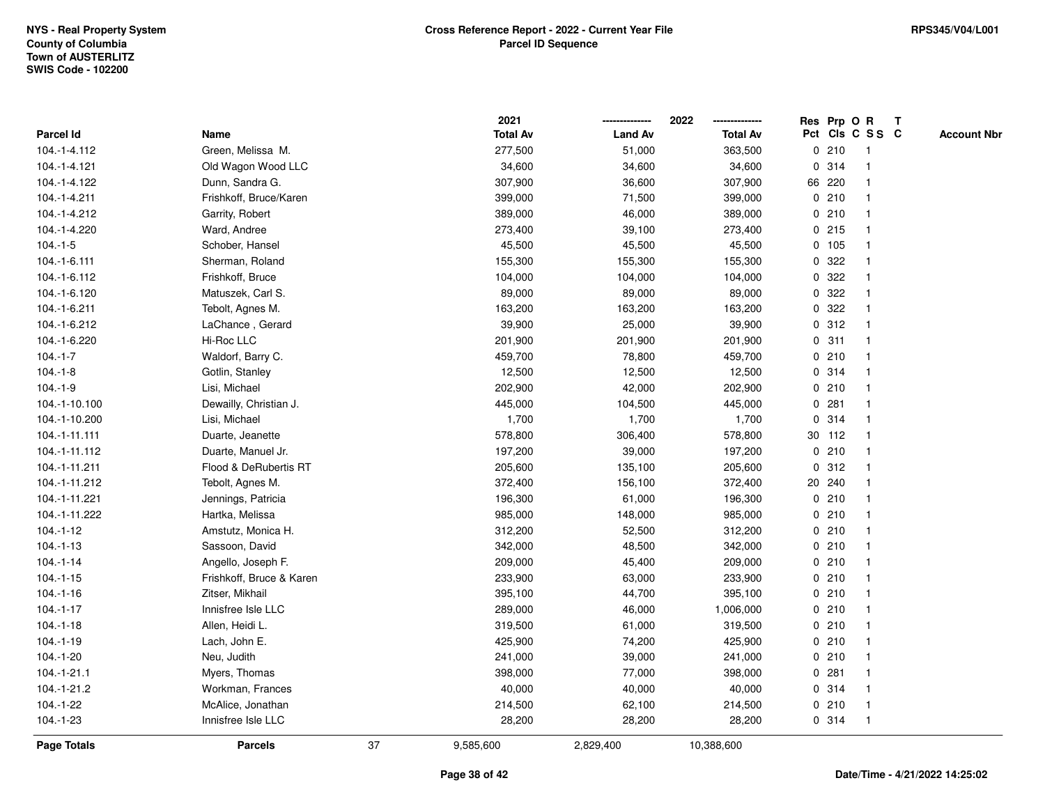NYS - Real Property System
County of Columbia
Town of AUSTERLITZ
SWIS Code - 102200

**Cross Reference Report - 2022 - Current Year File**
**Parcel ID Sequence**

RPS345/V04/L001

| Parcel Id | Name | 2021 Total Av | 2022 Land Av | 2022 Total Av | Res Pct | Prp Cls | O C | R S S | T C | Account Nbr |
|---|---|---|---|---|---|---|---|---|---|---|
| 104.-1-4.112 | Green, Melissa M. | 277,500 | 51,000 | 363,500 | 0 | 210 | | 1 | | |
| 104.-1-4.121 | Old Wagon Wood LLC | 34,600 | 34,600 | 34,600 | 0 | 314 | | 1 | | |
| 104.-1-4.122 | Dunn, Sandra G. | 307,900 | 36,600 | 307,900 | 66 | 220 | | 1 | | |
| 104.-1-4.211 | Frishkoff, Bruce/Karen | 399,000 | 71,500 | 399,000 | 0 | 210 | | 1 | | |
| 104.-1-4.212 | Garrity, Robert | 389,000 | 46,000 | 389,000 | 0 | 210 | | 1 | | |
| 104.-1-4.220 | Ward, Andree | 273,400 | 39,100 | 273,400 | 0 | 215 | | 1 | | |
| 104.-1-5 | Schober, Hansel | 45,500 | 45,500 | 45,500 | 0 | 105 | | 1 | | |
| 104.-1-6.111 | Sherman, Roland | 155,300 | 155,300 | 155,300 | 0 | 322 | | 1 | | |
| 104.-1-6.112 | Frishkoff, Bruce | 104,000 | 104,000 | 104,000 | 0 | 322 | | 1 | | |
| 104.-1-6.120 | Matuszek, Carl S. | 89,000 | 89,000 | 89,000 | 0 | 322 | | 1 | | |
| 104.-1-6.211 | Tebolt, Agnes M. | 163,200 | 163,200 | 163,200 | 0 | 322 | | 1 | | |
| 104.-1-6.212 | LaChance , Gerard | 39,900 | 25,000 | 39,900 | 0 | 312 | | 1 | | |
| 104.-1-6.220 | Hi-Roc LLC | 201,900 | 201,900 | 201,900 | 0 | 311 | | 1 | | |
| 104.-1-7 | Waldorf, Barry C. | 459,700 | 78,800 | 459,700 | 0 | 210 | | 1 | | |
| 104.-1-8 | Gotlin, Stanley | 12,500 | 12,500 | 12,500 | 0 | 314 | | 1 | | |
| 104.-1-9 | Lisi, Michael | 202,900 | 42,000 | 202,900 | 0 | 210 | | 1 | | |
| 104.-1-10.100 | Dewailly, Christian J. | 445,000 | 104,500 | 445,000 | 0 | 281 | | 1 | | |
| 104.-1-10.200 | Lisi, Michael | 1,700 | 1,700 | 1,700 | 0 | 314 | | 1 | | |
| 104.-1-11.111 | Duarte, Jeanette | 578,800 | 306,400 | 578,800 | 30 | 112 | | 1 | | |
| 104.-1-11.112 | Duarte, Manuel Jr. | 197,200 | 39,000 | 197,200 | 0 | 210 | | 1 | | |
| 104.-1-11.211 | Flood & DeRubertis RT | 205,600 | 135,100 | 205,600 | 0 | 312 | | 1 | | |
| 104.-1-11.212 | Tebolt, Agnes M. | 372,400 | 156,100 | 372,400 | 20 | 240 | | 1 | | |
| 104.-1-11.221 | Jennings, Patricia | 196,300 | 61,000 | 196,300 | 0 | 210 | | 1 | | |
| 104.-1-11.222 | Hartka, Melissa | 985,000 | 148,000 | 985,000 | 0 | 210 | | 1 | | |
| 104.-1-12 | Amstutz, Monica H. | 312,200 | 52,500 | 312,200 | 0 | 210 | | 1 | | |
| 104.-1-13 | Sassoon, David | 342,000 | 48,500 | 342,000 | 0 | 210 | | 1 | | |
| 104.-1-14 | Angello, Joseph F. | 209,000 | 45,400 | 209,000 | 0 | 210 | | 1 | | |
| 104.-1-15 | Frishkoff, Bruce & Karen | 233,900 | 63,000 | 233,900 | 0 | 210 | | 1 | | |
| 104.-1-16 | Zitser, Mikhail | 395,100 | 44,700 | 395,100 | 0 | 210 | | 1 | | |
| 104.-1-17 | Innisfree Isle LLC | 289,000 | 46,000 | 1,006,000 | 0 | 210 | | 1 | | |
| 104.-1-18 | Allen, Heidi L. | 319,500 | 61,000 | 319,500 | 0 | 210 | | 1 | | |
| 104.-1-19 | Lach, John E. | 425,900 | 74,200 | 425,900 | 0 | 210 | | 1 | | |
| 104.-1-20 | Neu, Judith | 241,000 | 39,000 | 241,000 | 0 | 210 | | 1 | | |
| 104.-1-21.1 | Myers, Thomas | 398,000 | 77,000 | 398,000 | 0 | 281 | | 1 | | |
| 104.-1-21.2 | Workman, Frances | 40,000 | 40,000 | 40,000 | 0 | 314 | | 1 | | |
| 104.-1-22 | McAlice, Jonathan | 214,500 | 62,100 | 214,500 | 0 | 210 | | 1 | | |
| 104.-1-23 | Innisfree Isle LLC | 28,200 | 28,200 | 28,200 | 0 | 314 | | 1 | | |
| **Page Totals** | **Parcels** 37 | 9,585,600 | 2,829,400 | 10,388,600 | | | | | | |

Date/Time - 4/21/2022 14:25:02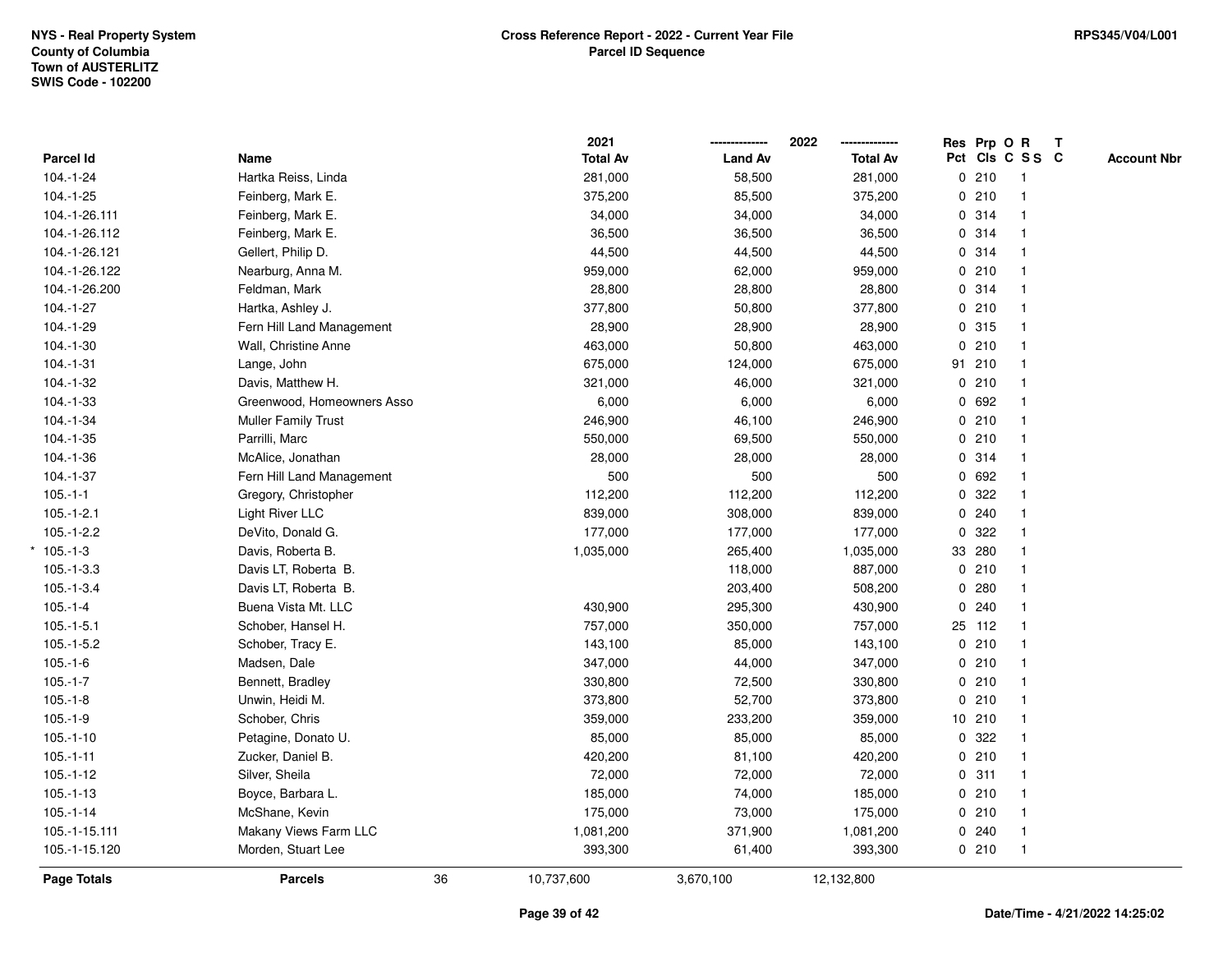NYS - Real Property System
County of Columbia
Town of AUSTERLITZ
SWIS Code - 102200

**Cross Reference Report - 2022 - Current Year File**
**Parcel ID Sequence**

RPS345/V04/L001

| Parcel Id | Name | 2021 Total Av | 2022 Land Av | 2022 Total Av | Res Pct | Prp Cls | O C | R SS | T C | Account Nbr |
|---|---|---|---|---|---|---|---|---|---|---|
| 104.-1-24 | Hartka Reiss, Linda | 281,000 | 58,500 | 281,000 | 0 | 210 | | 1 | | |
| 104.-1-25 | Feinberg, Mark E. | 375,200 | 85,500 | 375,200 | 0 | 210 | | 1 | | |
| 104.-1-26.111 | Feinberg, Mark E. | 34,000 | 34,000 | 34,000 | 0 | 314 | | 1 | | |
| 104.-1-26.112 | Feinberg, Mark E. | 36,500 | 36,500 | 36,500 | 0 | 314 | | 1 | | |
| 104.-1-26.121 | Gellert, Philip D. | 44,500 | 44,500 | 44,500 | 0 | 314 | | 1 | | |
| 104.-1-26.122 | Nearburg, Anna M. | 959,000 | 62,000 | 959,000 | 0 | 210 | | 1 | | |
| 104.-1-26.200 | Feldman, Mark | 28,800 | 28,800 | 28,800 | 0 | 314 | | 1 | | |
| 104.-1-27 | Hartka, Ashley J. | 377,800 | 50,800 | 377,800 | 0 | 210 | | 1 | | |
| 104.-1-29 | Fern Hill Land Management | 28,900 | 28,900 | 28,900 | 0 | 315 | | 1 | | |
| 104.-1-30 | Wall, Christine Anne | 463,000 | 50,800 | 463,000 | 0 | 210 | | 1 | | |
| 104.-1-31 | Lange, John | 675,000 | 124,000 | 675,000 | 91 | 210 | | 1 | | |
| 104.-1-32 | Davis, Matthew H. | 321,000 | 46,000 | 321,000 | 0 | 210 | | 1 | | |
| 104.-1-33 | Greenwood, Homeowners Asso | 6,000 | 6,000 | 6,000 | 0 | 692 | | 1 | | |
| 104.-1-34 | Muller Family Trust | 246,900 | 46,100 | 246,900 | 0 | 210 | | 1 | | |
| 104.-1-35 | Parrilli, Marc | 550,000 | 69,500 | 550,000 | 0 | 210 | | 1 | | |
| 104.-1-36 | McAlice, Jonathan | 28,000 | 28,000 | 28,000 | 0 | 314 | | 1 | | |
| 104.-1-37 | Fern Hill Land Management | 500 | 500 | 500 | 0 | 692 | | 1 | | |
| 105.-1-1 | Gregory, Christopher | 112,200 | 112,200 | 112,200 | 0 | 322 | | 1 | | |
| 105.-1-2.1 | Light River LLC | 839,000 | 308,000 | 839,000 | 0 | 240 | | 1 | | |
| 105.-1-2.2 | DeVito, Donald G. | 177,000 | 177,000 | 177,000 | 0 | 322 | | 1 | | |
| * 105.-1-3 | Davis, Roberta B. | 1,035,000 | 265,400 | 1,035,000 | 33 | 280 | | 1 | | |
| 105.-1-3.3 | Davis LT, Roberta B. | | 118,000 | 887,000 | 0 | 210 | | 1 | | |
| 105.-1-3.4 | Davis LT, Roberta B. | | 203,400 | 508,200 | 0 | 280 | | 1 | | |
| 105.-1-4 | Buena Vista Mt. LLC | 430,900 | 295,300 | 430,900 | 0 | 240 | | 1 | | |
| 105.-1-5.1 | Schober, Hansel H. | 757,000 | 350,000 | 757,000 | 25 | 112 | | 1 | | |
| 105.-1-5.2 | Schober, Tracy E. | 143,100 | 85,000 | 143,100 | 0 | 210 | | 1 | | |
| 105.-1-6 | Madsen, Dale | 347,000 | 44,000 | 347,000 | 0 | 210 | | 1 | | |
| 105.-1-7 | Bennett, Bradley | 330,800 | 72,500 | 330,800 | 0 | 210 | | 1 | | |
| 105.-1-8 | Unwin, Heidi M. | 373,800 | 52,700 | 373,800 | 0 | 210 | | 1 | | |
| 105.-1-9 | Schober, Chris | 359,000 | 233,200 | 359,000 | 10 | 210 | | 1 | | |
| 105.-1-10 | Petagine, Donato U. | 85,000 | 85,000 | 85,000 | 0 | 322 | | 1 | | |
| 105.-1-11 | Zucker, Daniel B. | 420,200 | 81,100 | 420,200 | 0 | 210 | | 1 | | |
| 105.-1-12 | Silver, Sheila | 72,000 | 72,000 | 72,000 | 0 | 311 | | 1 | | |
| 105.-1-13 | Boyce, Barbara L. | 185,000 | 74,000 | 185,000 | 0 | 210 | | 1 | | |
| 105.-1-14 | McShane, Kevin | 175,000 | 73,000 | 175,000 | 0 | 210 | | 1 | | |
| 105.-1-15.111 | Makany Views Farm LLC | 1,081,200 | 371,900 | 1,081,200 | 0 | 240 | | 1 | | |
| 105.-1-15.120 | Morden, Stuart Lee | 393,300 | 61,400 | 393,300 | 0 | 210 | | 1 | | |
| **Page Totals** | **Parcels** 36 | 10,737,600 | 3,670,100 | 12,132,800 | | | | | | |

Date/Time - 4/21/2022 14:25:02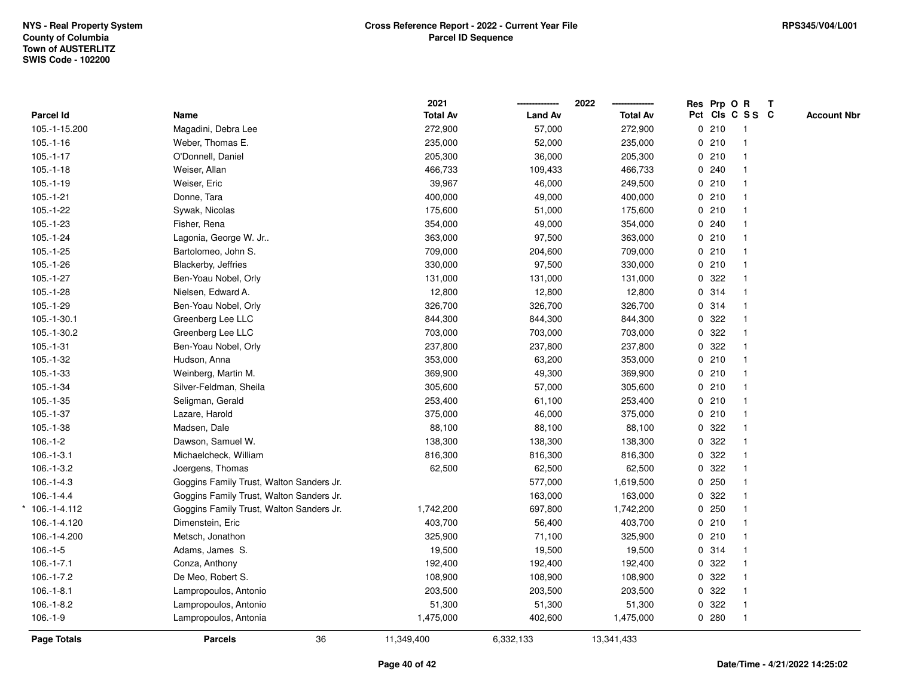NYS - Real Property System
County of Columbia
Town of AUSTERLITZ
SWIS Code - 102200

**Cross Reference Report - 2022 - Current Year File**
**Parcel ID Sequence**

RPS345/V04/L001

| Parcel Id | Name | | 2021 Total Av | 2022 Land Av | 2022 Total Av | Res Pct | Prp Cls | O C | R S S | T C | Account Nbr |
|---|---|---|---|---|---|---|---|---|---|---|---|
| 105.-1-15.200 | Magadini, Debra Lee | | 272,900 | 57,000 | 272,900 | 0 | 210 | | 1 | | |
| 105.-1-16 | Weber, Thomas E. | | 235,000 | 52,000 | 235,000 | 0 | 210 | | 1 | | |
| 105.-1-17 | O'Donnell, Daniel | | 205,300 | 36,000 | 205,300 | 0 | 210 | | 1 | | |
| 105.-1-18 | Weiser, Allan | | 466,733 | 109,433 | 466,733 | 0 | 240 | | 1 | | |
| 105.-1-19 | Weiser, Eric | | 39,967 | 46,000 | 249,500 | 0 | 210 | | 1 | | |
| 105.-1-21 | Donne, Tara | | 400,000 | 49,000 | 400,000 | 0 | 210 | | 1 | | |
| 105.-1-22 | Sywak, Nicolas | | 175,600 | 51,000 | 175,600 | 0 | 210 | | 1 | | |
| 105.-1-23 | Fisher, Rena | | 354,000 | 49,000 | 354,000 | 0 | 240 | | 1 | | |
| 105.-1-24 | Lagonia, George W. Jr.. | | 363,000 | 97,500 | 363,000 | 0 | 210 | | 1 | | |
| 105.-1-25 | Bartolomeo, John S. | | 709,000 | 204,600 | 709,000 | 0 | 210 | | 1 | | |
| 105.-1-26 | Blackerby, Jeffries | | 330,000 | 97,500 | 330,000 | 0 | 210 | | 1 | | |
| 105.-1-27 | Ben-Yoau Nobel, Orly | | 131,000 | 131,000 | 131,000 | 0 | 322 | | 1 | | |
| 105.-1-28 | Nielsen, Edward A. | | 12,800 | 12,800 | 12,800 | 0 | 314 | | 1 | | |
| 105.-1-29 | Ben-Yoau Nobel, Orly | | 326,700 | 326,700 | 326,700 | 0 | 314 | | 1 | | |
| 105.-1-30.1 | Greenberg Lee LLC | | 844,300 | 844,300 | 844,300 | 0 | 322 | | 1 | | |
| 105.-1-30.2 | Greenberg Lee LLC | | 703,000 | 703,000 | 703,000 | 0 | 322 | | 1 | | |
| 105.-1-31 | Ben-Yoau Nobel, Orly | | 237,800 | 237,800 | 237,800 | 0 | 322 | | 1 | | |
| 105.-1-32 | Hudson, Anna | | 353,000 | 63,200 | 353,000 | 0 | 210 | | 1 | | |
| 105.-1-33 | Weinberg, Martin M. | | 369,900 | 49,300 | 369,900 | 0 | 210 | | 1 | | |
| 105.-1-34 | Silver-Feldman, Sheila | | 305,600 | 57,000 | 305,600 | 0 | 210 | | 1 | | |
| 105.-1-35 | Seligman, Gerald | | 253,400 | 61,100 | 253,400 | 0 | 210 | | 1 | | |
| 105.-1-37 | Lazare, Harold | | 375,000 | 46,000 | 375,000 | 0 | 210 | | 1 | | |
| 105.-1-38 | Madsen, Dale | | 88,100 | 88,100 | 88,100 | 0 | 322 | | 1 | | |
| 106.-1-2 | Dawson, Samuel W. | | 138,300 | 138,300 | 138,300 | 0 | 322 | | 1 | | |
| 106.-1-3.1 | Michaelcheck, William | | 816,300 | 816,300 | 816,300 | 0 | 322 | | 1 | | |
| 106.-1-3.2 | Joergens, Thomas | | 62,500 | 62,500 | 62,500 | 0 | 322 | | 1 | | |
| 106.-1-4.3 | Goggins Family Trust, Walton Sanders Jr. | | | 577,000 | 1,619,500 | 0 | 250 | | 1 | | |
| 106.-1-4.4 | Goggins Family Trust, Walton Sanders Jr. | | | 163,000 | 163,000 | 0 | 322 | | 1 | | |
| * 106.-1-4.112 | Goggins Family Trust, Walton Sanders Jr. | | 1,742,200 | 697,800 | 1,742,200 | 0 | 250 | | 1 | | |
| 106.-1-4.120 | Dimenstein, Eric | | 403,700 | 56,400 | 403,700 | 0 | 210 | | 1 | | |
| 106.-1-4.200 | Metsch, Jonathon | | 325,900 | 71,100 | 325,900 | 0 | 210 | | 1 | | |
| 106.-1-5 | Adams, James S. | | 19,500 | 19,500 | 19,500 | 0 | 314 | | 1 | | |
| 106.-1-7.1 | Conza, Anthony | | 192,400 | 192,400 | 192,400 | 0 | 322 | | 1 | | |
| 106.-1-7.2 | De Meo, Robert S. | | 108,900 | 108,900 | 108,900 | 0 | 322 | | 1 | | |
| 106.-1-8.1 | Lampropoulos, Antonio | | 203,500 | 203,500 | 203,500 | 0 | 322 | | 1 | | |
| 106.-1-8.2 | Lampropoulos, Antonio | | 51,300 | 51,300 | 51,300 | 0 | 322 | | 1 | | |
| 106.-1-9 | Lampropoulos, Antonia | | 1,475,000 | 402,600 | 1,475,000 | 0 | 280 | | 1 | | |
| **Page Totals** | **Parcels** | 36 | 11,349,400 | 6,332,133 | 13,341,433 | | | | | | |

Date/Time - 4/21/2022 14:25:02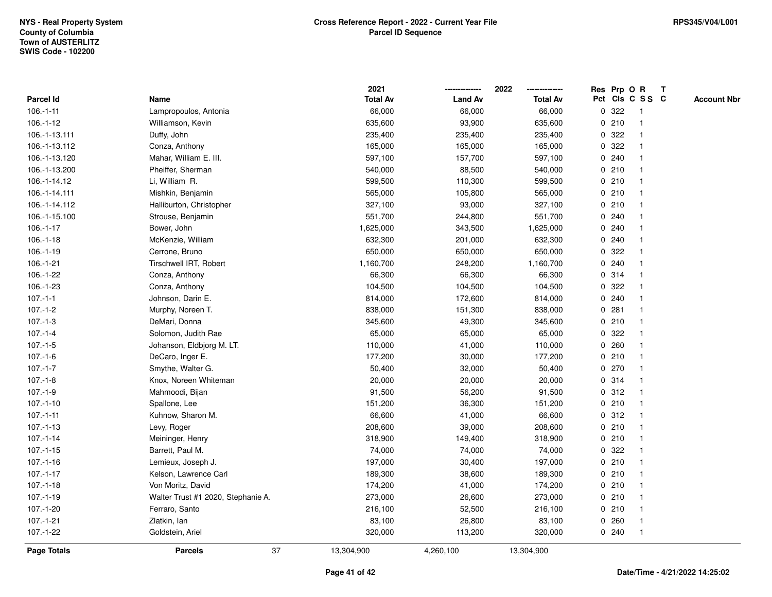NYS - Real Property System
County of Columbia
Town of AUSTERLITZ
SWIS Code - 102200

**Cross Reference Report - 2022 - Current Year File**
**Parcel ID Sequence**

RPS345/V04/L001

| Parcel Id | Name | 2021 Total Av | 2022 Land Av | 2022 Total Av | Res Pct | Prp Cls | O C | R S S | T C | Account Nbr |
|---|---|---|---|---|---|---|---|---|---|---|
| 106.-1-11 | Lampropoulos, Antonia | 66,000 | 66,000 | 66,000 | 0 | 322 | | 1 | | |
| 106.-1-12 | Williamson, Kevin | 635,600 | 93,900 | 635,600 | 0 | 210 | | 1 | | |
| 106.-1-13.111 | Duffy, John | 235,400 | 235,400 | 235,400 | 0 | 322 | | 1 | | |
| 106.-1-13.112 | Conza, Anthony | 165,000 | 165,000 | 165,000 | 0 | 322 | | 1 | | |
| 106.-1-13.120 | Mahar, William E. III. | 597,100 | 157,700 | 597,100 | 0 | 240 | | 1 | | |
| 106.-1-13.200 | Pheiffer, Sherman | 540,000 | 88,500 | 540,000 | 0 | 210 | | 1 | | |
| 106.-1-14.12 | Li, William R. | 599,500 | 110,300 | 599,500 | 0 | 210 | | 1 | | |
| 106.-1-14.111 | Mishkin, Benjamin | 565,000 | 105,800 | 565,000 | 0 | 210 | | 1 | | |
| 106.-1-14.112 | Halliburton, Christopher | 327,100 | 93,000 | 327,100 | 0 | 210 | | 1 | | |
| 106.-1-15.100 | Strouse, Benjamin | 551,700 | 244,800 | 551,700 | 0 | 240 | | 1 | | |
| 106.-1-17 | Bower, John | 1,625,000 | 343,500 | 1,625,000 | 0 | 240 | | 1 | | |
| 106.-1-18 | McKenzie, William | 632,300 | 201,000 | 632,300 | 0 | 240 | | 1 | | |
| 106.-1-19 | Cerrone, Bruno | 650,000 | 650,000 | 650,000 | 0 | 322 | | 1 | | |
| 106.-1-21 | Tirschwell IRT, Robert | 1,160,700 | 248,200 | 1,160,700 | 0 | 240 | | 1 | | |
| 106.-1-22 | Conza, Anthony | 66,300 | 66,300 | 66,300 | 0 | 314 | | 1 | | |
| 106.-1-23 | Conza, Anthony | 104,500 | 104,500 | 104,500 | 0 | 322 | | 1 | | |
| 107.-1-1 | Johnson, Darin E. | 814,000 | 172,600 | 814,000 | 0 | 240 | | 1 | | |
| 107.-1-2 | Murphy, Noreen T. | 838,000 | 151,300 | 838,000 | 0 | 281 | | 1 | | |
| 107.-1-3 | DeMari, Donna | 345,600 | 49,300 | 345,600 | 0 | 210 | | 1 | | |
| 107.-1-4 | Solomon, Judith Rae | 65,000 | 65,000 | 65,000 | 0 | 322 | | 1 | | |
| 107.-1-5 | Johanson, Eldbjorg M. LT. | 110,000 | 41,000 | 110,000 | 0 | 260 | | 1 | | |
| 107.-1-6 | DeCaro, Inger E. | 177,200 | 30,000 | 177,200 | 0 | 210 | | 1 | | |
| 107.-1-7 | Smythe, Walter G. | 50,400 | 32,000 | 50,400 | 0 | 270 | | 1 | | |
| 107.-1-8 | Knox, Noreen Whiteman | 20,000 | 20,000 | 20,000 | 0 | 314 | | 1 | | |
| 107.-1-9 | Mahmoodi, Bijan | 91,500 | 56,200 | 91,500 | 0 | 312 | | 1 | | |
| 107.-1-10 | Spallone, Lee | 151,200 | 36,300 | 151,200 | 0 | 210 | | 1 | | |
| 107.-1-11 | Kuhnow, Sharon M. | 66,600 | 41,000 | 66,600 | 0 | 312 | | 1 | | |
| 107.-1-13 | Levy, Roger | 208,600 | 39,000 | 208,600 | 0 | 210 | | 1 | | |
| 107.-1-14 | Meininger, Henry | 318,900 | 149,400 | 318,900 | 0 | 210 | | 1 | | |
| 107.-1-15 | Barrett, Paul M. | 74,000 | 74,000 | 74,000 | 0 | 322 | | 1 | | |
| 107.-1-16 | Lemieux, Joseph J. | 197,000 | 30,400 | 197,000 | 0 | 210 | | 1 | | |
| 107.-1-17 | Kelson, Lawrence Carl | 189,300 | 38,600 | 189,300 | 0 | 210 | | 1 | | |
| 107.-1-18 | Von Moritz, David | 174,200 | 41,000 | 174,200 | 0 | 210 | | 1 | | |
| 107.-1-19 | Walter Trust #1 2020, Stephanie A. | 273,000 | 26,600 | 273,000 | 0 | 210 | | 1 | | |
| 107.-1-20 | Ferraro, Santo | 216,100 | 52,500 | 216,100 | 0 | 210 | | 1 | | |
| 107.-1-21 | Zlatkin, Ian | 83,100 | 26,800 | 83,100 | 0 | 260 | | 1 | | |
| 107.-1-22 | Goldstein, Ariel | 320,000 | 113,200 | 320,000 | 0 | 240 | | 1 | | |
| **Page Totals** | **Parcels** 37 | 13,304,900 | 4,260,100 | 13,304,900 | | | | | | |

Date/Time - 4/21/2022 14:25:02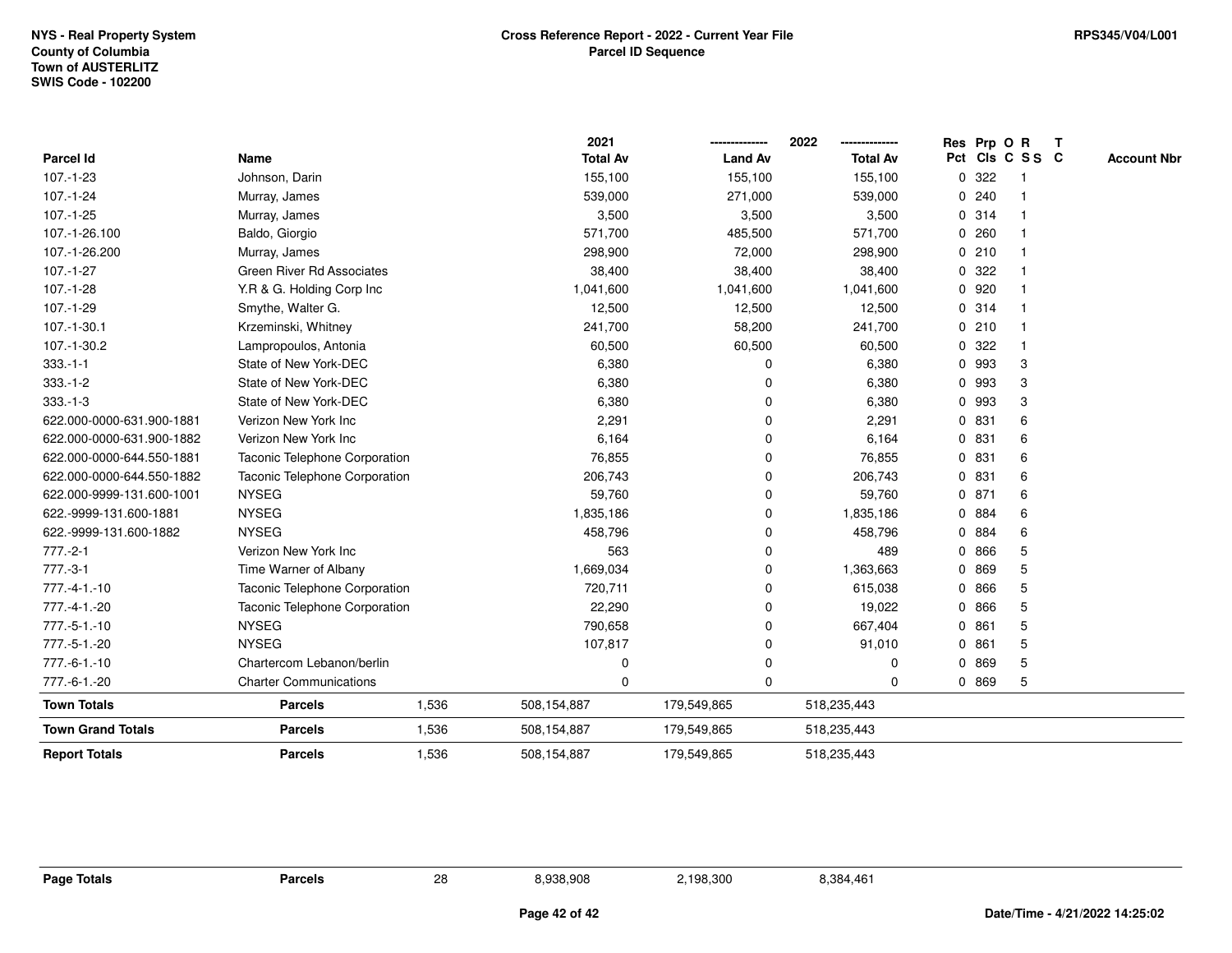NYS - Real Property System
County of Columbia
Town of AUSTERLITZ
SWIS Code - 102200

**Cross Reference Report - 2022 - Current Year File**
**Parcel ID Sequence**

RPS345/V04/L001

| Parcel Id | Name | | 2021 Total Av | 2022 Land Av | 2022 Total Av | Res Pct | Prp Cls | O C | R S S | T C | Account Nbr |
|---|---|---|---|---|---|---|---|---|---|---|---|
| 107.-1-23 | Johnson, Darin | | 155,100 | 155,100 | 155,100 | 0 | 322 | | 1 | | |
| 107.-1-24 | Murray, James | | 539,000 | 271,000 | 539,000 | 0 | 240 | | 1 | | |
| 107.-1-25 | Murray, James | | 3,500 | 3,500 | 3,500 | 0 | 314 | | 1 | | |
| 107.-1-26.100 | Baldo, Giorgio | | 571,700 | 485,500 | 571,700 | 0 | 260 | | 1 | | |
| 107.-1-26.200 | Murray, James | | 298,900 | 72,000 | 298,900 | 0 | 210 | | 1 | | |
| 107.-1-27 | Green River Rd Associates | | 38,400 | 38,400 | 38,400 | 0 | 322 | | 1 | | |
| 107.-1-28 | Y.R & G. Holding Corp Inc | | 1,041,600 | 1,041,600 | 1,041,600 | 0 | 920 | | 1 | | |
| 107.-1-29 | Smythe, Walter G. | | 12,500 | 12,500 | 12,500 | 0 | 314 | | 1 | | |
| 107.-1-30.1 | Krzeminski, Whitney | | 241,700 | 58,200 | 241,700 | 0 | 210 | | 1 | | |
| 107.-1-30.2 | Lampropoulos, Antonia | | 60,500 | 60,500 | 60,500 | 0 | 322 | | 1 | | |
| 333.-1-1 | State of New York-DEC | | 6,380 | 0 | 6,380 | 0 | 993 | | 3 | | |
| 333.-1-2 | State of New York-DEC | | 6,380 | 0 | 6,380 | 0 | 993 | | 3 | | |
| 333.-1-3 | State of New York-DEC | | 6,380 | 0 | 6,380 | 0 | 993 | | 3 | | |
| 622.000-0000-631.900-1881 | Verizon New York Inc | | 2,291 | 0 | 2,291 | 0 | 831 | | 6 | | |
| 622.000-0000-631.900-1882 | Verizon New York Inc | | 6,164 | 0 | 6,164 | 0 | 831 | | 6 | | |
| 622.000-0000-644.550-1881 | Taconic Telephone Corporation | | 76,855 | 0 | 76,855 | 0 | 831 | | 6 | | |
| 622.000-0000-644.550-1882 | Taconic Telephone Corporation | | 206,743 | 0 | 206,743 | 0 | 831 | | 6 | | |
| 622.000-9999-131.600-1001 | NYSEG | | 59,760 | 0 | 59,760 | 0 | 871 | | 6 | | |
| 622.-9999-131.600-1881 | NYSEG | | 1,835,186 | 0 | 1,835,186 | 0 | 884 | | 6 | | |
| 622.-9999-131.600-1882 | NYSEG | | 458,796 | 0 | 458,796 | 0 | 884 | | 6 | | |
| 777.-2-1 | Verizon New York Inc | | 563 | 0 | 489 | 0 | 866 | | 5 | | |
| 777.-3-1 | Time Warner of Albany | | 1,669,034 | 0 | 1,363,663 | 0 | 869 | | 5 | | |
| 777.-4-1.-10 | Taconic Telephone Corporation | | 720,711 | 0 | 615,038 | 0 | 866 | | 5 | | |
| 777.-4-1.-20 | Taconic Telephone Corporation | | 22,290 | 0 | 19,022 | 0 | 866 | | 5 | | |
| 777.-5-1.-10 | NYSEG | | 790,658 | 0 | 667,404 | 0 | 861 | | 5 | | |
| 777.-5-1.-20 | NYSEG | | 107,817 | 0 | 91,010 | 0 | 861 | | 5 | | |
| 777.-6-1.-10 | Chartercom Lebanon/berlin | | 0 | 0 | 0 | 0 | 869 | | 5 | | |
| 777.-6-1.-20 | Charter Communications | | 0 | 0 | 0 | 0 | 869 | | 5 | | |
| **Town Totals** | **Parcels** | 1,536 | 508,154,887 | 179,549,865 | 518,235,443 | | | | | | |
| **Town Grand Totals** | **Parcels** | 1,536 | 508,154,887 | 179,549,865 | 518,235,443 | | | | | | |
| **Report Totals** | **Parcels** | 1,536 | 508,154,887 | 179,549,865 | 518,235,443 | | | | | | |

| | | | | | |
|---|---|---|---|---|---|
| **Page Totals** | **Parcels** | 28 | 8,938,908 | 2,198,300 | 8,384,461 |

**Date/Time - 4/21/2022 14:25:02**